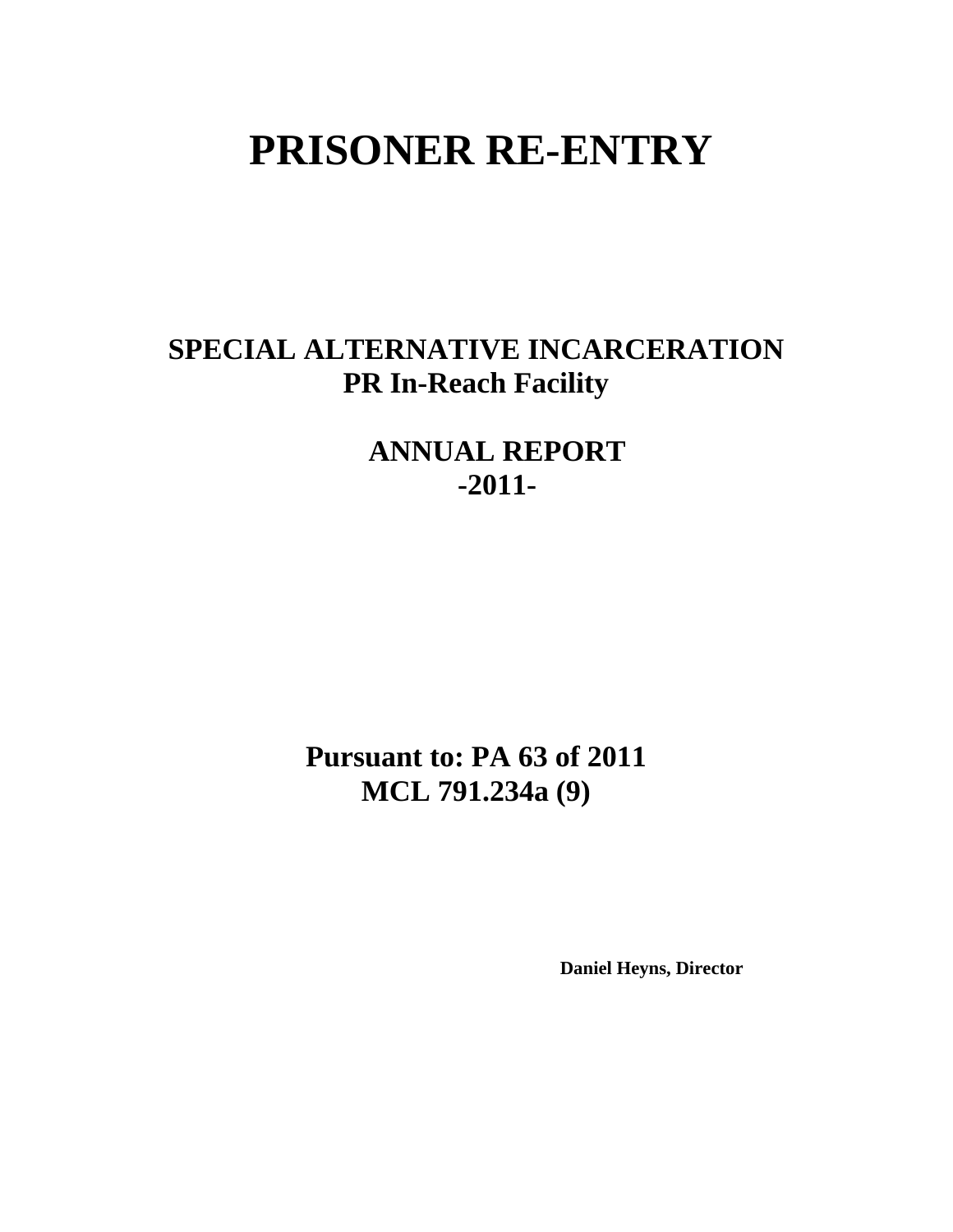# PRISONER RE-ENTRY

## SPECIAL ALTERNATIVE INCARCERATION
## PR In-Reach Facility

## ANNUAL REPORT
## -2011-

## Pursuant to: PA 63 of 2011
## MCL 791.234a (9)

**Daniel Heyns, Director**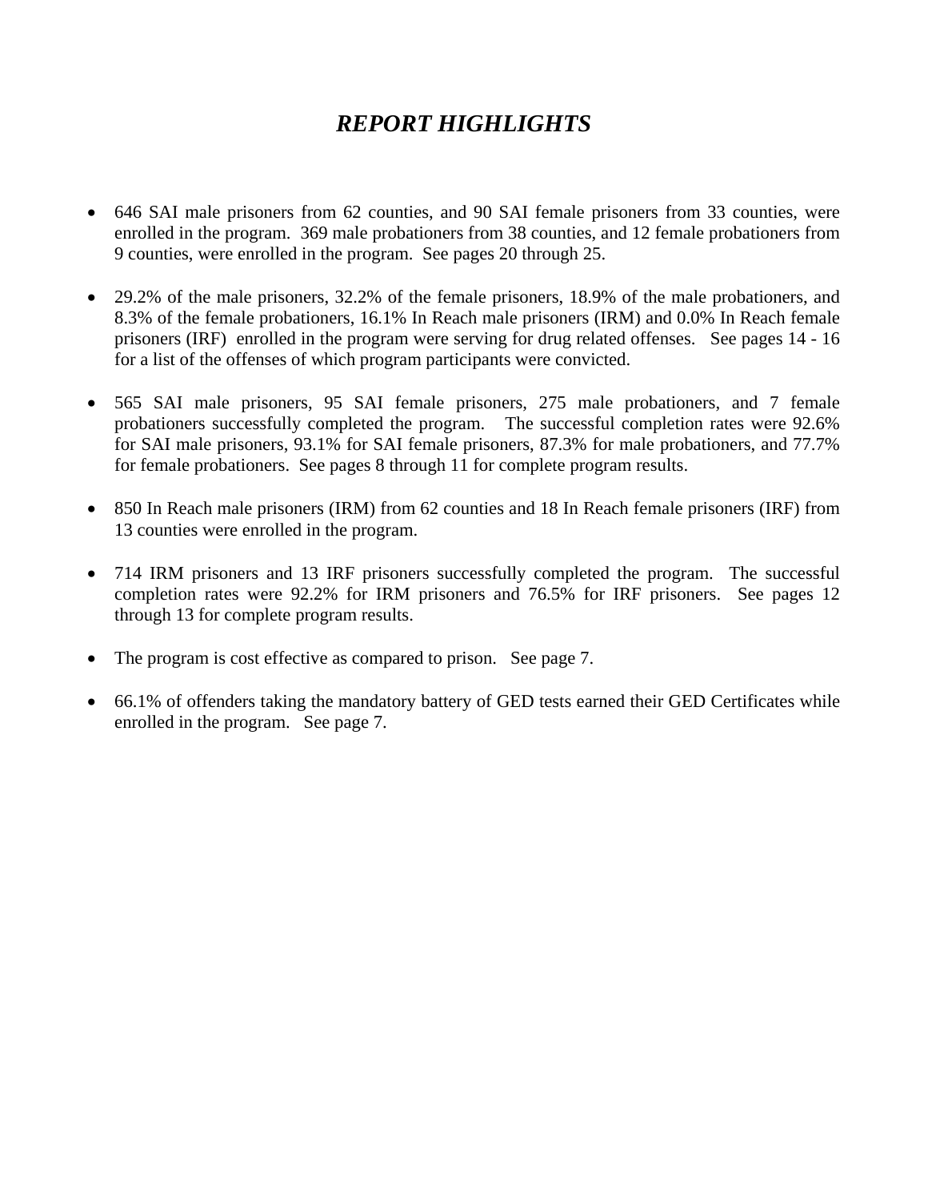# *REPORT HIGHLIGHTS*

- 646 SAI male prisoners from 62 counties, and 90 SAI female prisoners from 33 counties, were enrolled in the program. 369 male probationers from 38 counties, and 12 female probationers from 9 counties, were enrolled in the program. See pages 20 through 25.

- 29.2% of the male prisoners, 32.2% of the female prisoners, 18.9% of the male probationers, and 8.3% of the female probationers, 16.1% In Reach male prisoners (IRM) and 0.0% In Reach female prisoners (IRF) enrolled in the program were serving for drug related offenses. See pages 14 - 16 for a list of the offenses of which program participants were convicted.

- 565 SAI male prisoners, 95 SAI female prisoners, 275 male probationers, and 7 female probationers successfully completed the program. The successful completion rates were 92.6% for SAI male prisoners, 93.1% for SAI female prisoners, 87.3% for male probationers, and 77.7% for female probationers. See pages 8 through 11 for complete program results.

- 850 In Reach male prisoners (IRM) from 62 counties and 18 In Reach female prisoners (IRF) from 13 counties were enrolled in the program.

- 714 IRM prisoners and 13 IRF prisoners successfully completed the program. The successful completion rates were 92.2% for IRM prisoners and 76.5% for IRF prisoners. See pages 12 through 13 for complete program results.

- The program is cost effective as compared to prison. See page 7.

- 66.1% of offenders taking the mandatory battery of GED tests earned their GED Certificates while enrolled in the program. See page 7.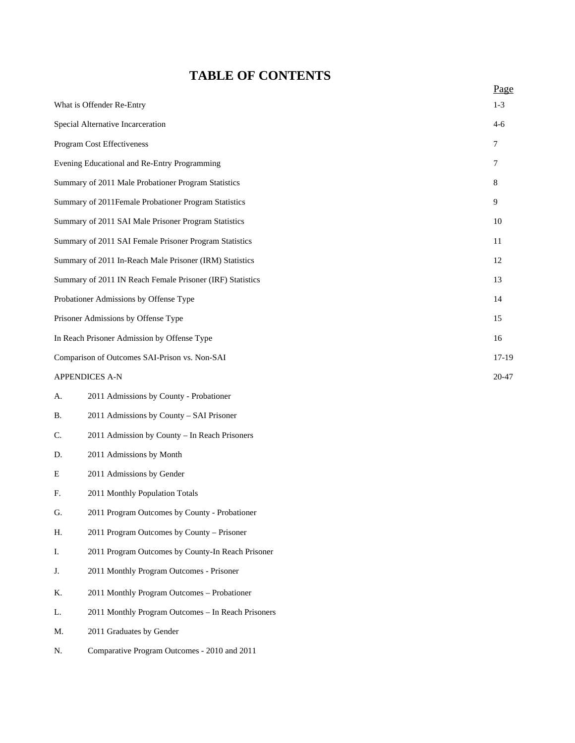# TABLE OF CONTENTS

| | Page |
|---|---|
| What is Offender Re-Entry | 1-3 |
| Special Alternative Incarceration | 4-6 |
| Program Cost Effectiveness | 7 |
| Evening Educational and Re-Entry Programming | 7 |
| Summary of 2011 Male Probationer Program Statistics | 8 |
| Summary of 2011Female Probationer Program Statistics | 9 |
| Summary of 2011 SAI Male Prisoner Program Statistics | 10 |
| Summary of 2011 SAI Female Prisoner Program Statistics | 11 |
| Summary of 2011 In-Reach Male Prisoner (IRM) Statistics | 12 |
| Summary of 2011 IN Reach Female Prisoner (IRF) Statistics | 13 |
| Probationer Admissions by Offense Type | 14 |
| Prisoner Admissions by Offense Type | 15 |
| In Reach Prisoner Admission by Offense Type | 16 |
| Comparison of Outcomes SAI-Prison vs. Non-SAI | 17-19 |
| APPENDICES A-N | 20-47 |

A. 2011 Admissions by County - Probationer

B. 2011 Admissions by County – SAI Prisoner

C. 2011 Admission by County – In Reach Prisoners

D. 2011 Admissions by Month

E 2011 Admissions by Gender

F. 2011 Monthly Population Totals

G. 2011 Program Outcomes by County - Probationer

H. 2011 Program Outcomes by County – Prisoner

I. 2011 Program Outcomes by County-In Reach Prisoner

J. 2011 Monthly Program Outcomes - Prisoner

K. 2011 Monthly Program Outcomes – Probationer

L. 2011 Monthly Program Outcomes – In Reach Prisoners

M. 2011 Graduates by Gender

N. Comparative Program Outcomes - 2010 and 2011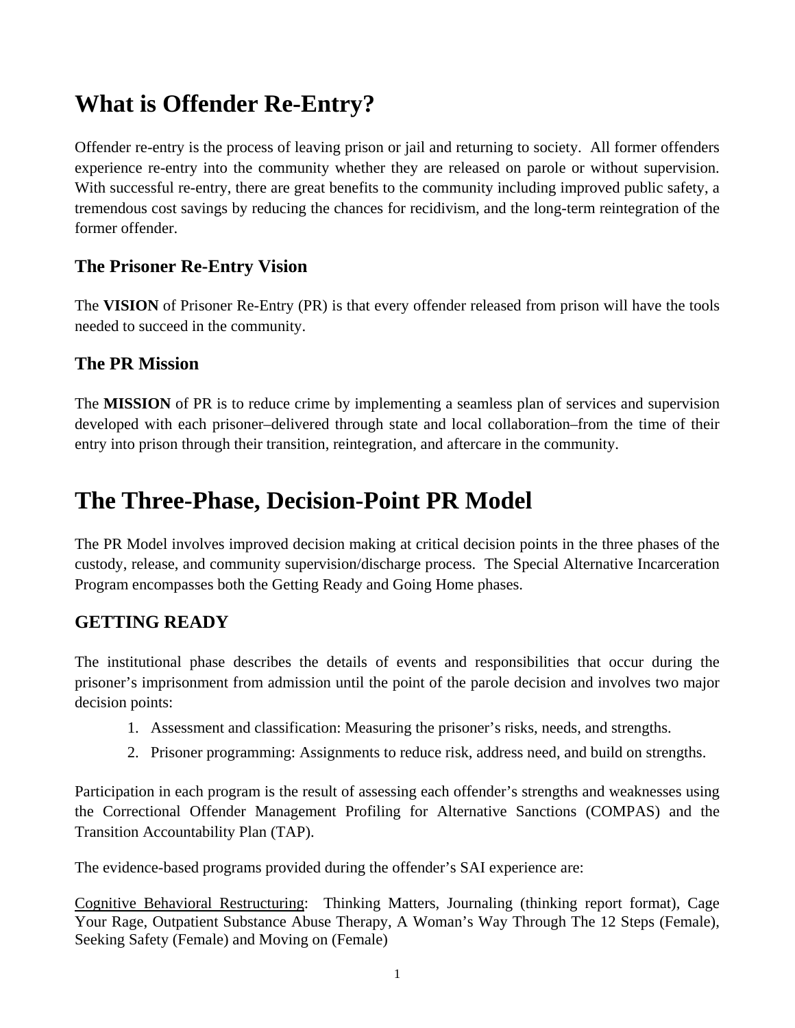# What is Offender Re-Entry?

Offender re-entry is the process of leaving prison or jail and returning to society. All former offenders experience re-entry into the community whether they are released on parole or without supervision. With successful re-entry, there are great benefits to the community including improved public safety, a tremendous cost savings by reducing the chances for recidivism, and the long-term reintegration of the former offender.

## The Prisoner Re-Entry Vision

The **VISION** of Prisoner Re-Entry (PR) is that every offender released from prison will have the tools needed to succeed in the community.

## The PR Mission

The **MISSION** of PR is to reduce crime by implementing a seamless plan of services and supervision developed with each prisoner–delivered through state and local collaboration–from the time of their entry into prison through their transition, reintegration, and aftercare in the community.

# The Three-Phase, Decision-Point PR Model

The PR Model involves improved decision making at critical decision points in the three phases of the custody, release, and community supervision/discharge process. The Special Alternative Incarceration Program encompasses both the Getting Ready and Going Home phases.

## GETTING READY

The institutional phase describes the details of events and responsibilities that occur during the prisoner's imprisonment from admission until the point of the parole decision and involves two major decision points:

1. Assessment and classification: Measuring the prisoner's risks, needs, and strengths.
2. Prisoner programming: Assignments to reduce risk, address need, and build on strengths.

Participation in each program is the result of assessing each offender's strengths and weaknesses using the Correctional Offender Management Profiling for Alternative Sanctions (COMPAS) and the Transition Accountability Plan (TAP).

The evidence-based programs provided during the offender's SAI experience are:

<u>Cognitive Behavioral Restructuring</u>: Thinking Matters, Journaling (thinking report format), Cage Your Rage, Outpatient Substance Abuse Therapy, A Woman's Way Through The 12 Steps (Female), Seeking Safety (Female) and Moving on (Female)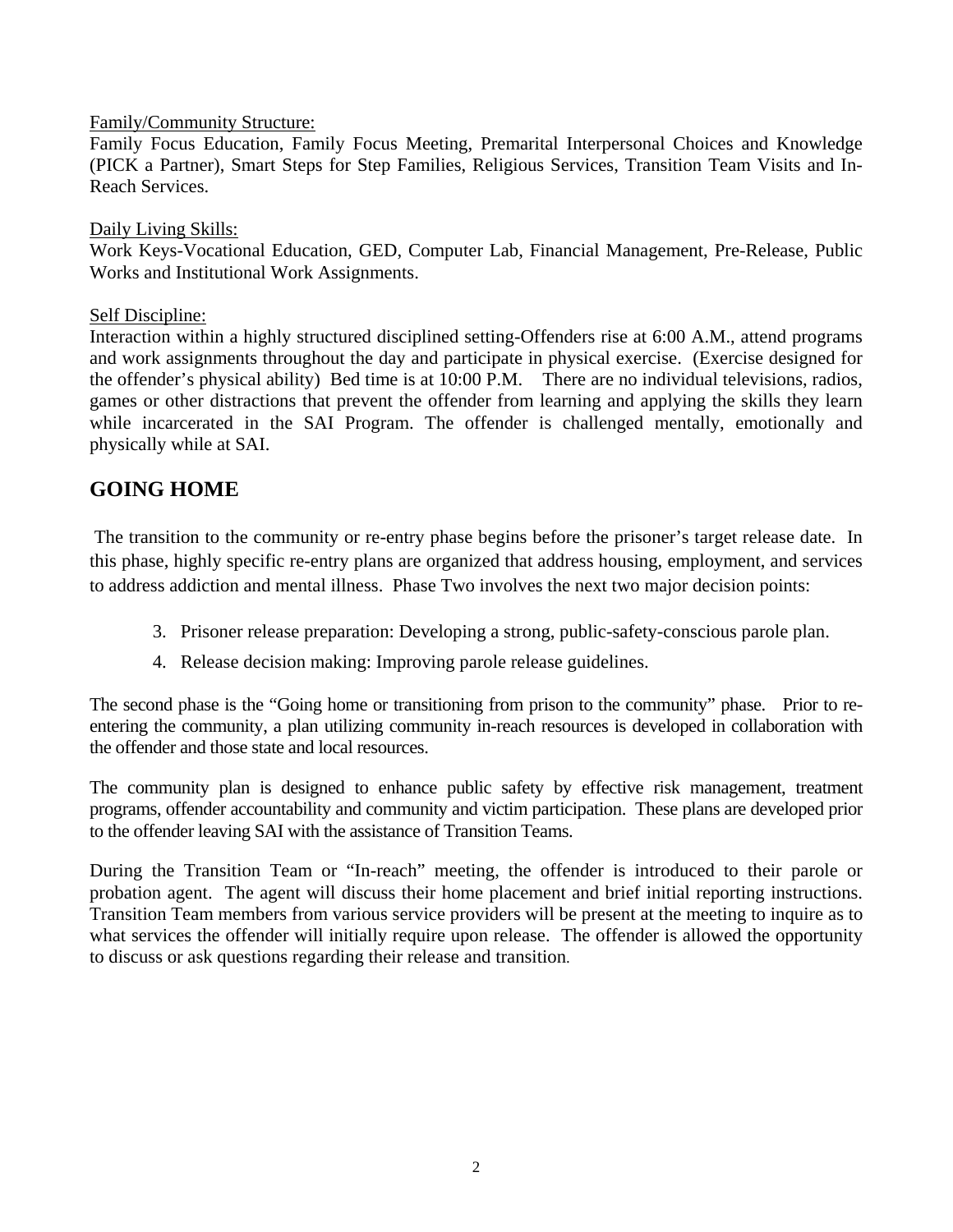<u>Family/Community Structure:</u>
Family Focus Education, Family Focus Meeting, Premarital Interpersonal Choices and Knowledge (PICK a Partner), Smart Steps for Step Families, Religious Services, Transition Team Visits and In-Reach Services.

<u>Daily Living Skills:</u>
Work Keys-Vocational Education, GED, Computer Lab, Financial Management, Pre-Release, Public Works and Institutional Work Assignments.

<u>Self Discipline:</u>
Interaction within a highly structured disciplined setting-Offenders rise at 6:00 A.M., attend programs and work assignments throughout the day and participate in physical exercise. (Exercise designed for the offender's physical ability) Bed time is at 10:00 P.M. There are no individual televisions, radios, games or other distractions that prevent the offender from learning and applying the skills they learn while incarcerated in the SAI Program. The offender is challenged mentally, emotionally and physically while at SAI.

## GOING HOME

The transition to the community or re-entry phase begins before the prisoner's target release date. In this phase, highly specific re-entry plans are organized that address housing, employment, and services to address addiction and mental illness. Phase Two involves the next two major decision points:

3. Prisoner release preparation: Developing a strong, public-safety-conscious parole plan.
4. Release decision making: Improving parole release guidelines.

The second phase is the "Going home or transitioning from prison to the community" phase. Prior to re-entering the community, a plan utilizing community in-reach resources is developed in collaboration with the offender and those state and local resources.

The community plan is designed to enhance public safety by effective risk management, treatment programs, offender accountability and community and victim participation. These plans are developed prior to the offender leaving SAI with the assistance of Transition Teams.

During the Transition Team or "In-reach" meeting, the offender is introduced to their parole or probation agent. The agent will discuss their home placement and brief initial reporting instructions. Transition Team members from various service providers will be present at the meeting to inquire as to what services the offender will initially require upon release. The offender is allowed the opportunity to discuss or ask questions regarding their release and transition.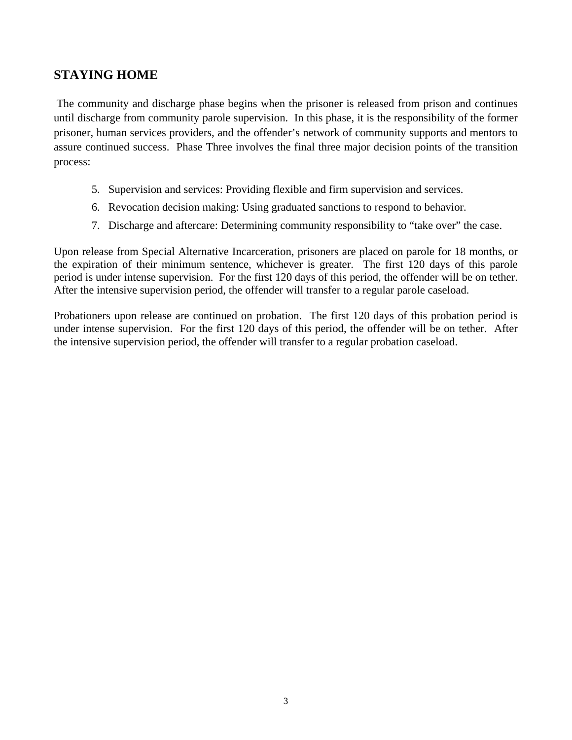## STAYING HOME

The community and discharge phase begins when the prisoner is released from prison and continues until discharge from community parole supervision. In this phase, it is the responsibility of the former prisoner, human services providers, and the offender's network of community supports and mentors to assure continued success. Phase Three involves the final three major decision points of the transition process:

5. Supervision and services: Providing flexible and firm supervision and services.
6. Revocation decision making: Using graduated sanctions to respond to behavior.
7. Discharge and aftercare: Determining community responsibility to "take over" the case.

Upon release from Special Alternative Incarceration, prisoners are placed on parole for 18 months, or the expiration of their minimum sentence, whichever is greater. The first 120 days of this parole period is under intense supervision. For the first 120 days of this period, the offender will be on tether. After the intensive supervision period, the offender will transfer to a regular parole caseload.

Probationers upon release are continued on probation. The first 120 days of this probation period is under intense supervision. For the first 120 days of this period, the offender will be on tether. After the intensive supervision period, the offender will transfer to a regular probation caseload.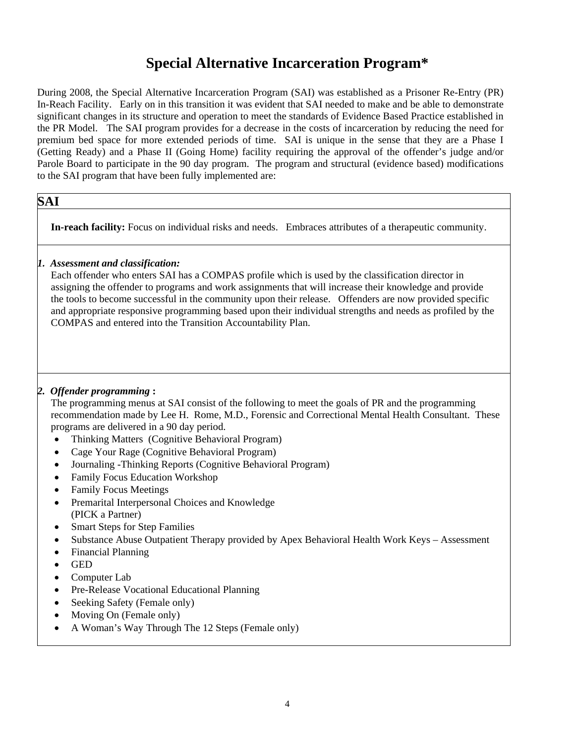# Special Alternative Incarceration Program*

During 2008, the Special Alternative Incarceration Program (SAI) was established as a Prisoner Re-Entry (PR) In-Reach Facility. Early on in this transition it was evident that SAI needed to make and be able to demonstrate significant changes in its structure and operation to meet the standards of Evidence Based Practice established in the PR Model. The SAI program provides for a decrease in the costs of incarceration by reducing the need for premium bed space for more extended periods of time. SAI is unique in the sense that they are a Phase I (Getting Ready) and a Phase II (Going Home) facility requiring the approval of the offender's judge and/or Parole Board to participate in the 90 day program. The program and structural (evidence based) modifications to the SAI program that have been fully implemented are:

## SAI

**In-reach facility:** Focus on individual risks and needs. Embraces attributes of a therapeutic community.

***1. Assessment and classification:***

Each offender who enters SAI has a COMPAS profile which is used by the classification director in assigning the offender to programs and work assignments that will increase their knowledge and provide the tools to become successful in the community upon their release. Offenders are now provided specific and appropriate responsive programming based upon their individual strengths and needs as profiled by the COMPAS and entered into the Transition Accountability Plan.

***2. Offender programming*** **:**

The programming menus at SAI consist of the following to meet the goals of PR and the programming recommendation made by Lee H. Rome, M.D., Forensic and Correctional Mental Health Consultant. These programs are delivered in a 90 day period.

- Thinking Matters (Cognitive Behavioral Program)
- Cage Your Rage (Cognitive Behavioral Program)
- Journaling -Thinking Reports (Cognitive Behavioral Program)
- Family Focus Education Workshop
- Family Focus Meetings
- Premarital Interpersonal Choices and Knowledge (PICK a Partner)
- Smart Steps for Step Families
- Substance Abuse Outpatient Therapy provided by Apex Behavioral Health Work Keys – Assessment
- Financial Planning
- GED
- Computer Lab
- Pre-Release Vocational Educational Planning
- Seeking Safety (Female only)
- Moving On (Female only)
- A Woman's Way Through The 12 Steps (Female only)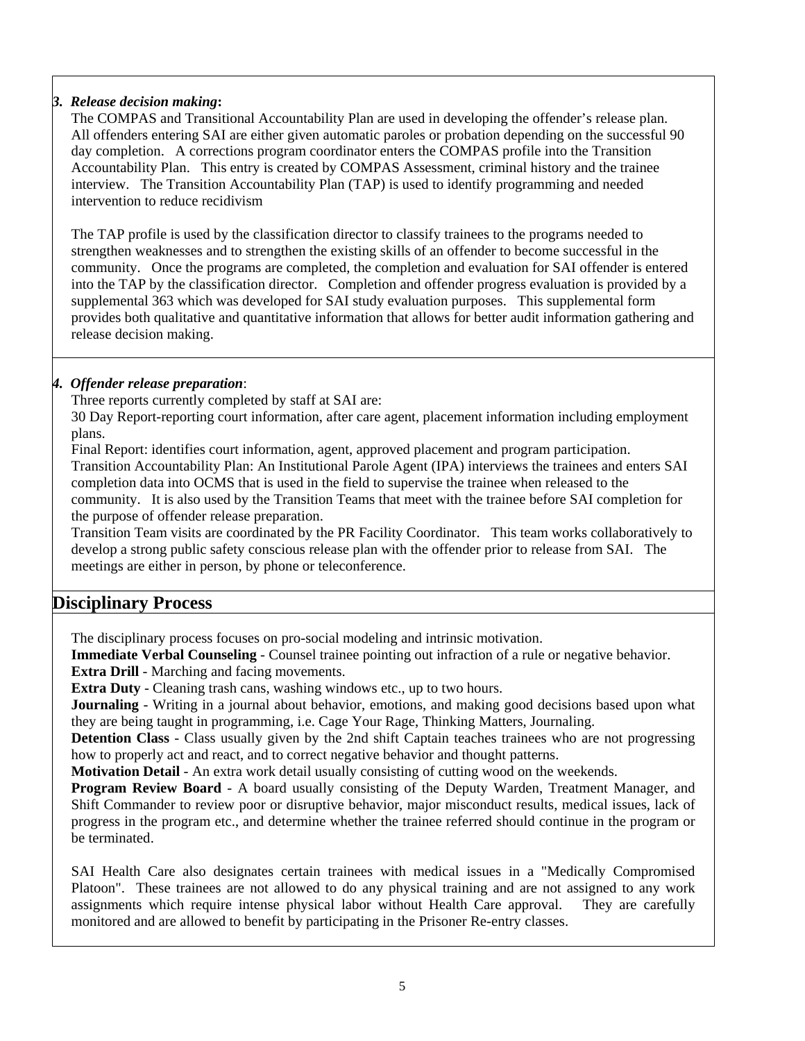***3. Release decision making*:**

The COMPAS and Transitional Accountability Plan are used in developing the offender's release plan. All offenders entering SAI are either given automatic paroles or probation depending on the successful 90 day completion. A corrections program coordinator enters the COMPAS profile into the Transition Accountability Plan. This entry is created by COMPAS Assessment, criminal history and the trainee interview. The Transition Accountability Plan (TAP) is used to identify programming and needed intervention to reduce recidivism

The TAP profile is used by the classification director to classify trainees to the programs needed to strengthen weaknesses and to strengthen the existing skills of an offender to become successful in the community. Once the programs are completed, the completion and evaluation for SAI offender is entered into the TAP by the classification director. Completion and offender progress evaluation is provided by a supplemental 363 which was developed for SAI study evaluation purposes. This supplemental form provides both qualitative and quantitative information that allows for better audit information gathering and release decision making.

***4. Offender release preparation***:

Three reports currently completed by staff at SAI are:

30 Day Report-reporting court information, after care agent, placement information including employment plans.

Final Report: identifies court information, agent, approved placement and program participation.

Transition Accountability Plan: An Institutional Parole Agent (IPA) interviews the trainees and enters SAI completion data into OCMS that is used in the field to supervise the trainee when released to the community. It is also used by the Transition Teams that meet with the trainee before SAI completion for the purpose of offender release preparation.

Transition Team visits are coordinated by the PR Facility Coordinator. This team works collaboratively to develop a strong public safety conscious release plan with the offender prior to release from SAI. The meetings are either in person, by phone or teleconference.

## Disciplinary Process

The disciplinary process focuses on pro-social modeling and intrinsic motivation.

**Immediate Verbal Counseling** - Counsel trainee pointing out infraction of a rule or negative behavior.

**Extra Drill** - Marching and facing movements.

**Extra Duty** - Cleaning trash cans, washing windows etc., up to two hours.

**Journaling** - Writing in a journal about behavior, emotions, and making good decisions based upon what they are being taught in programming, i.e. Cage Your Rage, Thinking Matters, Journaling.

**Detention Class** - Class usually given by the 2nd shift Captain teaches trainees who are not progressing how to properly act and react, and to correct negative behavior and thought patterns.

**Motivation Detail** - An extra work detail usually consisting of cutting wood on the weekends.

**Program Review Board** - A board usually consisting of the Deputy Warden, Treatment Manager, and Shift Commander to review poor or disruptive behavior, major misconduct results, medical issues, lack of progress in the program etc., and determine whether the trainee referred should continue in the program or be terminated.

SAI Health Care also designates certain trainees with medical issues in a "Medically Compromised Platoon". These trainees are not allowed to do any physical training and are not assigned to any work assignments which require intense physical labor without Health Care approval. They are carefully monitored and are allowed to benefit by participating in the Prisoner Re-entry classes.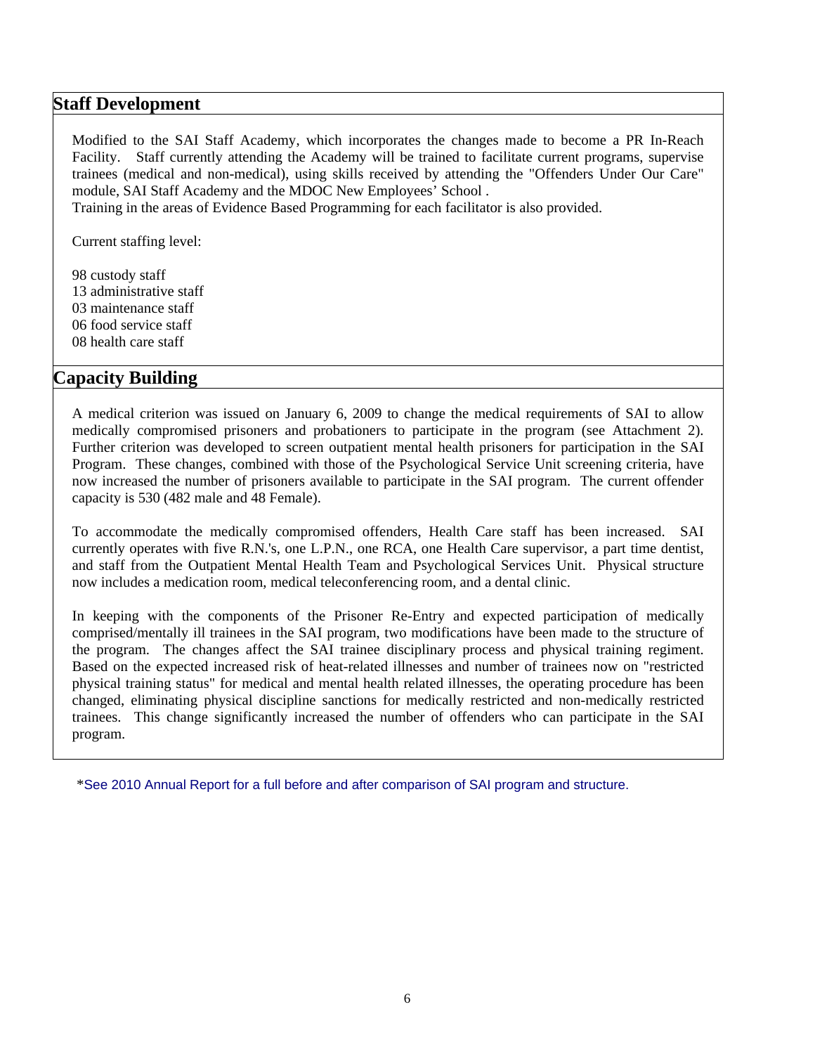## Staff Development

Modified to the SAI Staff Academy, which incorporates the changes made to become a PR In-Reach Facility. Staff currently attending the Academy will be trained to facilitate current programs, supervise trainees (medical and non-medical), using skills received by attending the "Offenders Under Our Care" module, SAI Staff Academy and the MDOC New Employees' School .
Training in the areas of Evidence Based Programming for each facilitator is also provided.

Current staffing level:

98 custody staff
13 administrative staff
03 maintenance staff
06 food service staff
08 health care staff

## Capacity Building

A medical criterion was issued on January 6, 2009 to change the medical requirements of SAI to allow medically compromised prisoners and probationers to participate in the program (see Attachment 2). Further criterion was developed to screen outpatient mental health prisoners for participation in the SAI Program. These changes, combined with those of the Psychological Service Unit screening criteria, have now increased the number of prisoners available to participate in the SAI program. The current offender capacity is 530 (482 male and 48 Female).

To accommodate the medically compromised offenders, Health Care staff has been increased. SAI currently operates with five R.N.'s, one L.P.N., one RCA, one Health Care supervisor, a part time dentist, and staff from the Outpatient Mental Health Team and Psychological Services Unit. Physical structure now includes a medication room, medical teleconferencing room, and a dental clinic.

In keeping with the components of the Prisoner Re-Entry and expected participation of medically comprised/mentally ill trainees in the SAI program, two modifications have been made to the structure of the program. The changes affect the SAI trainee disciplinary process and physical training regiment. Based on the expected increased risk of heat-related illnesses and number of trainees now on "restricted physical training status" for medical and mental health related illnesses, the operating procedure has been changed, eliminating physical discipline sanctions for medically restricted and non-medically restricted trainees. This change significantly increased the number of offenders who can participate in the SAI program.

*See 2010 Annual Report for a full before and after comparison of SAI program and structure.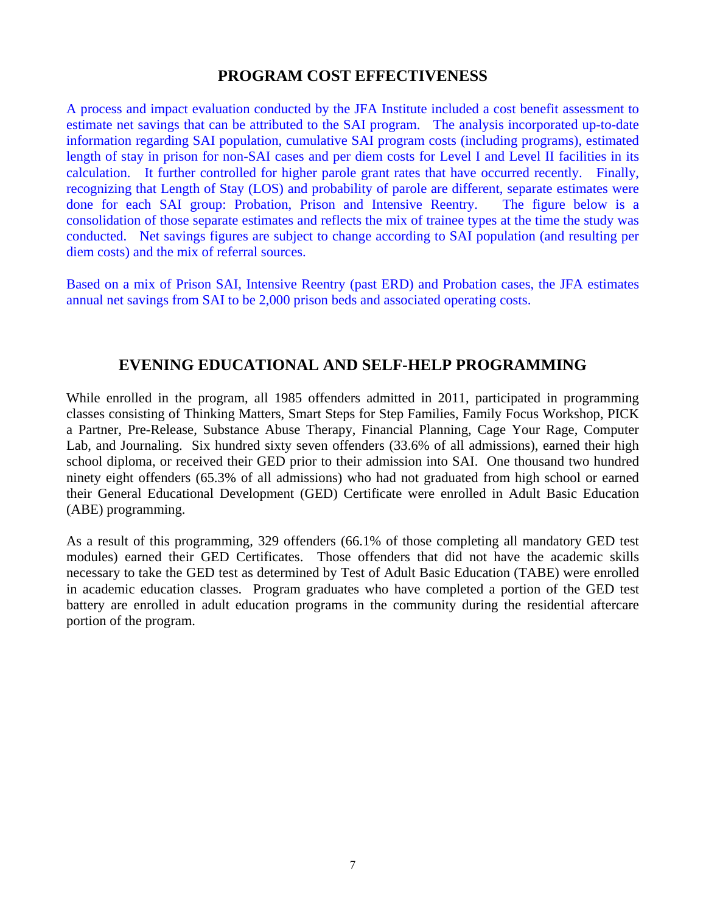## PROGRAM COST EFFECTIVENESS

A process and impact evaluation conducted by the JFA Institute included a cost benefit assessment to estimate net savings that can be attributed to the SAI program. The analysis incorporated up-to-date information regarding SAI population, cumulative SAI program costs (including programs), estimated length of stay in prison for non-SAI cases and per diem costs for Level I and Level II facilities in its calculation. It further controlled for higher parole grant rates that have occurred recently. Finally, recognizing that Length of Stay (LOS) and probability of parole are different, separate estimates were done for each SAI group: Probation, Prison and Intensive Reentry. The figure below is a consolidation of those separate estimates and reflects the mix of trainee types at the time the study was conducted. Net savings figures are subject to change according to SAI population (and resulting per diem costs) and the mix of referral sources.

Based on a mix of Prison SAI, Intensive Reentry (past ERD) and Probation cases, the JFA estimates annual net savings from SAI to be 2,000 prison beds and associated operating costs.

## EVENING EDUCATIONAL AND SELF-HELP PROGRAMMING

While enrolled in the program, all 1985 offenders admitted in 2011, participated in programming classes consisting of Thinking Matters, Smart Steps for Step Families, Family Focus Workshop, PICK a Partner, Pre-Release, Substance Abuse Therapy, Financial Planning, Cage Your Rage, Computer Lab, and Journaling. Six hundred sixty seven offenders (33.6% of all admissions), earned their high school diploma, or received their GED prior to their admission into SAI. One thousand two hundred ninety eight offenders (65.3% of all admissions) who had not graduated from high school or earned their General Educational Development (GED) Certificate were enrolled in Adult Basic Education (ABE) programming.

As a result of this programming, 329 offenders (66.1% of those completing all mandatory GED test modules) earned their GED Certificates. Those offenders that did not have the academic skills necessary to take the GED test as determined by Test of Adult Basic Education (TABE) were enrolled in academic education classes. Program graduates who have completed a portion of the GED test battery are enrolled in adult education programs in the community during the residential aftercare portion of the program.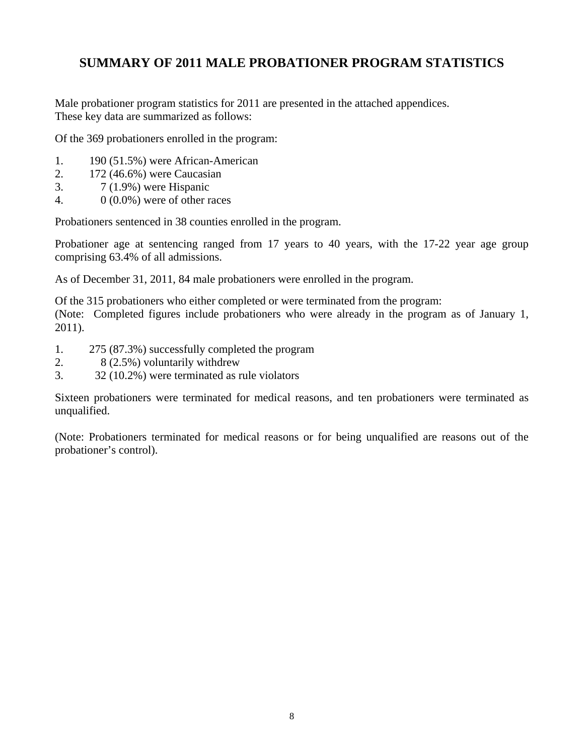# SUMMARY OF 2011 MALE PROBATIONER PROGRAM STATISTICS

Male probationer program statistics for 2011 are presented in the attached appendices. These key data are summarized as follows:

Of the 369 probationers enrolled in the program:

1. 190 (51.5%) were African-American
2. 172 (46.6%) were Caucasian
3. 7 (1.9%) were Hispanic
4. 0 (0.0%) were of other races

Probationers sentenced in 38 counties enrolled in the program.

Probationer age at sentencing ranged from 17 years to 40 years, with the 17-22 year age group comprising 63.4% of all admissions.

As of December 31, 2011, 84 male probationers were enrolled in the program.

Of the 315 probationers who either completed or were terminated from the program:
(Note: Completed figures include probationers who were already in the program as of January 1, 2011).

1. 275 (87.3%) successfully completed the program
2. 8 (2.5%) voluntarily withdrew
3. 32 (10.2%) were terminated as rule violators

Sixteen probationers were terminated for medical reasons, and ten probationers were terminated as unqualified.

(Note: Probationers terminated for medical reasons or for being unqualified are reasons out of the probationer's control).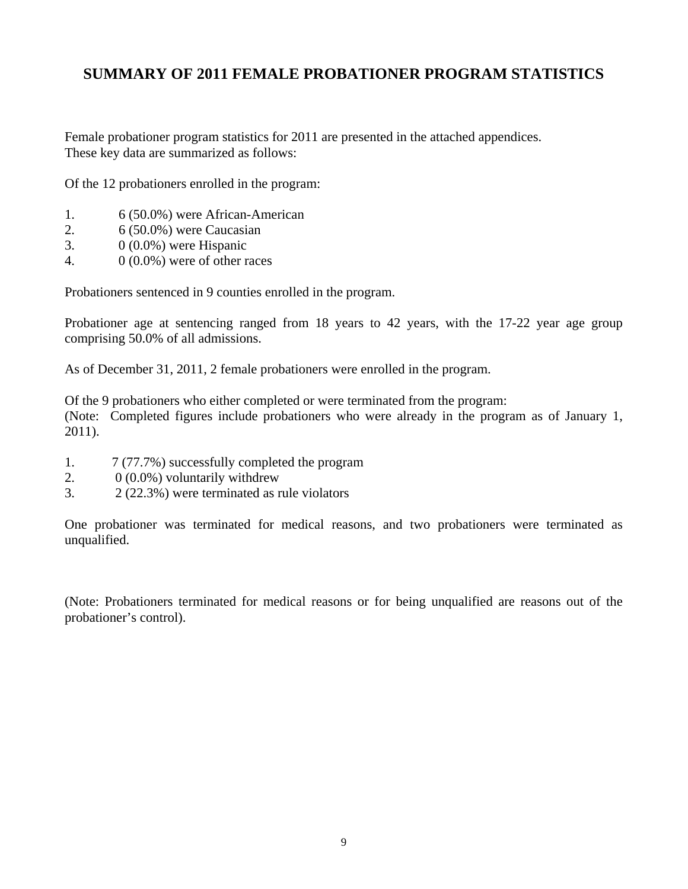## SUMMARY OF 2011 FEMALE PROBATIONER PROGRAM STATISTICS

Female probationer program statistics for 2011 are presented in the attached appendices. These key data are summarized as follows:

Of the 12 probationers enrolled in the program:

1. 6 (50.0%) were African-American
2. 6 (50.0%) were Caucasian
3. 0 (0.0%) were Hispanic
4. 0 (0.0%) were of other races

Probationers sentenced in 9 counties enrolled in the program.

Probationer age at sentencing ranged from 18 years to 42 years, with the 17-22 year age group comprising 50.0% of all admissions.

As of December 31, 2011, 2 female probationers were enrolled in the program.

Of the 9 probationers who either completed or were terminated from the program:
(Note: Completed figures include probationers who were already in the program as of January 1, 2011).

1. 7 (77.7%) successfully completed the program
2. 0 (0.0%) voluntarily withdrew
3. 2 (22.3%) were terminated as rule violators

One probationer was terminated for medical reasons, and two probationers were terminated as unqualified.

(Note: Probationers terminated for medical reasons or for being unqualified are reasons out of the probationer's control).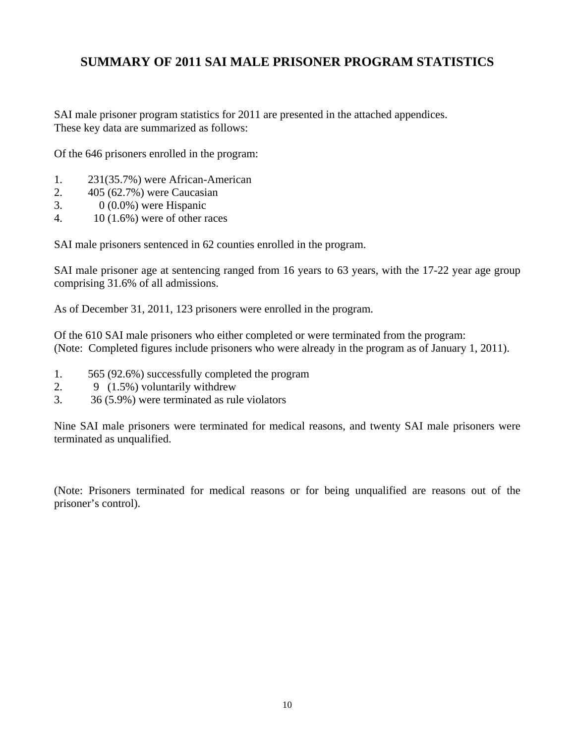## SUMMARY OF 2011 SAI MALE PRISONER PROGRAM STATISTICS

SAI male prisoner program statistics for 2011 are presented in the attached appendices. These key data are summarized as follows:

Of the 646 prisoners enrolled in the program:

1. 231(35.7%) were African-American
2. 405 (62.7%) were Caucasian
3. 0 (0.0%) were Hispanic
4. 10 (1.6%) were of other races

SAI male prisoners sentenced in 62 counties enrolled in the program.

SAI male prisoner age at sentencing ranged from 16 years to 63 years, with the 17-22 year age group comprising 31.6% of all admissions.

As of December 31, 2011, 123 prisoners were enrolled in the program.

Of the 610 SAI male prisoners who either completed or were terminated from the program:
(Note: Completed figures include prisoners who were already in the program as of January 1, 2011).

1. 565 (92.6%) successfully completed the program
2. 9 (1.5%) voluntarily withdrew
3. 36 (5.9%) were terminated as rule violators

Nine SAI male prisoners were terminated for medical reasons, and twenty SAI male prisoners were terminated as unqualified.

(Note: Prisoners terminated for medical reasons or for being unqualified are reasons out of the prisoner's control).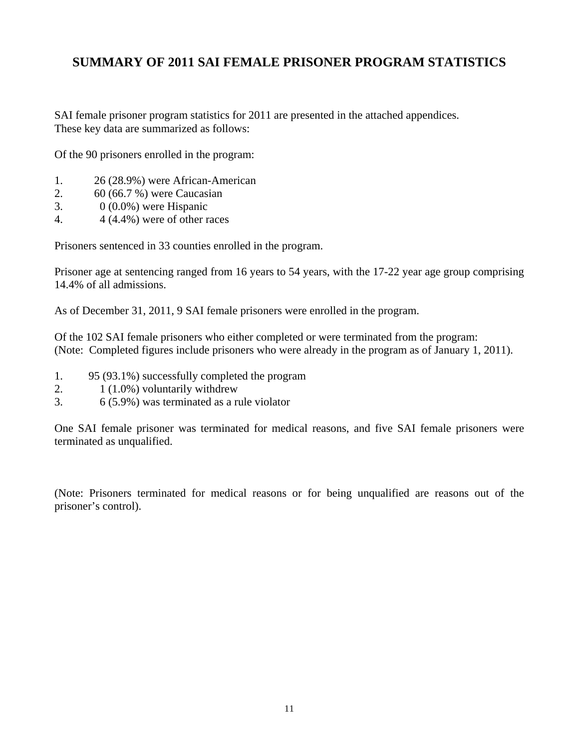# SUMMARY OF 2011 SAI FEMALE PRISONER PROGRAM STATISTICS

SAI female prisoner program statistics for 2011 are presented in the attached appendices. These key data are summarized as follows:

Of the 90 prisoners enrolled in the program:

1. 26 (28.9%) were African-American
2. 60 (66.7 %) were Caucasian
3. 0 (0.0%) were Hispanic
4. 4 (4.4%) were of other races

Prisoners sentenced in 33 counties enrolled in the program.

Prisoner age at sentencing ranged from 16 years to 54 years, with the 17-22 year age group comprising 14.4% of all admissions.

As of December 31, 2011, 9 SAI female prisoners were enrolled in the program.

Of the 102 SAI female prisoners who either completed or were terminated from the program:
(Note: Completed figures include prisoners who were already in the program as of January 1, 2011).

1. 95 (93.1%) successfully completed the program
2. 1 (1.0%) voluntarily withdrew
3. 6 (5.9%) was terminated as a rule violator

One SAI female prisoner was terminated for medical reasons, and five SAI female prisoners were terminated as unqualified.

(Note: Prisoners terminated for medical reasons or for being unqualified are reasons out of the prisoner's control).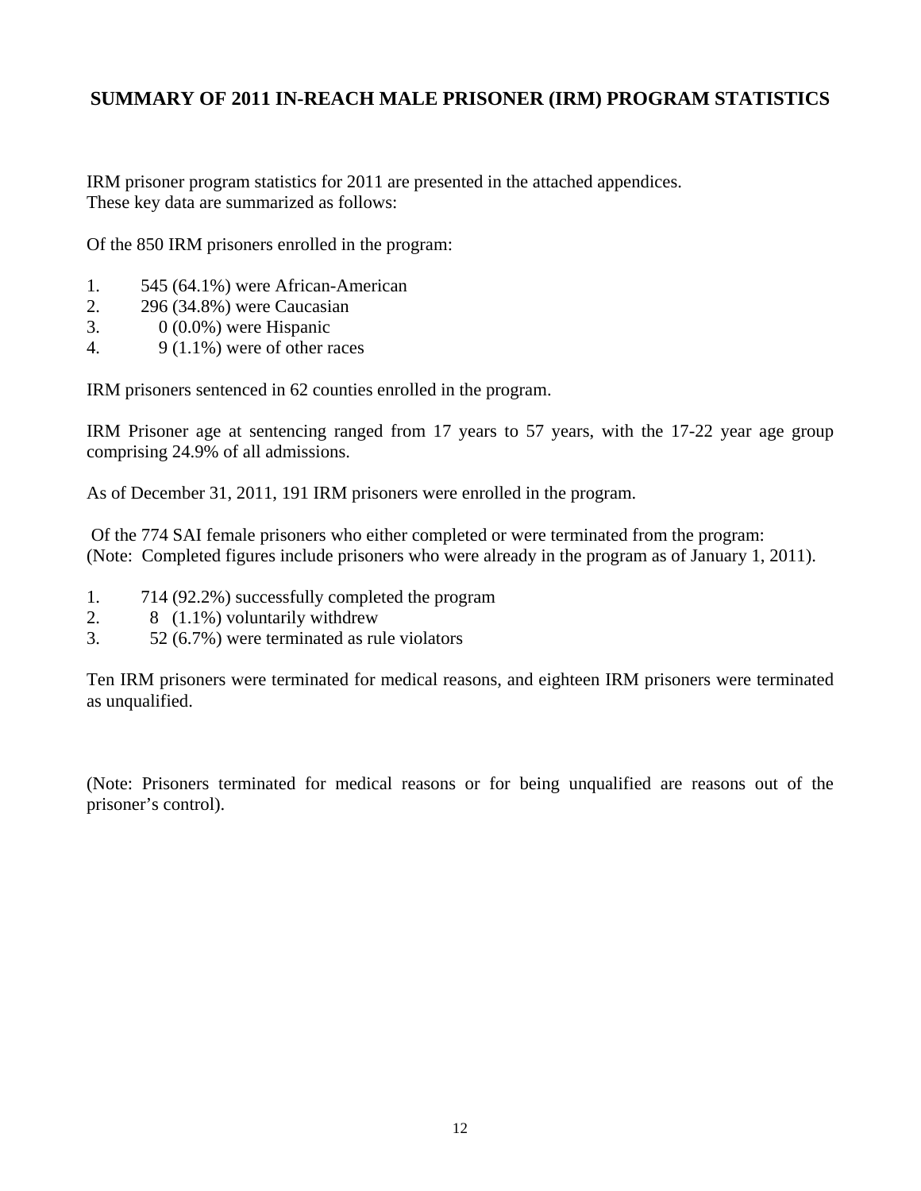## SUMMARY OF 2011 IN-REACH MALE PRISONER (IRM) PROGRAM STATISTICS

IRM prisoner program statistics for 2011 are presented in the attached appendices. These key data are summarized as follows:

Of the 850 IRM prisoners enrolled in the program:

1. 545 (64.1%) were African-American
2. 296 (34.8%) were Caucasian
3. 0 (0.0%) were Hispanic
4. 9 (1.1%) were of other races

IRM prisoners sentenced in 62 counties enrolled in the program.

IRM Prisoner age at sentencing ranged from 17 years to 57 years, with the 17-22 year age group comprising 24.9% of all admissions.

As of December 31, 2011, 191 IRM prisoners were enrolled in the program.

Of the 774 SAI female prisoners who either completed or were terminated from the program:
(Note: Completed figures include prisoners who were already in the program as of January 1, 2011).

1. 714 (92.2%) successfully completed the program
2. 8 (1.1%) voluntarily withdrew
3. 52 (6.7%) were terminated as rule violators

Ten IRM prisoners were terminated for medical reasons, and eighteen IRM prisoners were terminated as unqualified.

(Note: Prisoners terminated for medical reasons or for being unqualified are reasons out of the prisoner's control).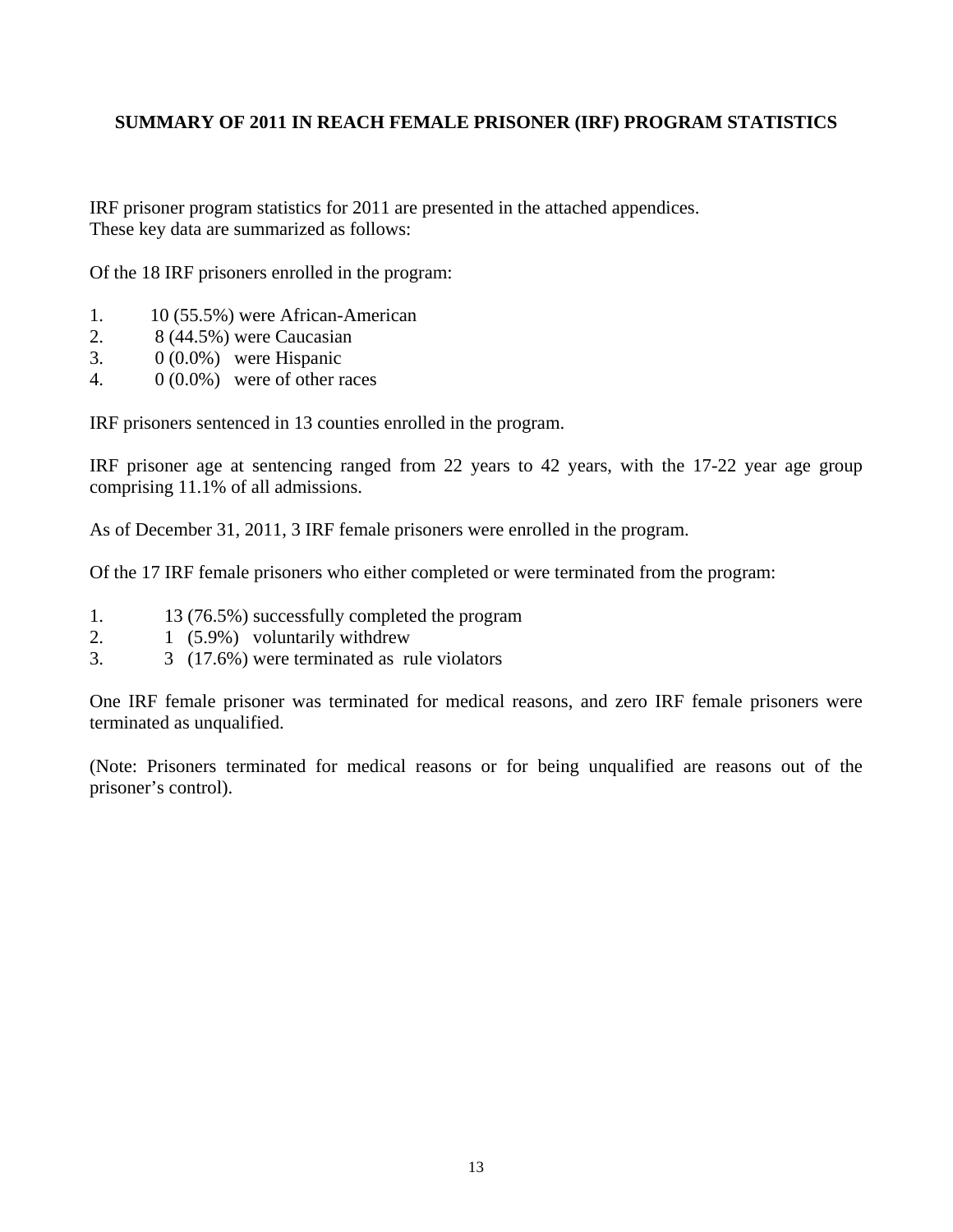**SUMMARY OF 2011 IN REACH FEMALE PRISONER (IRF) PROGRAM STATISTICS**

IRF prisoner program statistics for 2011 are presented in the attached appendices. These key data are summarized as follows:

Of the 18 IRF prisoners enrolled in the program:

1. 10 (55.5%) were African-American
2. 8 (44.5%) were Caucasian
3. 0 (0.0%) were Hispanic
4. 0 (0.0%) were of other races

IRF prisoners sentenced in 13 counties enrolled in the program.

IRF prisoner age at sentencing ranged from 22 years to 42 years, with the 17-22 year age group comprising 11.1% of all admissions.

As of December 31, 2011, 3 IRF female prisoners were enrolled in the program.

Of the 17 IRF female prisoners who either completed or were terminated from the program:

1. 13 (76.5%) successfully completed the program
2. 1 (5.9%) voluntarily withdrew
3. 3 (17.6%) were terminated as rule violators

One IRF female prisoner was terminated for medical reasons, and zero IRF female prisoners were terminated as unqualified.

(Note: Prisoners terminated for medical reasons or for being unqualified are reasons out of the prisoner's control).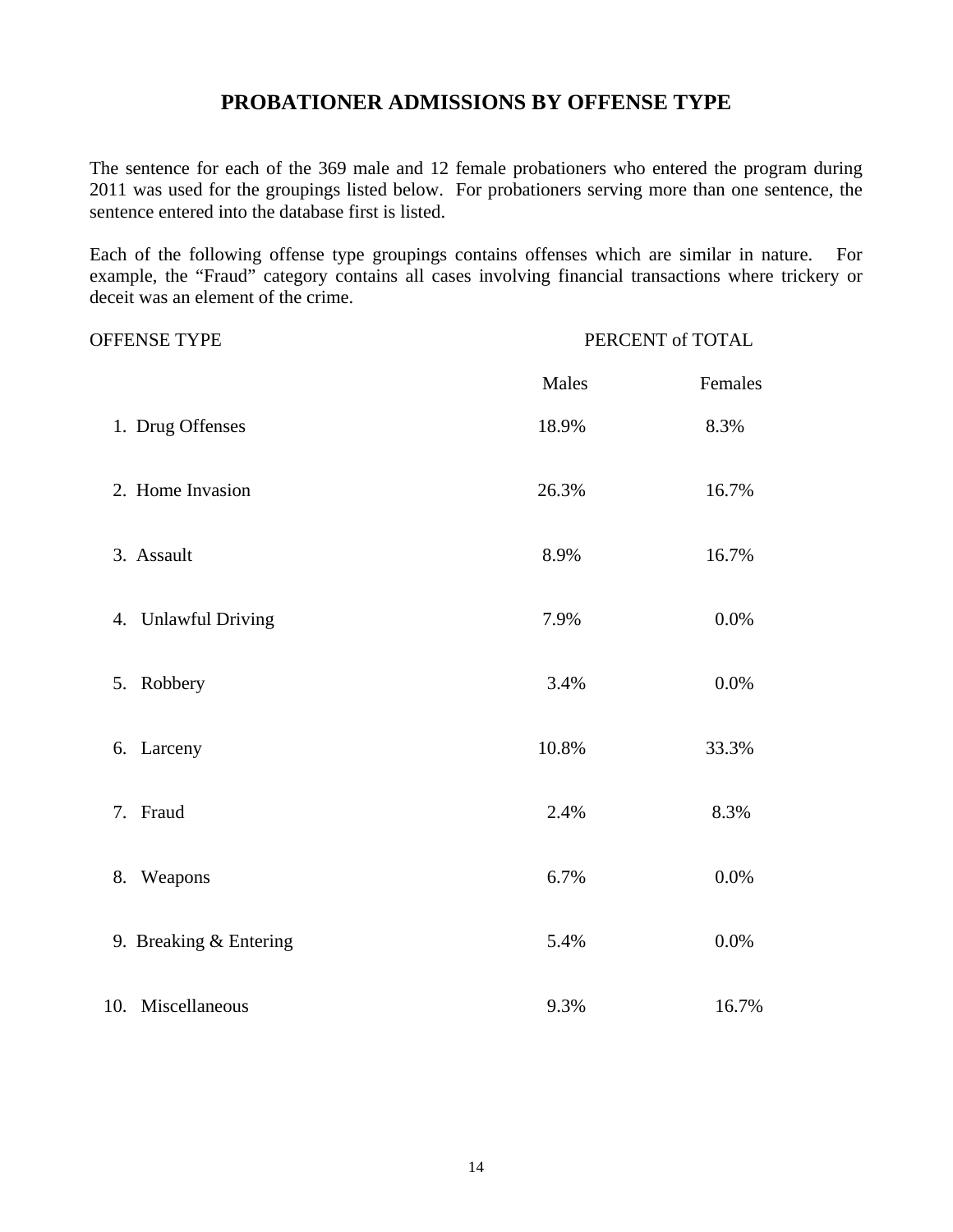# PROBATIONER ADMISSIONS BY OFFENSE TYPE

The sentence for each of the 369 male and 12 female probationers who entered the program during 2011 was used for the groupings listed below. For probationers serving more than one sentence, the sentence entered into the database first is listed.

Each of the following offense type groupings contains offenses which are similar in nature. For example, the "Fraud" category contains all cases involving financial transactions where trickery or deceit was an element of the crime.

| OFFENSE TYPE | PERCENT of TOTAL | |
|---|---|---|
| | Males | Females |
| 1. Drug Offenses | 18.9% | 8.3% |
| 2. Home Invasion | 26.3% | 16.7% |
| 3. Assault | 8.9% | 16.7% |
| 4. Unlawful Driving | 7.9% | 0.0% |
| 5. Robbery | 3.4% | 0.0% |
| 6. Larceny | 10.8% | 33.3% |
| 7. Fraud | 2.4% | 8.3% |
| 8. Weapons | 6.7% | 0.0% |
| 9. Breaking & Entering | 5.4% | 0.0% |
| 10. Miscellaneous | 9.3% | 16.7% |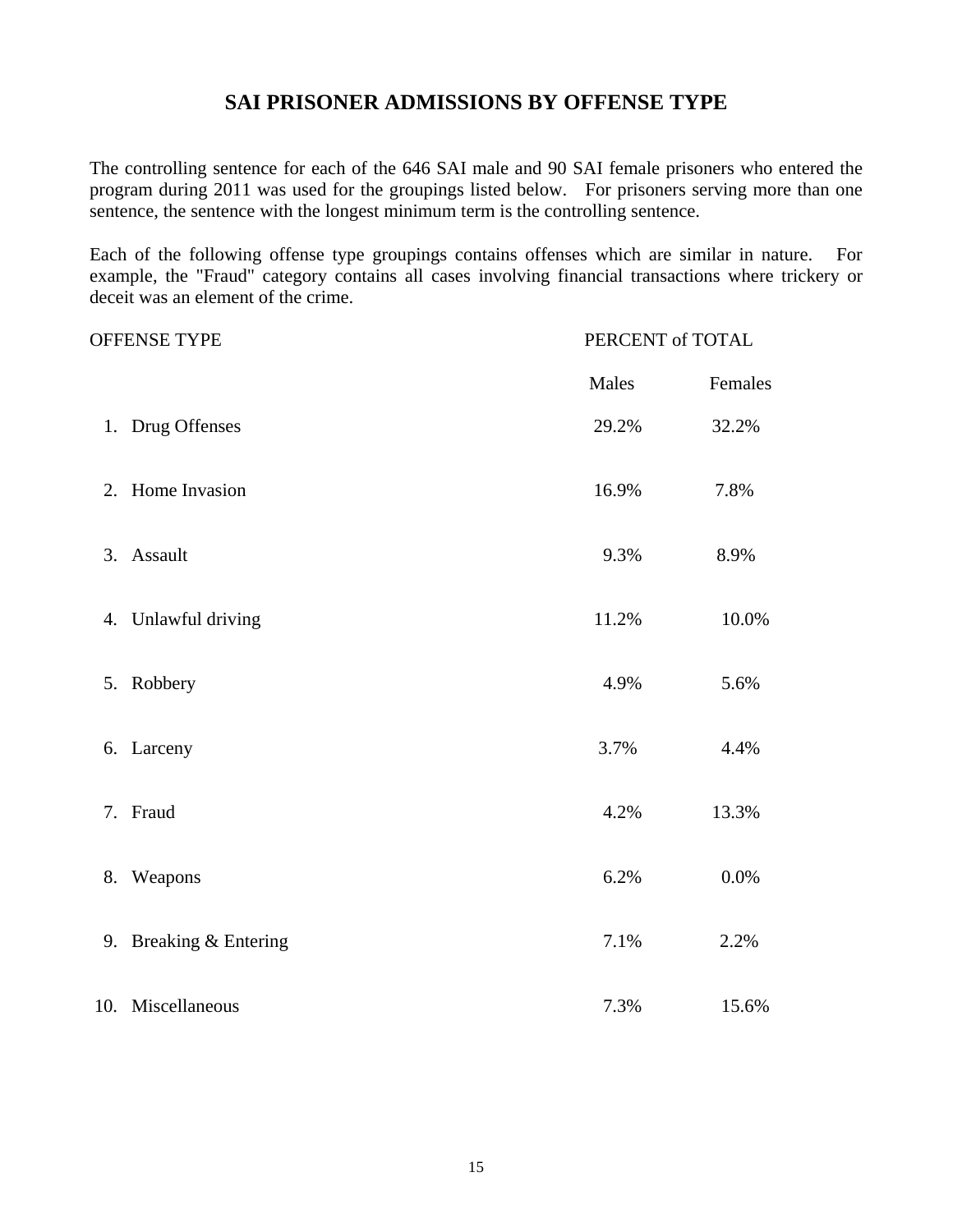# SAI PRISONER ADMISSIONS BY OFFENSE TYPE

The controlling sentence for each of the 646 SAI male and 90 SAI female prisoners who entered the program during 2011 was used for the groupings listed below. For prisoners serving more than one sentence, the sentence with the longest minimum term is the controlling sentence.

Each of the following offense type groupings contains offenses which are similar in nature. For example, the "Fraud" category contains all cases involving financial transactions where trickery or deceit was an element of the crime.

| OFFENSE TYPE | PERCENT of TOTAL | |
|---|---|---|
| | Males | Females |
| 1. Drug Offenses | 29.2% | 32.2% |
| 2. Home Invasion | 16.9% | 7.8% |
| 3. Assault | 9.3% | 8.9% |
| 4. Unlawful driving | 11.2% | 10.0% |
| 5. Robbery | 4.9% | 5.6% |
| 6. Larceny | 3.7% | 4.4% |
| 7. Fraud | 4.2% | 13.3% |
| 8. Weapons | 6.2% | 0.0% |
| 9. Breaking & Entering | 7.1% | 2.2% |
| 10. Miscellaneous | 7.3% | 15.6% |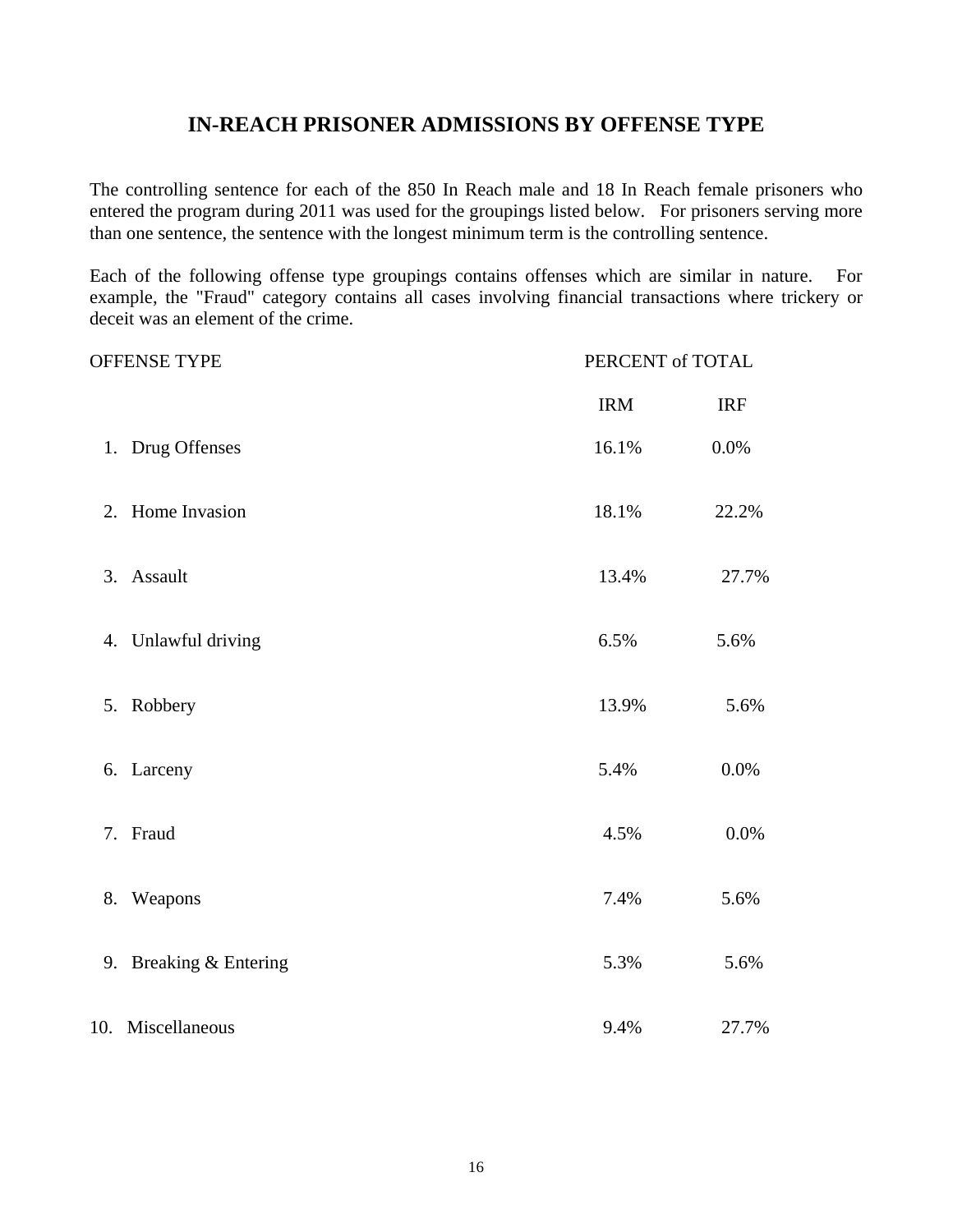## IN-REACH PRISONER ADMISSIONS BY OFFENSE TYPE

The controlling sentence for each of the 850 In Reach male and 18 In Reach female prisoners who entered the program during 2011 was used for the groupings listed below. For prisoners serving more than one sentence, the sentence with the longest minimum term is the controlling sentence.

Each of the following offense type groupings contains offenses which are similar in nature. For example, the "Fraud" category contains all cases involving financial transactions where trickery or deceit was an element of the crime.

| OFFENSE TYPE | PERCENT of TOTAL | |
|---|---|---|
| | IRM | IRF |
| 1. Drug Offenses | 16.1% | 0.0% |
| 2. Home Invasion | 18.1% | 22.2% |
| 3. Assault | 13.4% | 27.7% |
| 4. Unlawful driving | 6.5% | 5.6% |
| 5. Robbery | 13.9% | 5.6% |
| 6. Larceny | 5.4% | 0.0% |
| 7. Fraud | 4.5% | 0.0% |
| 8. Weapons | 7.4% | 5.6% |
| 9. Breaking & Entering | 5.3% | 5.6% |
| 10. Miscellaneous | 9.4% | 27.7% |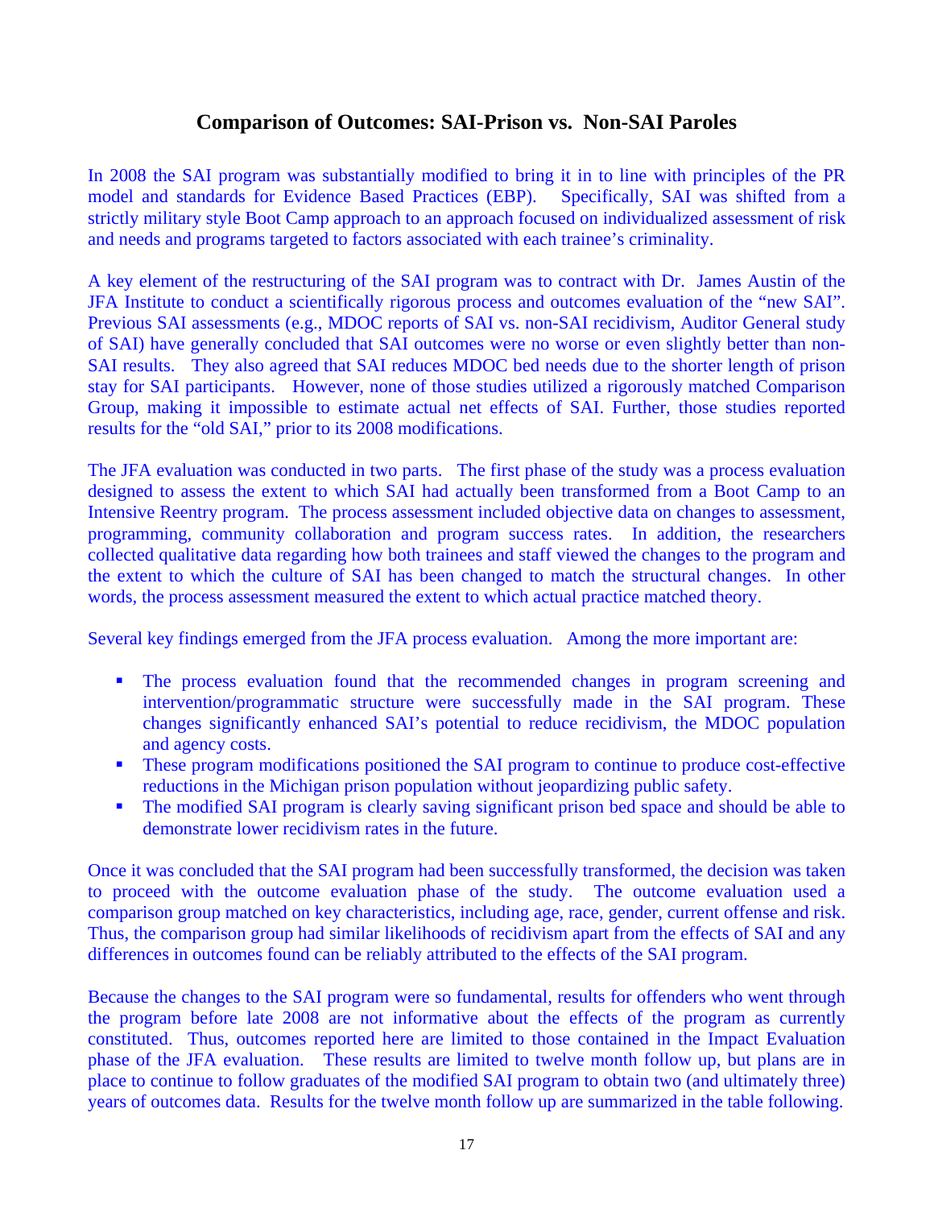## Comparison of Outcomes: SAI-Prison vs. Non-SAI Paroles

In 2008 the SAI program was substantially modified to bring it in to line with principles of the PR model and standards for Evidence Based Practices (EBP). Specifically, SAI was shifted from a strictly military style Boot Camp approach to an approach focused on individualized assessment of risk and needs and programs targeted to factors associated with each trainee's criminality.

A key element of the restructuring of the SAI program was to contract with Dr. James Austin of the JFA Institute to conduct a scientifically rigorous process and outcomes evaluation of the "new SAI". Previous SAI assessments (e.g., MDOC reports of SAI vs. non-SAI recidivism, Auditor General study of SAI) have generally concluded that SAI outcomes were no worse or even slightly better than non-SAI results. They also agreed that SAI reduces MDOC bed needs due to the shorter length of prison stay for SAI participants. However, none of those studies utilized a rigorously matched Comparison Group, making it impossible to estimate actual net effects of SAI. Further, those studies reported results for the "old SAI," prior to its 2008 modifications.

The JFA evaluation was conducted in two parts. The first phase of the study was a process evaluation designed to assess the extent to which SAI had actually been transformed from a Boot Camp to an Intensive Reentry program. The process assessment included objective data on changes to assessment, programming, community collaboration and program success rates. In addition, the researchers collected qualitative data regarding how both trainees and staff viewed the changes to the program and the extent to which the culture of SAI has been changed to match the structural changes. In other words, the process assessment measured the extent to which actual practice matched theory.

Several key findings emerged from the JFA process evaluation. Among the more important are:

- The process evaluation found that the recommended changes in program screening and intervention/programmatic structure were successfully made in the SAI program. These changes significantly enhanced SAI's potential to reduce recidivism, the MDOC population and agency costs.
- These program modifications positioned the SAI program to continue to produce cost-effective reductions in the Michigan prison population without jeopardizing public safety.
- The modified SAI program is clearly saving significant prison bed space and should be able to demonstrate lower recidivism rates in the future.

Once it was concluded that the SAI program had been successfully transformed, the decision was taken to proceed with the outcome evaluation phase of the study. The outcome evaluation used a comparison group matched on key characteristics, including age, race, gender, current offense and risk. Thus, the comparison group had similar likelihoods of recidivism apart from the effects of SAI and any differences in outcomes found can be reliably attributed to the effects of the SAI program.

Because the changes to the SAI program were so fundamental, results for offenders who went through the program before late 2008 are not informative about the effects of the program as currently constituted. Thus, outcomes reported here are limited to those contained in the Impact Evaluation phase of the JFA evaluation. These results are limited to twelve month follow up, but plans are in place to continue to follow graduates of the modified SAI program to obtain two (and ultimately three) years of outcomes data. Results for the twelve month follow up are summarized in the table following.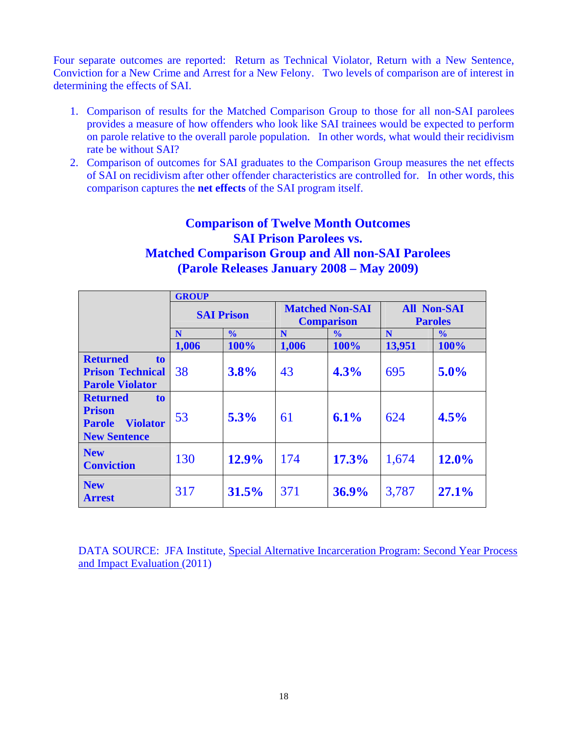Four separate outcomes are reported: Return as Technical Violator, Return with a New Sentence, Conviction for a New Crime and Arrest for a New Felony. Two levels of comparison are of interest in determining the effects of SAI.

1. Comparison of results for the Matched Comparison Group to those for all non-SAI parolees provides a measure of how offenders who look like SAI trainees would be expected to perform on parole relative to the overall parole population. In other words, what would their recidivism rate be without SAI?
2. Comparison of outcomes for SAI graduates to the Comparison Group measures the net effects of SAI on recidivism after other offender characteristics are controlled for. In other words, this comparison captures the **net effects** of the SAI program itself.

## Comparison of Twelve Month Outcomes SAI Prison Parolees vs. Matched Comparison Group and All non-SAI Parolees (Parole Releases January 2008 – May 2009)

| | GROUP | | | | | |
|---|---|---|---|---|---|---|
| | SAI Prison | | Matched Non-SAI Comparison | | All Non-SAI Paroles | |
| | N | % | N | % | N | % |
| | 1,006 | 100% | 1,006 | 100% | 13,951 | 100% |
| **Returned to Prison Technical Parole Violator** | 38 | **3.8%** | 43 | **4.3%** | 695 | **5.0%** |
| **Returned to Prison Parole Violator New Sentence** | 53 | **5.3%** | 61 | **6.1%** | 624 | **4.5%** |
| **New Conviction** | 130 | **12.9%** | 174 | **17.3%** | 1,674 | **12.0%** |
| **New Arrest** | 317 | **31.5%** | 371 | **36.9%** | 3,787 | **27.1%** |

DATA SOURCE: JFA Institute, Special Alternative Incarceration Program: Second Year Process and Impact Evaluation (2011)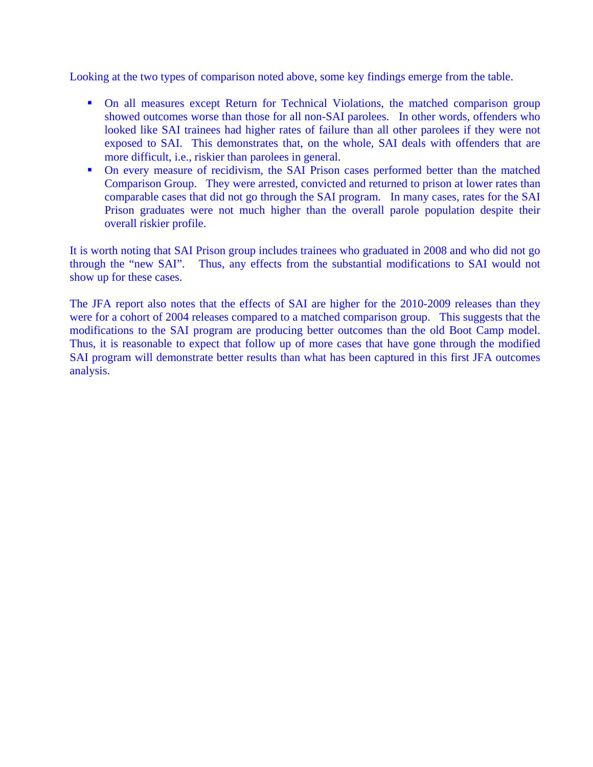Looking at the two types of comparison noted above, some key findings emerge from the table.

- On all measures except Return for Technical Violations, the matched comparison group showed outcomes worse than those for all non-SAI parolees. In other words, offenders who looked like SAI trainees had higher rates of failure than all other parolees if they were not exposed to SAI. This demonstrates that, on the whole, SAI deals with offenders that are more difficult, i.e., riskier than parolees in general.
- On every measure of recidivism, the SAI Prison cases performed better than the matched Comparison Group. They were arrested, convicted and returned to prison at lower rates than comparable cases that did not go through the SAI program. In many cases, rates for the SAI Prison graduates were not much higher than the overall parole population despite their overall riskier profile.

It is worth noting that SAI Prison group includes trainees who graduated in 2008 and who did not go through the "new SAI". Thus, any effects from the substantial modifications to SAI would not show up for these cases.

The JFA report also notes that the effects of SAI are higher for the 2010-2009 releases than they were for a cohort of 2004 releases compared to a matched comparison group. This suggests that the modifications to the SAI program are producing better outcomes than the old Boot Camp model. Thus, it is reasonable to expect that follow up of more cases that have gone through the modified SAI program will demonstrate better results than what has been captured in this first JFA outcomes analysis.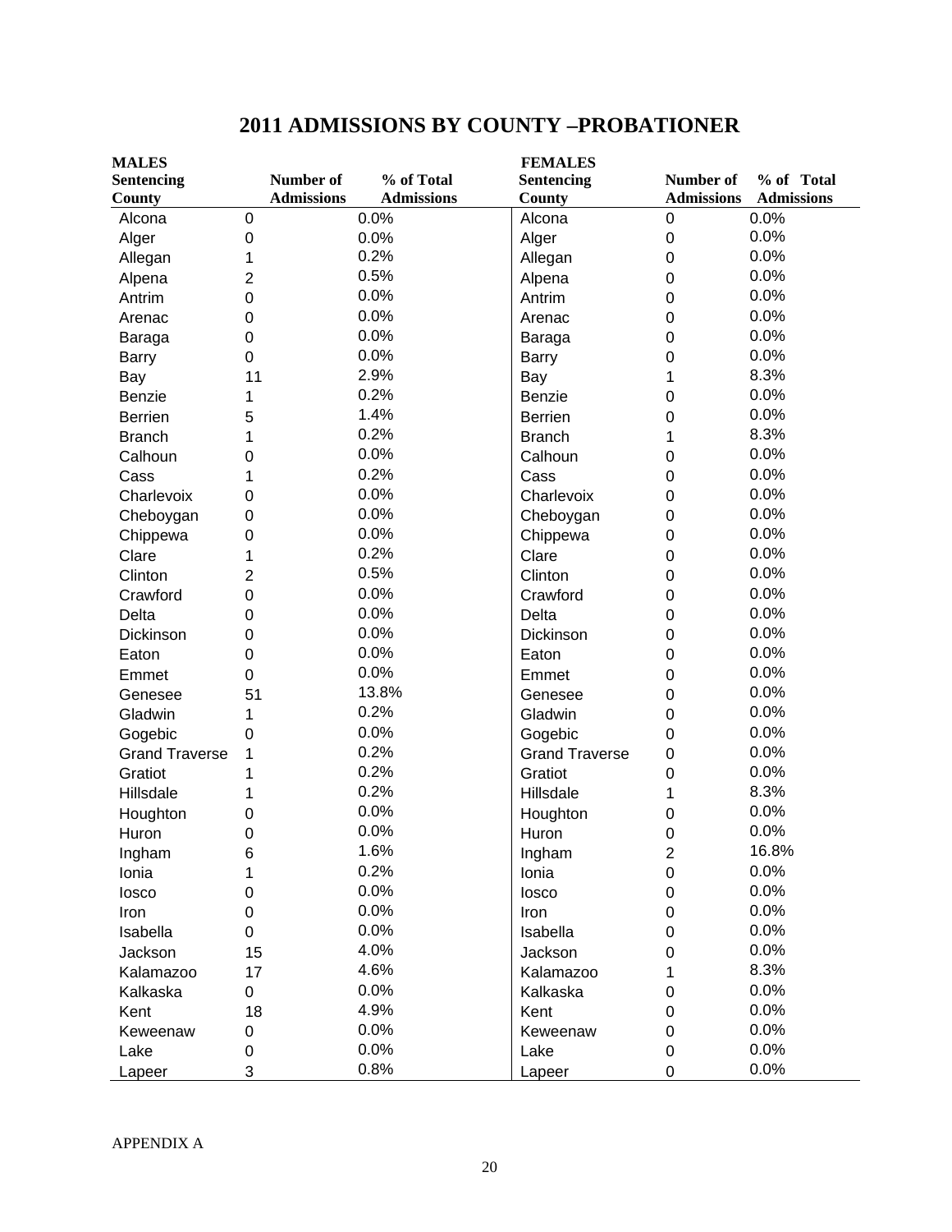# 2011 ADMISSIONS BY COUNTY –PROBATIONER

| MALES Sentencing County | Number of Admissions | % of Total Admissions | FEMALES Sentencing County | Number of Admissions | % of Total Admissions |
|---|---|---|---|---|---|
| Alcona | 0 | 0.0% | Alcona | 0 | 0.0% |
| Alger | 0 | 0.0% | Alger | 0 | 0.0% |
| Allegan | 1 | 0.2% | Allegan | 0 | 0.0% |
| Alpena | 2 | 0.5% | Alpena | 0 | 0.0% |
| Antrim | 0 | 0.0% | Antrim | 0 | 0.0% |
| Arenac | 0 | 0.0% | Arenac | 0 | 0.0% |
| Baraga | 0 | 0.0% | Baraga | 0 | 0.0% |
| Barry | 0 | 0.0% | Barry | 0 | 0.0% |
| Bay | 11 | 2.9% | Bay | 1 | 8.3% |
| Benzie | 1 | 0.2% | Benzie | 0 | 0.0% |
| Berrien | 5 | 1.4% | Berrien | 0 | 0.0% |
| Branch | 1 | 0.2% | Branch | 1 | 8.3% |
| Calhoun | 0 | 0.0% | Calhoun | 0 | 0.0% |
| Cass | 1 | 0.2% | Cass | 0 | 0.0% |
| Charlevoix | 0 | 0.0% | Charlevoix | 0 | 0.0% |
| Cheboygan | 0 | 0.0% | Cheboygan | 0 | 0.0% |
| Chippewa | 0 | 0.0% | Chippewa | 0 | 0.0% |
| Clare | 1 | 0.2% | Clare | 0 | 0.0% |
| Clinton | 2 | 0.5% | Clinton | 0 | 0.0% |
| Crawford | 0 | 0.0% | Crawford | 0 | 0.0% |
| Delta | 0 | 0.0% | Delta | 0 | 0.0% |
| Dickinson | 0 | 0.0% | Dickinson | 0 | 0.0% |
| Eaton | 0 | 0.0% | Eaton | 0 | 0.0% |
| Emmet | 0 | 0.0% | Emmet | 0 | 0.0% |
| Genesee | 51 | 13.8% | Genesee | 0 | 0.0% |
| Gladwin | 1 | 0.2% | Gladwin | 0 | 0.0% |
| Gogebic | 0 | 0.0% | Gogebic | 0 | 0.0% |
| Grand Traverse | 1 | 0.2% | Grand Traverse | 0 | 0.0% |
| Gratiot | 1 | 0.2% | Gratiot | 0 | 0.0% |
| Hillsdale | 1 | 0.2% | Hillsdale | 1 | 8.3% |
| Houghton | 0 | 0.0% | Houghton | 0 | 0.0% |
| Huron | 0 | 0.0% | Huron | 0 | 0.0% |
| Ingham | 6 | 1.6% | Ingham | 2 | 16.8% |
| Ionia | 1 | 0.2% | Ionia | 0 | 0.0% |
| Iosco | 0 | 0.0% | Iosco | 0 | 0.0% |
| Iron | 0 | 0.0% | Iron | 0 | 0.0% |
| Isabella | 0 | 0.0% | Isabella | 0 | 0.0% |
| Jackson | 15 | 4.0% | Jackson | 0 | 0.0% |
| Kalamazoo | 17 | 4.6% | Kalamazoo | 1 | 8.3% |
| Kalkaska | 0 | 0.0% | Kalkaska | 0 | 0.0% |
| Kent | 18 | 4.9% | Kent | 0 | 0.0% |
| Keweenaw | 0 | 0.0% | Keweenaw | 0 | 0.0% |
| Lake | 0 | 0.0% | Lake | 0 | 0.0% |
| Lapeer | 3 | 0.8% | Lapeer | 0 | 0.0% |

APPENDIX A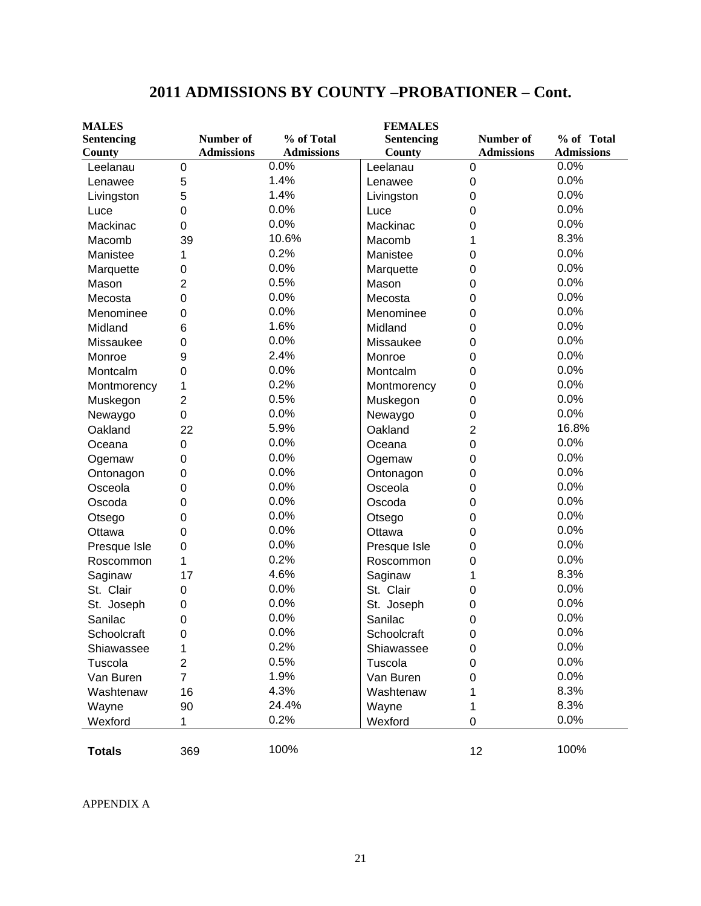# 2011 ADMISSIONS BY COUNTY –PROBATIONER – Cont.

| MALES Sentencing County | Number of Admissions | % of Total Admissions | FEMALES Sentencing County | Number of Admissions | % of Total Admissions |
|---|---|---|---|---|---|
| Leelanau | 0 | 0.0% | Leelanau | 0 | 0.0% |
| Lenawee | 5 | 1.4% | Lenawee | 0 | 0.0% |
| Livingston | 5 | 1.4% | Livingston | 0 | 0.0% |
| Luce | 0 | 0.0% | Luce | 0 | 0.0% |
| Mackinac | 0 | 0.0% | Mackinac | 0 | 0.0% |
| Macomb | 39 | 10.6% | Macomb | 1 | 8.3% |
| Manistee | 1 | 0.2% | Manistee | 0 | 0.0% |
| Marquette | 0 | 0.0% | Marquette | 0 | 0.0% |
| Mason | 2 | 0.5% | Mason | 0 | 0.0% |
| Mecosta | 0 | 0.0% | Mecosta | 0 | 0.0% |
| Menominee | 0 | 0.0% | Menominee | 0 | 0.0% |
| Midland | 6 | 1.6% | Midland | 0 | 0.0% |
| Missaukee | 0 | 0.0% | Missaukee | 0 | 0.0% |
| Monroe | 9 | 2.4% | Monroe | 0 | 0.0% |
| Montcalm | 0 | 0.0% | Montcalm | 0 | 0.0% |
| Montmorency | 1 | 0.2% | Montmorency | 0 | 0.0% |
| Muskegon | 2 | 0.5% | Muskegon | 0 | 0.0% |
| Newaygo | 0 | 0.0% | Newaygo | 0 | 0.0% |
| Oakland | 22 | 5.9% | Oakland | 2 | 16.8% |
| Oceana | 0 | 0.0% | Oceana | 0 | 0.0% |
| Ogemaw | 0 | 0.0% | Ogemaw | 0 | 0.0% |
| Ontonagon | 0 | 0.0% | Ontonagon | 0 | 0.0% |
| Osceola | 0 | 0.0% | Osceola | 0 | 0.0% |
| Oscoda | 0 | 0.0% | Oscoda | 0 | 0.0% |
| Otsego | 0 | 0.0% | Otsego | 0 | 0.0% |
| Ottawa | 0 | 0.0% | Ottawa | 0 | 0.0% |
| Presque Isle | 0 | 0.0% | Presque Isle | 0 | 0.0% |
| Roscommon | 1 | 0.2% | Roscommon | 0 | 0.0% |
| Saginaw | 17 | 4.6% | Saginaw | 1 | 8.3% |
| St. Clair | 0 | 0.0% | St. Clair | 0 | 0.0% |
| St. Joseph | 0 | 0.0% | St. Joseph | 0 | 0.0% |
| Sanilac | 0 | 0.0% | Sanilac | 0 | 0.0% |
| Schoolcraft | 0 | 0.0% | Schoolcraft | 0 | 0.0% |
| Shiawassee | 1 | 0.2% | Shiawassee | 0 | 0.0% |
| Tuscola | 2 | 0.5% | Tuscola | 0 | 0.0% |
| Van Buren | 7 | 1.9% | Van Buren | 0 | 0.0% |
| Washtenaw | 16 | 4.3% | Washtenaw | 1 | 8.3% |
| Wayne | 90 | 24.4% | Wayne | 1 | 8.3% |
| Wexford | 1 | 0.2% | Wexford | 0 | 0.0% |
| **Totals** | 369 | 100% | | 12 | 100% |

APPENDIX A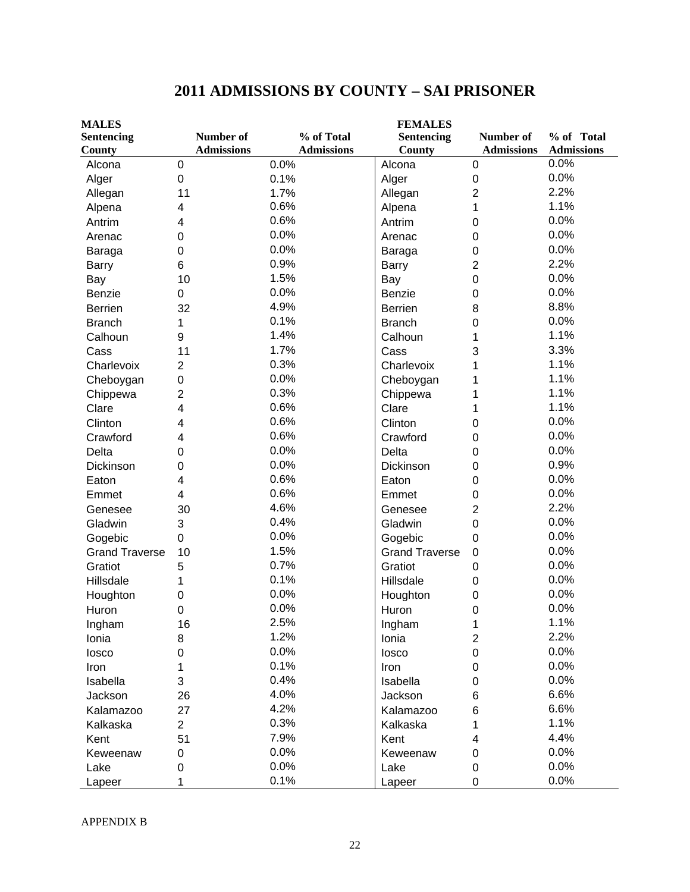# 2011 ADMISSIONS BY COUNTY – SAI PRISONER

| MALES Sentencing County | Number of Admissions | % of Total Admissions | FEMALES Sentencing County | Number of Admissions | % of Total Admissions |
|---|---|---|---|---|---|
| Alcona | 0 | 0.0% | Alcona | 0 | 0.0% |
| Alger | 0 | 0.1% | Alger | 0 | 0.0% |
| Allegan | 11 | 1.7% | Allegan | 2 | 2.2% |
| Alpena | 4 | 0.6% | Alpena | 1 | 1.1% |
| Antrim | 4 | 0.6% | Antrim | 0 | 0.0% |
| Arenac | 0 | 0.0% | Arenac | 0 | 0.0% |
| Baraga | 0 | 0.0% | Baraga | 0 | 0.0% |
| Barry | 6 | 0.9% | Barry | 2 | 2.2% |
| Bay | 10 | 1.5% | Bay | 0 | 0.0% |
| Benzie | 0 | 0.0% | Benzie | 0 | 0.0% |
| Berrien | 32 | 4.9% | Berrien | 8 | 8.8% |
| Branch | 1 | 0.1% | Branch | 0 | 0.0% |
| Calhoun | 9 | 1.4% | Calhoun | 1 | 1.1% |
| Cass | 11 | 1.7% | Cass | 3 | 3.3% |
| Charlevoix | 2 | 0.3% | Charlevoix | 1 | 1.1% |
| Cheboygan | 0 | 0.0% | Cheboygan | 1 | 1.1% |
| Chippewa | 2 | 0.3% | Chippewa | 1 | 1.1% |
| Clare | 4 | 0.6% | Clare | 1 | 1.1% |
| Clinton | 4 | 0.6% | Clinton | 0 | 0.0% |
| Crawford | 4 | 0.6% | Crawford | 0 | 0.0% |
| Delta | 0 | 0.0% | Delta | 0 | 0.0% |
| Dickinson | 0 | 0.0% | Dickinson | 0 | 0.9% |
| Eaton | 4 | 0.6% | Eaton | 0 | 0.0% |
| Emmet | 4 | 0.6% | Emmet | 0 | 0.0% |
| Genesee | 30 | 4.6% | Genesee | 2 | 2.2% |
| Gladwin | 3 | 0.4% | Gladwin | 0 | 0.0% |
| Gogebic | 0 | 0.0% | Gogebic | 0 | 0.0% |
| Grand Traverse | 10 | 1.5% | Grand Traverse | 0 | 0.0% |
| Gratiot | 5 | 0.7% | Gratiot | 0 | 0.0% |
| Hillsdale | 1 | 0.1% | Hillsdale | 0 | 0.0% |
| Houghton | 0 | 0.0% | Houghton | 0 | 0.0% |
| Huron | 0 | 0.0% | Huron | 0 | 0.0% |
| Ingham | 16 | 2.5% | Ingham | 1 | 1.1% |
| Ionia | 8 | 1.2% | Ionia | 2 | 2.2% |
| Iosco | 0 | 0.0% | Iosco | 0 | 0.0% |
| Iron | 1 | 0.1% | Iron | 0 | 0.0% |
| Isabella | 3 | 0.4% | Isabella | 0 | 0.0% |
| Jackson | 26 | 4.0% | Jackson | 6 | 6.6% |
| Kalamazoo | 27 | 4.2% | Kalamazoo | 6 | 6.6% |
| Kalkaska | 2 | 0.3% | Kalkaska | 1 | 1.1% |
| Kent | 51 | 7.9% | Kent | 4 | 4.4% |
| Keweenaw | 0 | 0.0% | Keweenaw | 0 | 0.0% |
| Lake | 0 | 0.0% | Lake | 0 | 0.0% |
| Lapeer | 1 | 0.1% | Lapeer | 0 | 0.0% |

APPENDIX B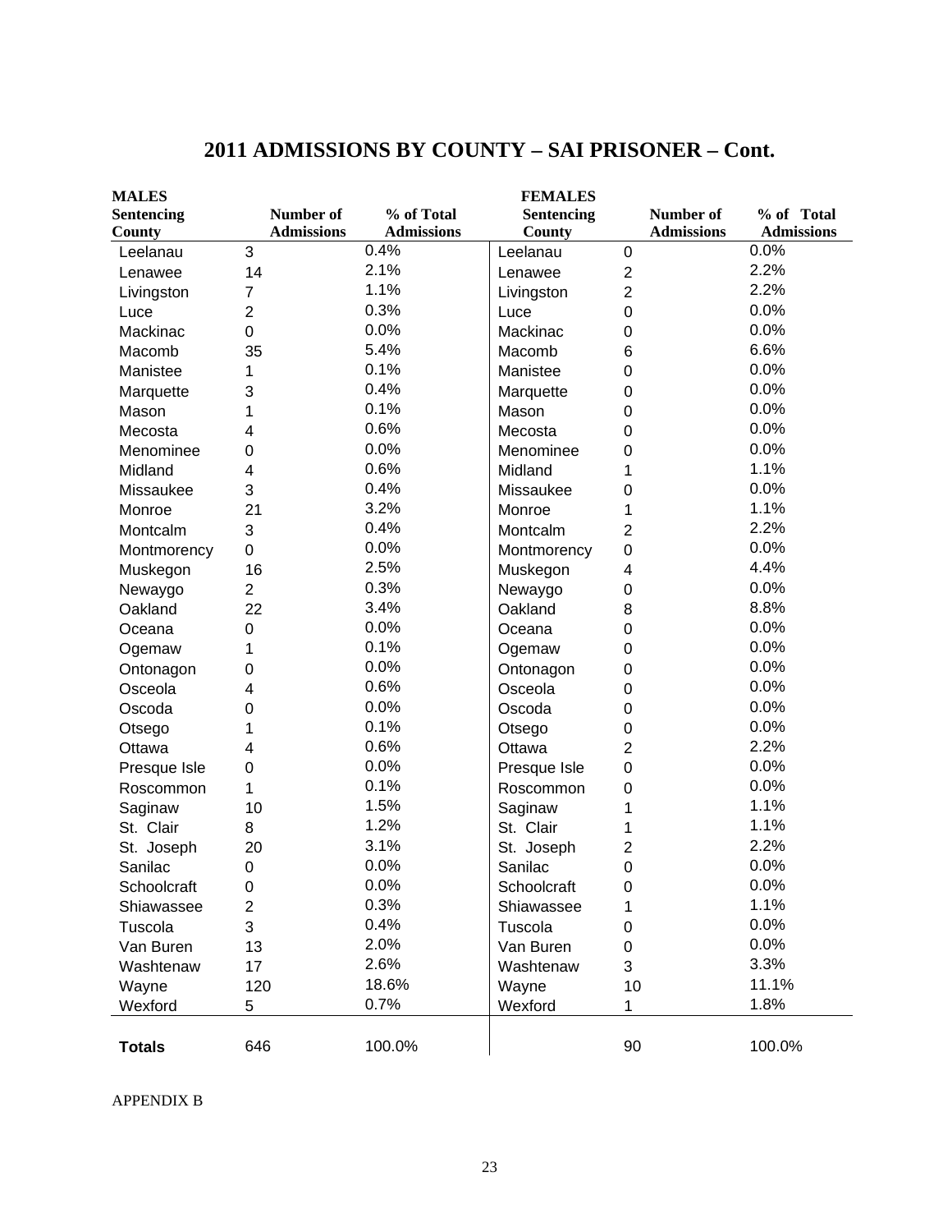## 2011 ADMISSIONS BY COUNTY – SAI PRISONER – Cont.

| MALES Sentencing County | Number of Admissions | % of Total Admissions | FEMALES Sentencing County | Number of Admissions | % of Total Admissions |
|---|---|---|---|---|---|
| Leelanau | 3 | 0.4% | Leelanau | 0 | 0.0% |
| Lenawee | 14 | 2.1% | Lenawee | 2 | 2.2% |
| Livingston | 7 | 1.1% | Livingston | 2 | 2.2% |
| Luce | 2 | 0.3% | Luce | 0 | 0.0% |
| Mackinac | 0 | 0.0% | Mackinac | 0 | 0.0% |
| Macomb | 35 | 5.4% | Macomb | 6 | 6.6% |
| Manistee | 1 | 0.1% | Manistee | 0 | 0.0% |
| Marquette | 3 | 0.4% | Marquette | 0 | 0.0% |
| Mason | 1 | 0.1% | Mason | 0 | 0.0% |
| Mecosta | 4 | 0.6% | Mecosta | 0 | 0.0% |
| Menominee | 0 | 0.0% | Menominee | 0 | 0.0% |
| Midland | 4 | 0.6% | Midland | 1 | 1.1% |
| Missaukee | 3 | 0.4% | Missaukee | 0 | 0.0% |
| Monroe | 21 | 3.2% | Monroe | 1 | 1.1% |
| Montcalm | 3 | 0.4% | Montcalm | 2 | 2.2% |
| Montmorency | 0 | 0.0% | Montmorency | 0 | 0.0% |
| Muskegon | 16 | 2.5% | Muskegon | 4 | 4.4% |
| Newaygo | 2 | 0.3% | Newaygo | 0 | 0.0% |
| Oakland | 22 | 3.4% | Oakland | 8 | 8.8% |
| Oceana | 0 | 0.0% | Oceana | 0 | 0.0% |
| Ogemaw | 1 | 0.1% | Ogemaw | 0 | 0.0% |
| Ontonagon | 0 | 0.0% | Ontonagon | 0 | 0.0% |
| Osceola | 4 | 0.6% | Osceola | 0 | 0.0% |
| Oscoda | 0 | 0.0% | Oscoda | 0 | 0.0% |
| Otsego | 1 | 0.1% | Otsego | 0 | 0.0% |
| Ottawa | 4 | 0.6% | Ottawa | 2 | 2.2% |
| Presque Isle | 0 | 0.0% | Presque Isle | 0 | 0.0% |
| Roscommon | 1 | 0.1% | Roscommon | 0 | 0.0% |
| Saginaw | 10 | 1.5% | Saginaw | 1 | 1.1% |
| St. Clair | 8 | 1.2% | St. Clair | 1 | 1.1% |
| St. Joseph | 20 | 3.1% | St. Joseph | 2 | 2.2% |
| Sanilac | 0 | 0.0% | Sanilac | 0 | 0.0% |
| Schoolcraft | 0 | 0.0% | Schoolcraft | 0 | 0.0% |
| Shiawassee | 2 | 0.3% | Shiawassee | 1 | 1.1% |
| Tuscola | 3 | 0.4% | Tuscola | 0 | 0.0% |
| Van Buren | 13 | 2.0% | Van Buren | 0 | 0.0% |
| Washtenaw | 17 | 2.6% | Washtenaw | 3 | 3.3% |
| Wayne | 120 | 18.6% | Wayne | 10 | 11.1% |
| Wexford | 5 | 0.7% | Wexford | 1 | 1.8% |
| **Totals** | 646 | 100.0% | | 90 | 100.0% |

APPENDIX B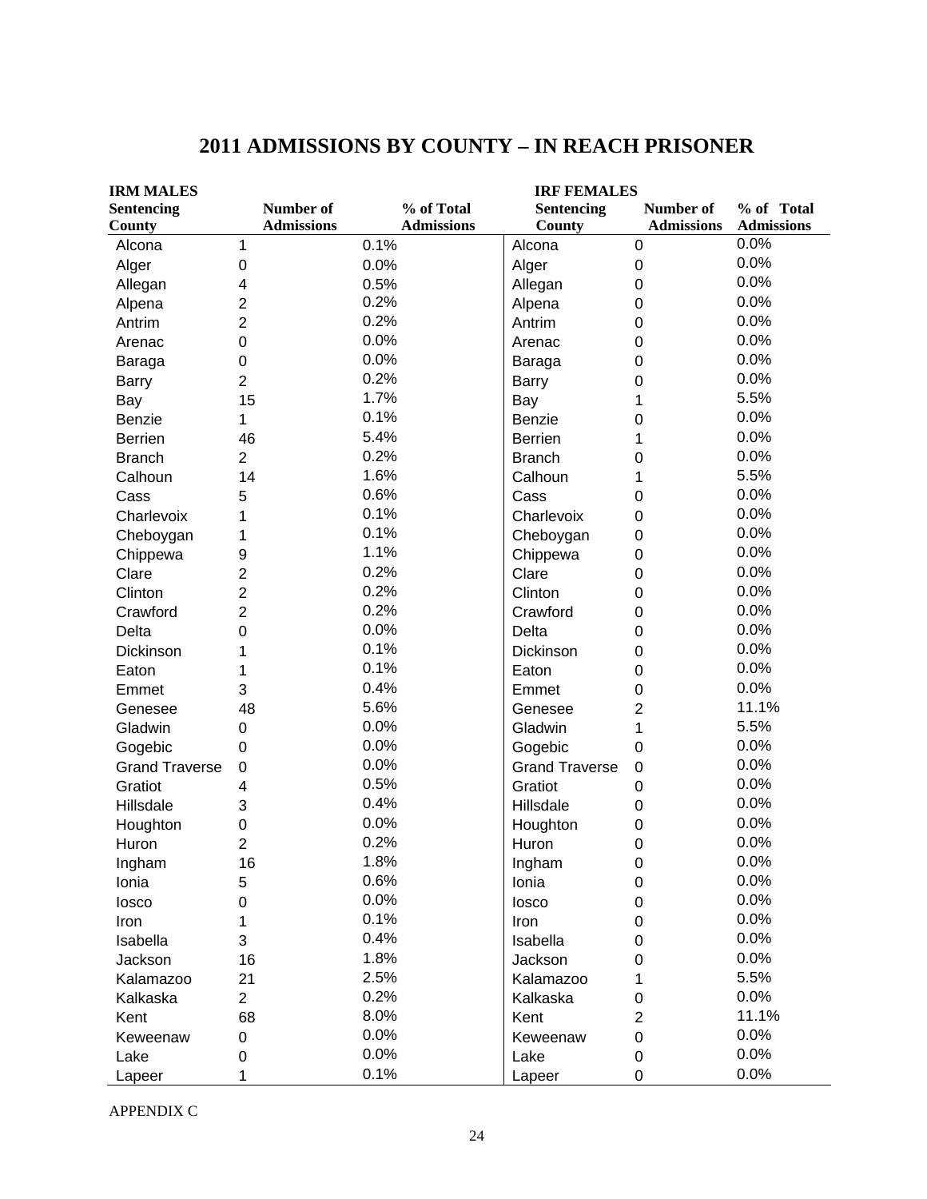# 2011 ADMISSIONS BY COUNTY – IN REACH PRISONER

| IRM MALES | | | IRF FEMALES | | |
|---|---|---|---|---|---|
| Sentencing County | Number of Admissions | % of Total Admissions | Sentencing County | Number of Admissions | % of Total Admissions |
| Alcona | 1 | 0.1% | Alcona | 0 | 0.0% |
| Alger | 0 | 0.0% | Alger | 0 | 0.0% |
| Allegan | 4 | 0.5% | Allegan | 0 | 0.0% |
| Alpena | 2 | 0.2% | Alpena | 0 | 0.0% |
| Antrim | 2 | 0.2% | Antrim | 0 | 0.0% |
| Arenac | 0 | 0.0% | Arenac | 0 | 0.0% |
| Baraga | 0 | 0.0% | Baraga | 0 | 0.0% |
| Barry | 2 | 0.2% | Barry | 0 | 0.0% |
| Bay | 15 | 1.7% | Bay | 1 | 5.5% |
| Benzie | 1 | 0.1% | Benzie | 0 | 0.0% |
| Berrien | 46 | 5.4% | Berrien | 1 | 0.0% |
| Branch | 2 | 0.2% | Branch | 0 | 0.0% |
| Calhoun | 14 | 1.6% | Calhoun | 1 | 5.5% |
| Cass | 5 | 0.6% | Cass | 0 | 0.0% |
| Charlevoix | 1 | 0.1% | Charlevoix | 0 | 0.0% |
| Cheboygan | 1 | 0.1% | Cheboygan | 0 | 0.0% |
| Chippewa | 9 | 1.1% | Chippewa | 0 | 0.0% |
| Clare | 2 | 0.2% | Clare | 0 | 0.0% |
| Clinton | 2 | 0.2% | Clinton | 0 | 0.0% |
| Crawford | 2 | 0.2% | Crawford | 0 | 0.0% |
| Delta | 0 | 0.0% | Delta | 0 | 0.0% |
| Dickinson | 1 | 0.1% | Dickinson | 0 | 0.0% |
| Eaton | 1 | 0.1% | Eaton | 0 | 0.0% |
| Emmet | 3 | 0.4% | Emmet | 0 | 0.0% |
| Genesee | 48 | 5.6% | Genesee | 2 | 11.1% |
| Gladwin | 0 | 0.0% | Gladwin | 1 | 5.5% |
| Gogebic | 0 | 0.0% | Gogebic | 0 | 0.0% |
| Grand Traverse | 0 | 0.0% | Grand Traverse | 0 | 0.0% |
| Gratiot | 4 | 0.5% | Gratiot | 0 | 0.0% |
| Hillsdale | 3 | 0.4% | Hillsdale | 0 | 0.0% |
| Houghton | 0 | 0.0% | Houghton | 0 | 0.0% |
| Huron | 2 | 0.2% | Huron | 0 | 0.0% |
| Ingham | 16 | 1.8% | Ingham | 0 | 0.0% |
| Ionia | 5 | 0.6% | Ionia | 0 | 0.0% |
| Iosco | 0 | 0.0% | Iosco | 0 | 0.0% |
| Iron | 1 | 0.1% | Iron | 0 | 0.0% |
| Isabella | 3 | 0.4% | Isabella | 0 | 0.0% |
| Jackson | 16 | 1.8% | Jackson | 0 | 0.0% |
| Kalamazoo | 21 | 2.5% | Kalamazoo | 1 | 5.5% |
| Kalkaska | 2 | 0.2% | Kalkaska | 0 | 0.0% |
| Kent | 68 | 8.0% | Kent | 2 | 11.1% |
| Keweenaw | 0 | 0.0% | Keweenaw | 0 | 0.0% |
| Lake | 0 | 0.0% | Lake | 0 | 0.0% |
| Lapeer | 1 | 0.1% | Lapeer | 0 | 0.0% |

APPENDIX C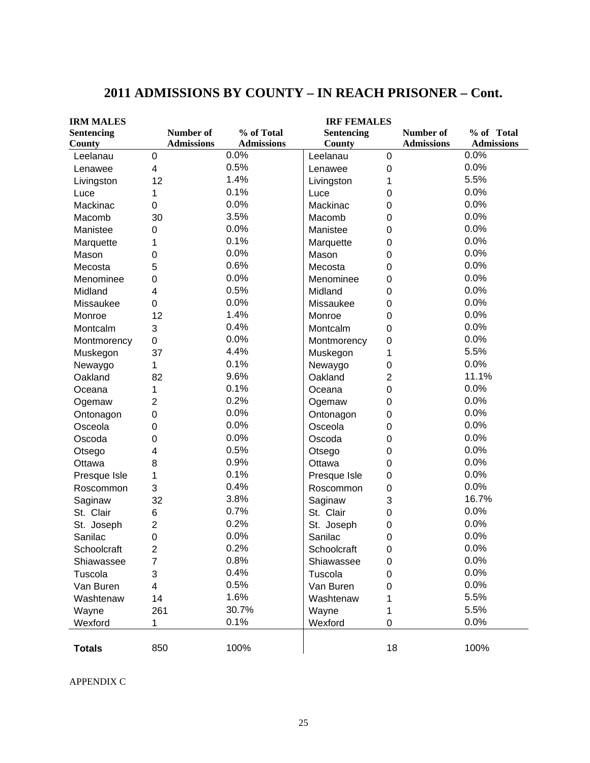## 2011 ADMISSIONS BY COUNTY – IN REACH PRISONER – Cont.

| IRM MALES | | | IRF FEMALES | | |
|---|---|---|---|---|---|
| Sentencing County | Number of Admissions | % of Total Admissions | Sentencing County | Number of Admissions | % of Total Admissions |
| Leelanau | 0 | 0.0% | Leelanau | 0 | 0.0% |
| Lenawee | 4 | 0.5% | Lenawee | 0 | 0.0% |
| Livingston | 12 | 1.4% | Livingston | 1 | 5.5% |
| Luce | 1 | 0.1% | Luce | 0 | 0.0% |
| Mackinac | 0 | 0.0% | Mackinac | 0 | 0.0% |
| Macomb | 30 | 3.5% | Macomb | 0 | 0.0% |
| Manistee | 0 | 0.0% | Manistee | 0 | 0.0% |
| Marquette | 1 | 0.1% | Marquette | 0 | 0.0% |
| Mason | 0 | 0.0% | Mason | 0 | 0.0% |
| Mecosta | 5 | 0.6% | Mecosta | 0 | 0.0% |
| Menominee | 0 | 0.0% | Menominee | 0 | 0.0% |
| Midland | 4 | 0.5% | Midland | 0 | 0.0% |
| Missaukee | 0 | 0.0% | Missaukee | 0 | 0.0% |
| Monroe | 12 | 1.4% | Monroe | 0 | 0.0% |
| Montcalm | 3 | 0.4% | Montcalm | 0 | 0.0% |
| Montmorency | 0 | 0.0% | Montmorency | 0 | 0.0% |
| Muskegon | 37 | 4.4% | Muskegon | 1 | 5.5% |
| Newaygo | 1 | 0.1% | Newaygo | 0 | 0.0% |
| Oakland | 82 | 9.6% | Oakland | 2 | 11.1% |
| Oceana | 1 | 0.1% | Oceana | 0 | 0.0% |
| Ogemaw | 2 | 0.2% | Ogemaw | 0 | 0.0% |
| Ontonagon | 0 | 0.0% | Ontonagon | 0 | 0.0% |
| Osceola | 0 | 0.0% | Osceola | 0 | 0.0% |
| Oscoda | 0 | 0.0% | Oscoda | 0 | 0.0% |
| Otsego | 4 | 0.5% | Otsego | 0 | 0.0% |
| Ottawa | 8 | 0.9% | Ottawa | 0 | 0.0% |
| Presque Isle | 1 | 0.1% | Presque Isle | 0 | 0.0% |
| Roscommon | 3 | 0.4% | Roscommon | 0 | 0.0% |
| Saginaw | 32 | 3.8% | Saginaw | 3 | 16.7% |
| St. Clair | 6 | 0.7% | St. Clair | 0 | 0.0% |
| St. Joseph | 2 | 0.2% | St. Joseph | 0 | 0.0% |
| Sanilac | 0 | 0.0% | Sanilac | 0 | 0.0% |
| Schoolcraft | 2 | 0.2% | Schoolcraft | 0 | 0.0% |
| Shiawassee | 7 | 0.8% | Shiawassee | 0 | 0.0% |
| Tuscola | 3 | 0.4% | Tuscola | 0 | 0.0% |
| Van Buren | 4 | 0.5% | Van Buren | 0 | 0.0% |
| Washtenaw | 14 | 1.6% | Washtenaw | 1 | 5.5% |
| Wayne | 261 | 30.7% | Wayne | 1 | 5.5% |
| Wexford | 1 | 0.1% | Wexford | 0 | 0.0% |
| **Totals** | 850 | 100% | | 18 | 100% |

APPENDIX C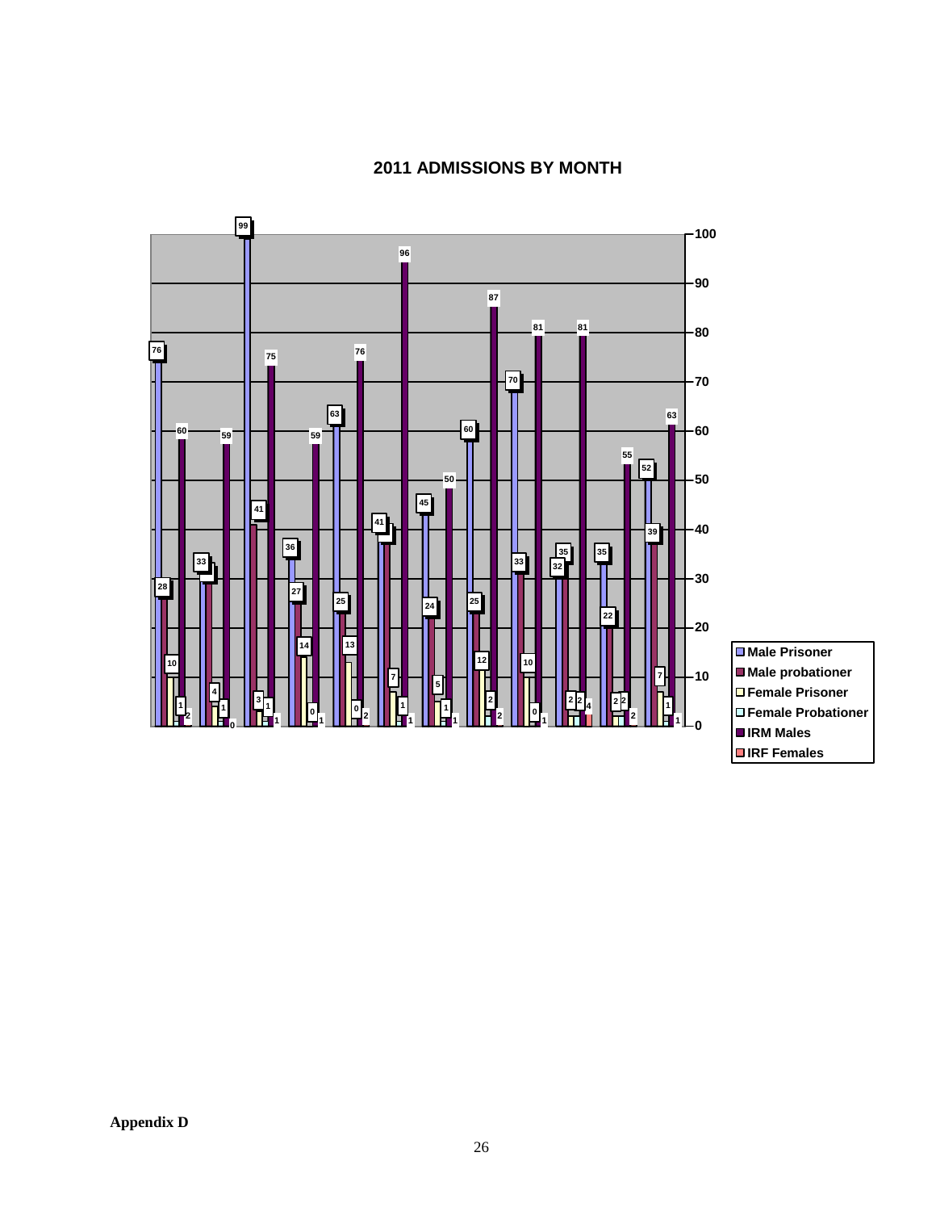## 2011 ADMISSIONS BY MONTH

- Male Prisoner
- Male probationer
- Female Prisoner
- Female Probationer
- IRM Males
- IRF Females

**Appendix D**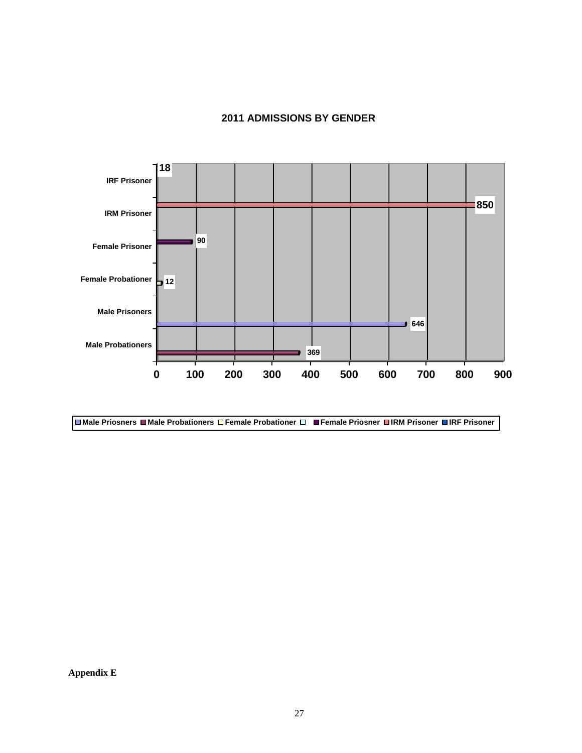**2011 ADMISSIONS BY GENDER**

| Category | Admissions |
|---|---|
| IRF Prisoner | 18 |
| IRM Prisoner | 850 |
| Female Prisoner | 90 |
| Female Probationer | 12 |
| Male Prisoners | 646 |
| Male Probationers | 369 |

Male Priosners | Male Probationers | Female Probationer | Female Priosner | IRM Prisoner | IRF Prisoner

**Appendix E**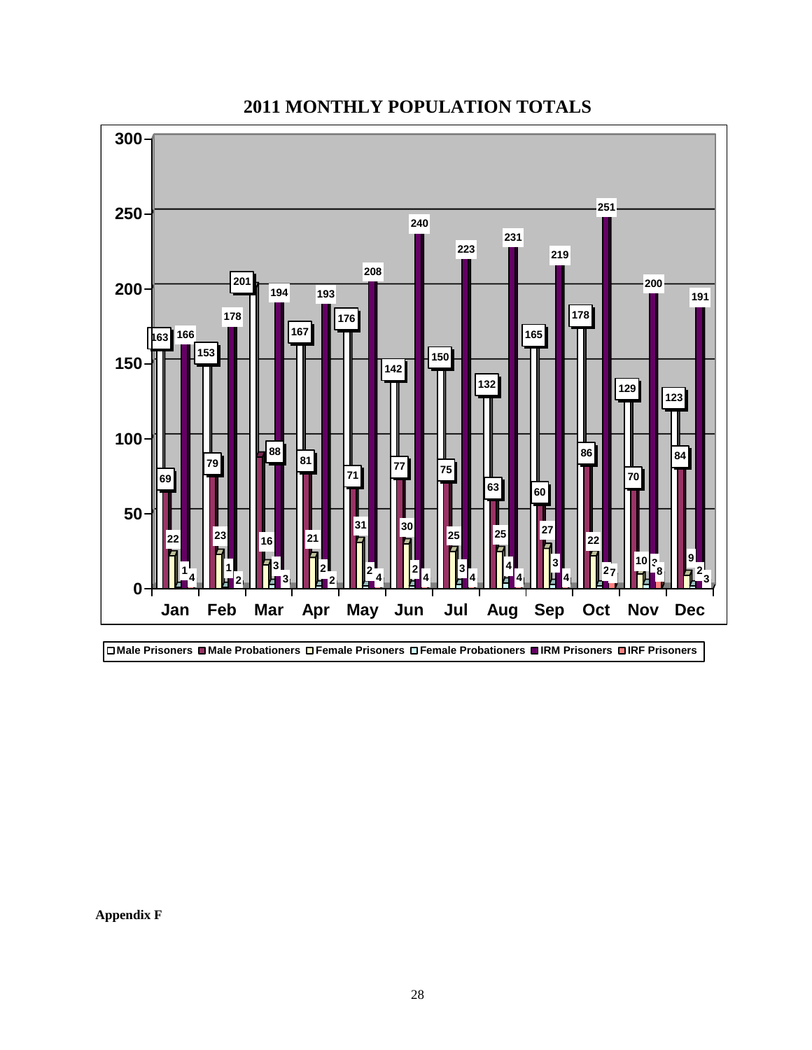# 2011 MONTHLY POPULATION TOTALS

| Month | Male Prisoners | Male Probationers | Female Prisoners | Female Probationers | IRM Prisoners | IRF Prisoners |
|---|---|---|---|---|---|---|
| Jan | 163 | 69 | 22 | 1 | 166 | 4 |
| Feb | 153 | 79 | 23 | 1 | 178 | 2 |
| Mar | 201 | 88 | 16 | 3 | 194 | 3 |
| Apr | 167 | 81 | 21 | 2 | 193 | 2 |
| May | 176 | 71 | 31 | 2 | 208 | 4 |
| Jun | 142 | 77 | 30 | 2 | 240 | 4 |
| Jul | 150 | 75 | 25 | 3 | 223 | 4 |
| Aug | 132 | 63 | 25 | 4 | 231 | 4 |
| Sep | 165 | 60 | 27 | 3 | 219 | 4 |
| Oct | 178 | 86 | 22 | 2 | 251 | 7 |
| Nov | 129 | 70 | 10 | 3 | 200 | 8 |
| Dec | 123 | 84 | 9 | 2 | 191 | 3 |

**Appendix F**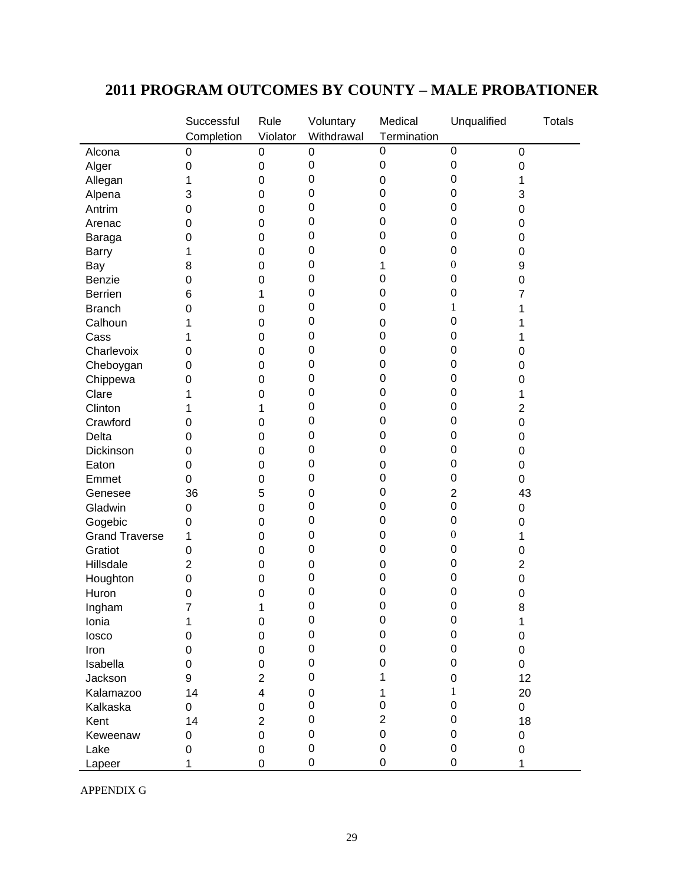# 2011 PROGRAM OUTCOMES BY COUNTY – MALE PROBATIONER

| | Successful Completion | Rule Violator | Voluntary Withdrawal | Medical Termination | Unqualified | Totals |
|---|---|---|---|---|---|---|
| Alcona | 0 | 0 | 0 | 0 | 0 | 0 |
| Alger | 0 | 0 | 0 | 0 | 0 | 0 |
| Allegan | 1 | 0 | 0 | 0 | 0 | 1 |
| Alpena | 3 | 0 | 0 | 0 | 0 | 3 |
| Antrim | 0 | 0 | 0 | 0 | 0 | 0 |
| Arenac | 0 | 0 | 0 | 0 | 0 | 0 |
| Baraga | 0 | 0 | 0 | 0 | 0 | 0 |
| Barry | 1 | 0 | 0 | 0 | 0 | 0 |
| Bay | 8 | 0 | 0 | 1 | 0 | 9 |
| Benzie | 0 | 0 | 0 | 0 | 0 | 0 |
| Berrien | 6 | 1 | 0 | 0 | 0 | 7 |
| Branch | 0 | 0 | 0 | 0 | 1 | 1 |
| Calhoun | 1 | 0 | 0 | 0 | 0 | 1 |
| Cass | 1 | 0 | 0 | 0 | 0 | 1 |
| Charlevoix | 0 | 0 | 0 | 0 | 0 | 0 |
| Cheboygan | 0 | 0 | 0 | 0 | 0 | 0 |
| Chippewa | 0 | 0 | 0 | 0 | 0 | 0 |
| Clare | 1 | 0 | 0 | 0 | 0 | 1 |
| Clinton | 1 | 1 | 0 | 0 | 0 | 2 |
| Crawford | 0 | 0 | 0 | 0 | 0 | 0 |
| Delta | 0 | 0 | 0 | 0 | 0 | 0 |
| Dickinson | 0 | 0 | 0 | 0 | 0 | 0 |
| Eaton | 0 | 0 | 0 | 0 | 0 | 0 |
| Emmet | 0 | 0 | 0 | 0 | 0 | 0 |
| Genesee | 36 | 5 | 0 | 0 | 2 | 43 |
| Gladwin | 0 | 0 | 0 | 0 | 0 | 0 |
| Gogebic | 0 | 0 | 0 | 0 | 0 | 0 |
| Grand Traverse | 1 | 0 | 0 | 0 | 0 | 1 |
| Gratiot | 0 | 0 | 0 | 0 | 0 | 0 |
| Hillsdale | 2 | 0 | 0 | 0 | 0 | 2 |
| Houghton | 0 | 0 | 0 | 0 | 0 | 0 |
| Huron | 0 | 0 | 0 | 0 | 0 | 0 |
| Ingham | 7 | 1 | 0 | 0 | 0 | 8 |
| Ionia | 1 | 0 | 0 | 0 | 0 | 1 |
| Iosco | 0 | 0 | 0 | 0 | 0 | 0 |
| Iron | 0 | 0 | 0 | 0 | 0 | 0 |
| Isabella | 0 | 0 | 0 | 0 | 0 | 0 |
| Jackson | 9 | 2 | 0 | 1 | 0 | 12 |
| Kalamazoo | 14 | 4 | 0 | 1 | 1 | 20 |
| Kalkaska | 0 | 0 | 0 | 0 | 0 | 0 |
| Kent | 14 | 2 | 0 | 2 | 0 | 18 |
| Keweenaw | 0 | 0 | 0 | 0 | 0 | 0 |
| Lake | 0 | 0 | 0 | 0 | 0 | 0 |
| Lapeer | 1 | 0 | 0 | 0 | 0 | 1 |

APPENDIX G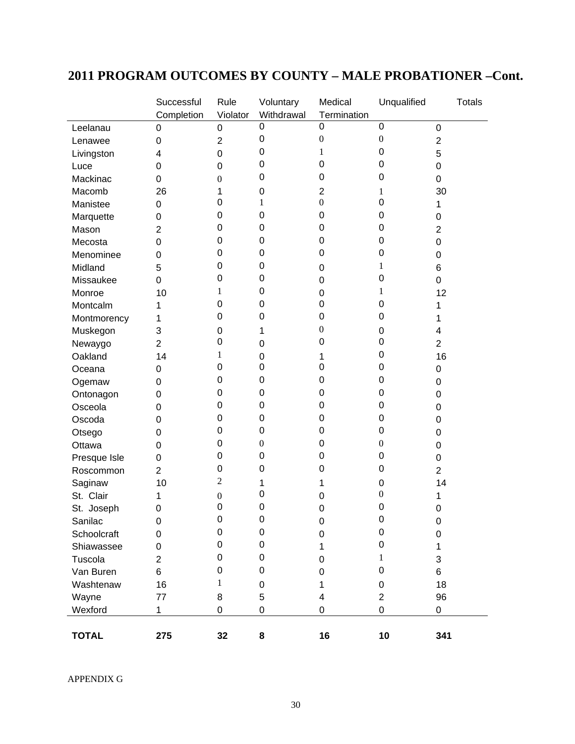## 2011 PROGRAM OUTCOMES BY COUNTY – MALE PROBATIONER –Cont.

| | Successful Completion | Rule Violator | Voluntary Withdrawal | Medical Termination | Unqualified | Totals |
|---|---|---|---|---|---|---|
| Leelanau | 0 | 0 | 0 | 0 | 0 | 0 |
| Lenawee | 0 | 2 | 0 | 0 | 0 | 2 |
| Livingston | 4 | 0 | 0 | 1 | 0 | 5 |
| Luce | 0 | 0 | 0 | 0 | 0 | 0 |
| Mackinac | 0 | 0 | 0 | 0 | 0 | 0 |
| Macomb | 26 | 1 | 0 | 2 | 1 | 30 |
| Manistee | 0 | 0 | 1 | 0 | 0 | 1 |
| Marquette | 0 | 0 | 0 | 0 | 0 | 0 |
| Mason | 2 | 0 | 0 | 0 | 0 | 2 |
| Mecosta | 0 | 0 | 0 | 0 | 0 | 0 |
| Menominee | 0 | 0 | 0 | 0 | 0 | 0 |
| Midland | 5 | 0 | 0 | 0 | 1 | 6 |
| Missaukee | 0 | 0 | 0 | 0 | 0 | 0 |
| Monroe | 10 | 1 | 0 | 0 | 1 | 12 |
| Montcalm | 1 | 0 | 0 | 0 | 0 | 1 |
| Montmorency | 1 | 0 | 0 | 0 | 0 | 1 |
| Muskegon | 3 | 0 | 1 | 0 | 0 | 4 |
| Newaygo | 2 | 0 | 0 | 0 | 0 | 2 |
| Oakland | 14 | 1 | 0 | 1 | 0 | 16 |
| Oceana | 0 | 0 | 0 | 0 | 0 | 0 |
| Ogemaw | 0 | 0 | 0 | 0 | 0 | 0 |
| Ontonagon | 0 | 0 | 0 | 0 | 0 | 0 |
| Osceola | 0 | 0 | 0 | 0 | 0 | 0 |
| Oscoda | 0 | 0 | 0 | 0 | 0 | 0 |
| Otsego | 0 | 0 | 0 | 0 | 0 | 0 |
| Ottawa | 0 | 0 | 0 | 0 | 0 | 0 |
| Presque Isle | 0 | 0 | 0 | 0 | 0 | 0 |
| Roscommon | 2 | 0 | 0 | 0 | 0 | 2 |
| Saginaw | 10 | 2 | 1 | 1 | 0 | 14 |
| St. Clair | 1 | 0 | 0 | 0 | 0 | 1 |
| St. Joseph | 0 | 0 | 0 | 0 | 0 | 0 |
| Sanilac | 0 | 0 | 0 | 0 | 0 | 0 |
| Schoolcraft | 0 | 0 | 0 | 0 | 0 | 0 |
| Shiawassee | 0 | 0 | 0 | 1 | 0 | 1 |
| Tuscola | 2 | 0 | 0 | 0 | 1 | 3 |
| Van Buren | 6 | 0 | 0 | 0 | 0 | 6 |
| Washtenaw | 16 | 1 | 0 | 1 | 0 | 18 |
| Wayne | 77 | 8 | 5 | 4 | 2 | 96 |
| Wexford | 1 | 0 | 0 | 0 | 0 | 0 |
| **TOTAL** | **275** | **32** | **8** | **16** | **10** | **341** |

APPENDIX G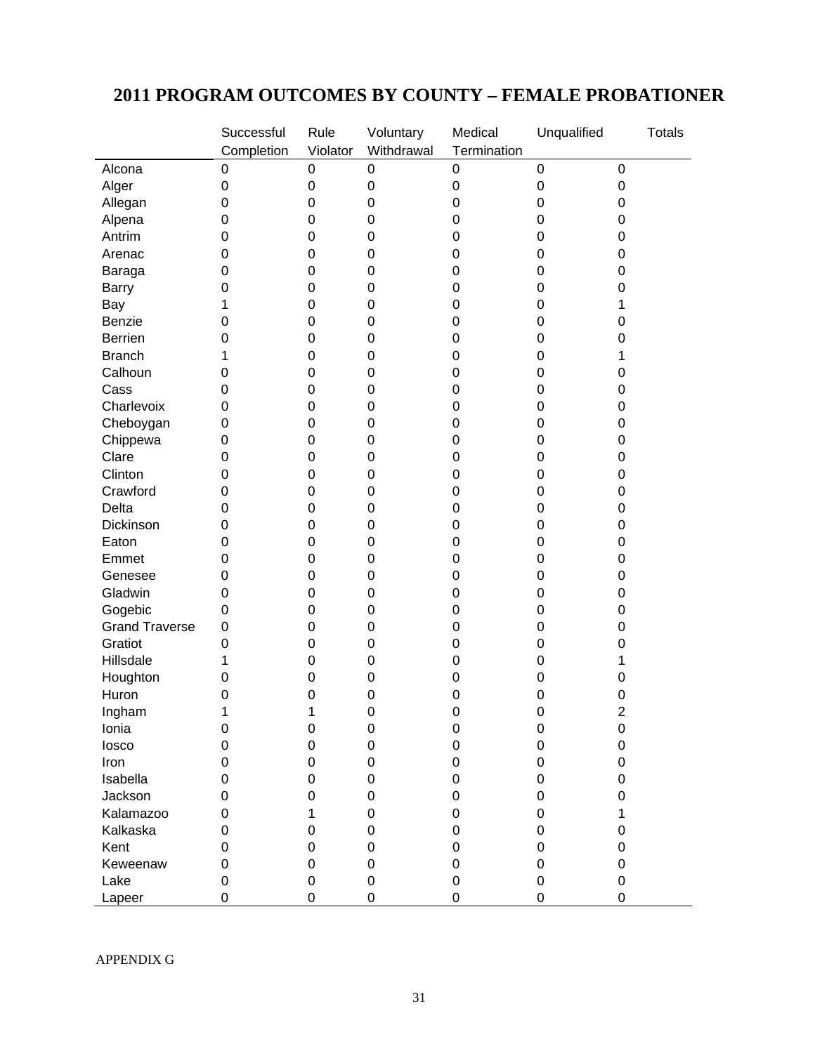# 2011 PROGRAM OUTCOMES BY COUNTY – FEMALE PROBATIONER

| | Successful Completion | Rule Violator | Voluntary Withdrawal | Medical Termination | Unqualified | Totals |
|---|---|---|---|---|---|---|
| Alcona | 0 | 0 | 0 | 0 | 0 | 0 |
| Alger | 0 | 0 | 0 | 0 | 0 | 0 |
| Allegan | 0 | 0 | 0 | 0 | 0 | 0 |
| Alpena | 0 | 0 | 0 | 0 | 0 | 0 |
| Antrim | 0 | 0 | 0 | 0 | 0 | 0 |
| Arenac | 0 | 0 | 0 | 0 | 0 | 0 |
| Baraga | 0 | 0 | 0 | 0 | 0 | 0 |
| Barry | 0 | 0 | 0 | 0 | 0 | 0 |
| Bay | 1 | 0 | 0 | 0 | 0 | 1 |
| Benzie | 0 | 0 | 0 | 0 | 0 | 0 |
| Berrien | 0 | 0 | 0 | 0 | 0 | 0 |
| Branch | 1 | 0 | 0 | 0 | 0 | 1 |
| Calhoun | 0 | 0 | 0 | 0 | 0 | 0 |
| Cass | 0 | 0 | 0 | 0 | 0 | 0 |
| Charlevoix | 0 | 0 | 0 | 0 | 0 | 0 |
| Cheboygan | 0 | 0 | 0 | 0 | 0 | 0 |
| Chippewa | 0 | 0 | 0 | 0 | 0 | 0 |
| Clare | 0 | 0 | 0 | 0 | 0 | 0 |
| Clinton | 0 | 0 | 0 | 0 | 0 | 0 |
| Crawford | 0 | 0 | 0 | 0 | 0 | 0 |
| Delta | 0 | 0 | 0 | 0 | 0 | 0 |
| Dickinson | 0 | 0 | 0 | 0 | 0 | 0 |
| Eaton | 0 | 0 | 0 | 0 | 0 | 0 |
| Emmet | 0 | 0 | 0 | 0 | 0 | 0 |
| Genesee | 0 | 0 | 0 | 0 | 0 | 0 |
| Gladwin | 0 | 0 | 0 | 0 | 0 | 0 |
| Gogebic | 0 | 0 | 0 | 0 | 0 | 0 |
| Grand Traverse | 0 | 0 | 0 | 0 | 0 | 0 |
| Gratiot | 0 | 0 | 0 | 0 | 0 | 0 |
| Hillsdale | 1 | 0 | 0 | 0 | 0 | 1 |
| Houghton | 0 | 0 | 0 | 0 | 0 | 0 |
| Huron | 0 | 0 | 0 | 0 | 0 | 0 |
| Ingham | 1 | 1 | 0 | 0 | 0 | 2 |
| Ionia | 0 | 0 | 0 | 0 | 0 | 0 |
| Iosco | 0 | 0 | 0 | 0 | 0 | 0 |
| Iron | 0 | 0 | 0 | 0 | 0 | 0 |
| Isabella | 0 | 0 | 0 | 0 | 0 | 0 |
| Jackson | 0 | 0 | 0 | 0 | 0 | 0 |
| Kalamazoo | 0 | 1 | 0 | 0 | 0 | 1 |
| Kalkaska | 0 | 0 | 0 | 0 | 0 | 0 |
| Kent | 0 | 0 | 0 | 0 | 0 | 0 |
| Keweenaw | 0 | 0 | 0 | 0 | 0 | 0 |
| Lake | 0 | 0 | 0 | 0 | 0 | 0 |
| Lapeer | 0 | 0 | 0 | 0 | 0 | 0 |

APPENDIX G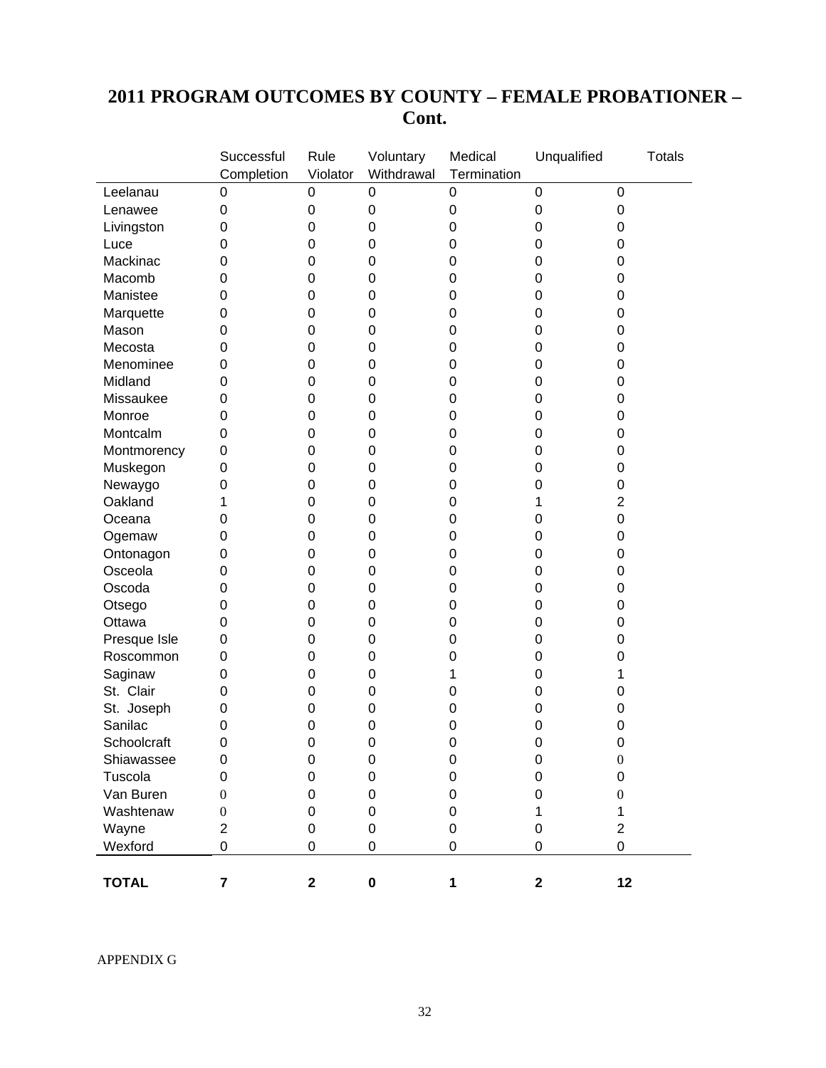## 2011 PROGRAM OUTCOMES BY COUNTY – FEMALE PROBATIONER – Cont.

| | Successful Completion | Rule Violator | Voluntary Withdrawal | Medical Termination | Unqualified | Totals |
|---|---|---|---|---|---|---|
| Leelanau | 0 | 0 | 0 | 0 | 0 | 0 |
| Lenawee | 0 | 0 | 0 | 0 | 0 | 0 |
| Livingston | 0 | 0 | 0 | 0 | 0 | 0 |
| Luce | 0 | 0 | 0 | 0 | 0 | 0 |
| Mackinac | 0 | 0 | 0 | 0 | 0 | 0 |
| Macomb | 0 | 0 | 0 | 0 | 0 | 0 |
| Manistee | 0 | 0 | 0 | 0 | 0 | 0 |
| Marquette | 0 | 0 | 0 | 0 | 0 | 0 |
| Mason | 0 | 0 | 0 | 0 | 0 | 0 |
| Mecosta | 0 | 0 | 0 | 0 | 0 | 0 |
| Menominee | 0 | 0 | 0 | 0 | 0 | 0 |
| Midland | 0 | 0 | 0 | 0 | 0 | 0 |
| Missaukee | 0 | 0 | 0 | 0 | 0 | 0 |
| Monroe | 0 | 0 | 0 | 0 | 0 | 0 |
| Montcalm | 0 | 0 | 0 | 0 | 0 | 0 |
| Montmorency | 0 | 0 | 0 | 0 | 0 | 0 |
| Muskegon | 0 | 0 | 0 | 0 | 0 | 0 |
| Newaygo | 0 | 0 | 0 | 0 | 0 | 0 |
| Oakland | 1 | 0 | 0 | 0 | 1 | 2 |
| Oceana | 0 | 0 | 0 | 0 | 0 | 0 |
| Ogemaw | 0 | 0 | 0 | 0 | 0 | 0 |
| Ontonagon | 0 | 0 | 0 | 0 | 0 | 0 |
| Osceola | 0 | 0 | 0 | 0 | 0 | 0 |
| Oscoda | 0 | 0 | 0 | 0 | 0 | 0 |
| Otsego | 0 | 0 | 0 | 0 | 0 | 0 |
| Ottawa | 0 | 0 | 0 | 0 | 0 | 0 |
| Presque Isle | 0 | 0 | 0 | 0 | 0 | 0 |
| Roscommon | 0 | 0 | 0 | 0 | 0 | 0 |
| Saginaw | 0 | 0 | 0 | 1 | 0 | 1 |
| St. Clair | 0 | 0 | 0 | 0 | 0 | 0 |
| St. Joseph | 0 | 0 | 0 | 0 | 0 | 0 |
| Sanilac | 0 | 0 | 0 | 0 | 0 | 0 |
| Schoolcraft | 0 | 0 | 0 | 0 | 0 | 0 |
| Shiawassee | 0 | 0 | 0 | 0 | 0 | 0 |
| Tuscola | 0 | 0 | 0 | 0 | 0 | 0 |
| Van Buren | 0 | 0 | 0 | 0 | 0 | 0 |
| Washtenaw | 0 | 0 | 0 | 0 | 1 | 1 |
| Wayne | 2 | 0 | 0 | 0 | 0 | 2 |
| Wexford | 0 | 0 | 0 | 0 | 0 | 0 |
| **TOTAL** | **7** | **2** | **0** | **1** | **2** | **12** |

APPENDIX G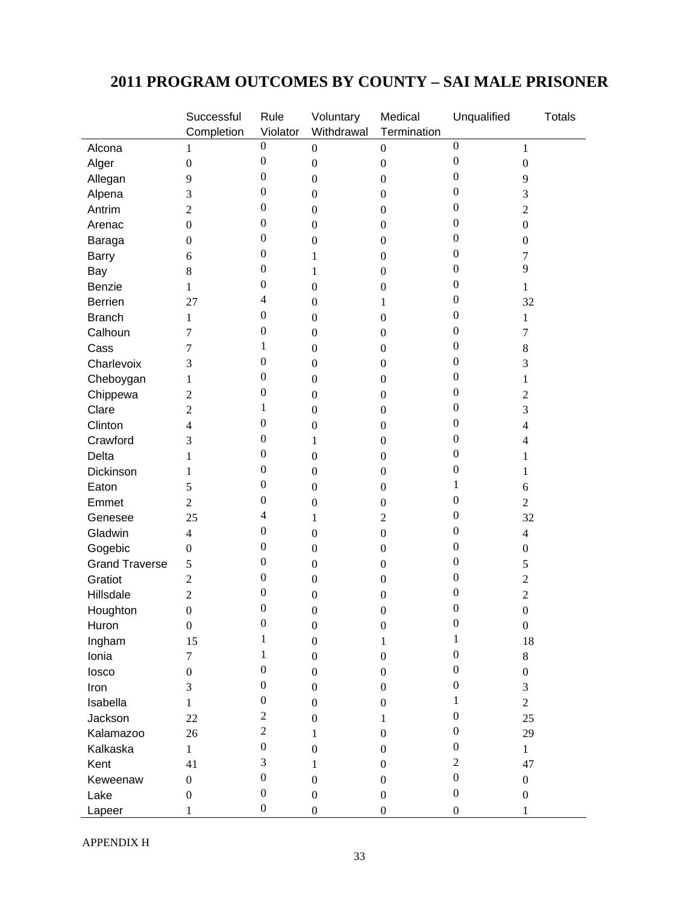# 2011 PROGRAM OUTCOMES BY COUNTY – SAI MALE PRISONER

| | Successful Completion | Rule Violator | Voluntary Withdrawal | Medical Termination | Unqualified | Totals |
|---|---|---|---|---|---|---|
| Alcona | 1 | 0 | 0 | 0 | 0 | 1 |
| Alger | 0 | 0 | 0 | 0 | 0 | 0 |
| Allegan | 9 | 0 | 0 | 0 | 0 | 9 |
| Alpena | 3 | 0 | 0 | 0 | 0 | 3 |
| Antrim | 2 | 0 | 0 | 0 | 0 | 2 |
| Arenac | 0 | 0 | 0 | 0 | 0 | 0 |
| Baraga | 0 | 0 | 0 | 0 | 0 | 0 |
| Barry | 6 | 0 | 1 | 0 | 0 | 7 |
| Bay | 8 | 0 | 1 | 0 | 0 | 9 |
| Benzie | 1 | 0 | 0 | 0 | 0 | 1 |
| Berrien | 27 | 4 | 0 | 1 | 0 | 32 |
| Branch | 1 | 0 | 0 | 0 | 0 | 1 |
| Calhoun | 7 | 0 | 0 | 0 | 0 | 7 |
| Cass | 7 | 1 | 0 | 0 | 0 | 8 |
| Charlevoix | 3 | 0 | 0 | 0 | 0 | 3 |
| Cheboygan | 1 | 0 | 0 | 0 | 0 | 1 |
| Chippewa | 2 | 0 | 0 | 0 | 0 | 2 |
| Clare | 2 | 1 | 0 | 0 | 0 | 3 |
| Clinton | 4 | 0 | 0 | 0 | 0 | 4 |
| Crawford | 3 | 0 | 1 | 0 | 0 | 4 |
| Delta | 1 | 0 | 0 | 0 | 0 | 1 |
| Dickinson | 1 | 0 | 0 | 0 | 0 | 1 |
| Eaton | 5 | 0 | 0 | 0 | 1 | 6 |
| Emmet | 2 | 0 | 0 | 0 | 0 | 2 |
| Genesee | 25 | 4 | 1 | 2 | 0 | 32 |
| Gladwin | 4 | 0 | 0 | 0 | 0 | 4 |
| Gogebic | 0 | 0 | 0 | 0 | 0 | 0 |
| Grand Traverse | 5 | 0 | 0 | 0 | 0 | 5 |
| Gratiot | 2 | 0 | 0 | 0 | 0 | 2 |
| Hillsdale | 2 | 0 | 0 | 0 | 0 | 2 |
| Houghton | 0 | 0 | 0 | 0 | 0 | 0 |
| Huron | 0 | 0 | 0 | 0 | 0 | 0 |
| Ingham | 15 | 1 | 0 | 1 | 1 | 18 |
| Ionia | 7 | 1 | 0 | 0 | 0 | 8 |
| Iosco | 0 | 0 | 0 | 0 | 0 | 0 |
| Iron | 3 | 0 | 0 | 0 | 0 | 3 |
| Isabella | 1 | 0 | 0 | 0 | 1 | 2 |
| Jackson | 22 | 2 | 0 | 1 | 0 | 25 |
| Kalamazoo | 26 | 2 | 1 | 0 | 0 | 29 |
| Kalkaska | 1 | 0 | 0 | 0 | 0 | 1 |
| Kent | 41 | 3 | 1 | 0 | 2 | 47 |
| Keweenaw | 0 | 0 | 0 | 0 | 0 | 0 |
| Lake | 0 | 0 | 0 | 0 | 0 | 0 |
| Lapeer | 1 | 0 | 0 | 0 | 0 | 1 |

APPENDIX H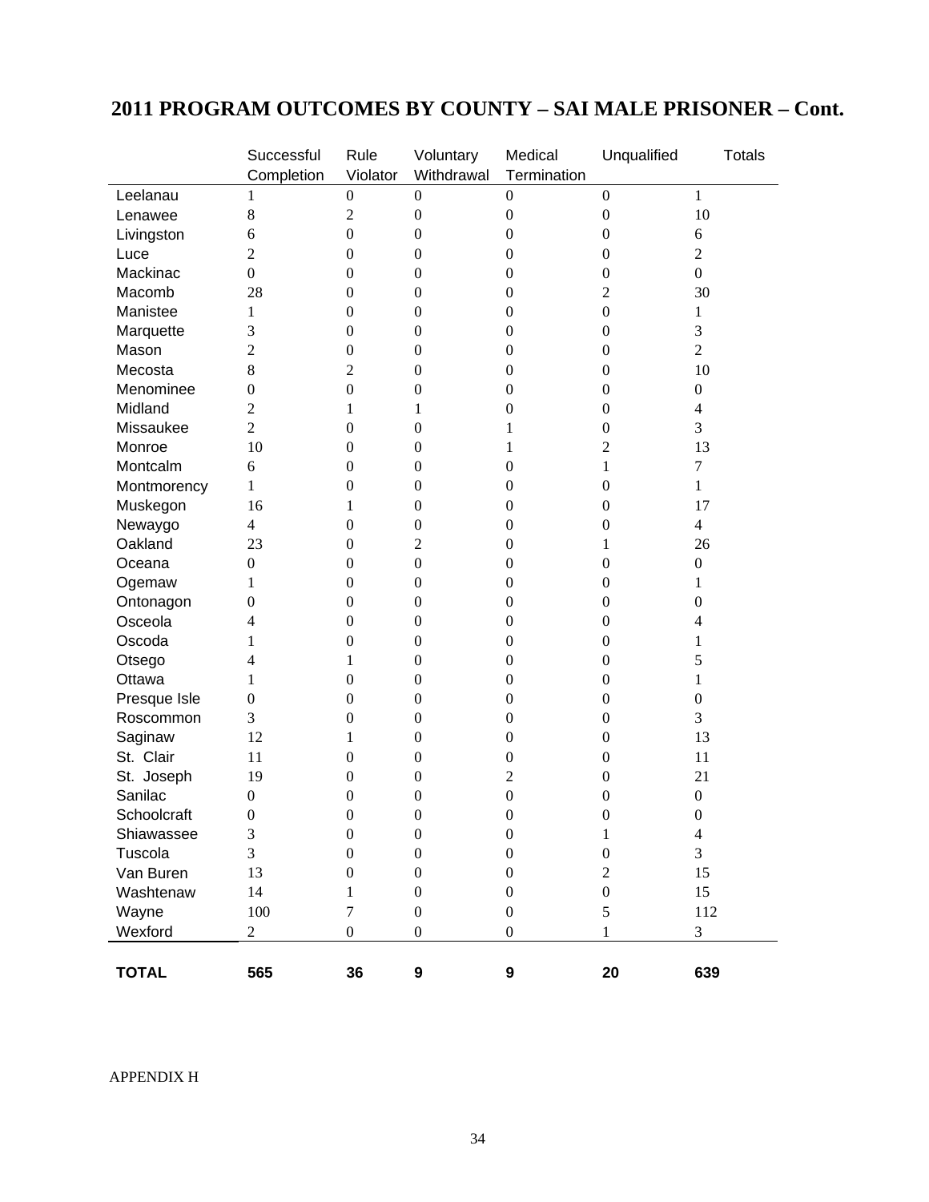# 2011 PROGRAM OUTCOMES BY COUNTY – SAI MALE PRISONER – Cont.

| | Successful Completion | Rule Violator | Voluntary Withdrawal | Medical Termination | Unqualified | Totals |
|---|---|---|---|---|---|---|
| Leelanau | 1 | 0 | 0 | 0 | 0 | 1 |
| Lenawee | 8 | 2 | 0 | 0 | 0 | 10 |
| Livingston | 6 | 0 | 0 | 0 | 0 | 6 |
| Luce | 2 | 0 | 0 | 0 | 0 | 2 |
| Mackinac | 0 | 0 | 0 | 0 | 0 | 0 |
| Macomb | 28 | 0 | 0 | 0 | 2 | 30 |
| Manistee | 1 | 0 | 0 | 0 | 0 | 1 |
| Marquette | 3 | 0 | 0 | 0 | 0 | 3 |
| Mason | 2 | 0 | 0 | 0 | 0 | 2 |
| Mecosta | 8 | 2 | 0 | 0 | 0 | 10 |
| Menominee | 0 | 0 | 0 | 0 | 0 | 0 |
| Midland | 2 | 1 | 1 | 0 | 0 | 4 |
| Missaukee | 2 | 0 | 0 | 1 | 0 | 3 |
| Monroe | 10 | 0 | 0 | 1 | 2 | 13 |
| Montcalm | 6 | 0 | 0 | 0 | 1 | 7 |
| Montmorency | 1 | 0 | 0 | 0 | 0 | 1 |
| Muskegon | 16 | 1 | 0 | 0 | 0 | 17 |
| Newaygo | 4 | 0 | 0 | 0 | 0 | 4 |
| Oakland | 23 | 0 | 2 | 0 | 1 | 26 |
| Oceana | 0 | 0 | 0 | 0 | 0 | 0 |
| Ogemaw | 1 | 0 | 0 | 0 | 0 | 1 |
| Ontonagon | 0 | 0 | 0 | 0 | 0 | 0 |
| Osceola | 4 | 0 | 0 | 0 | 0 | 4 |
| Oscoda | 1 | 0 | 0 | 0 | 0 | 1 |
| Otsego | 4 | 1 | 0 | 0 | 0 | 5 |
| Ottawa | 1 | 0 | 0 | 0 | 0 | 1 |
| Presque Isle | 0 | 0 | 0 | 0 | 0 | 0 |
| Roscommon | 3 | 0 | 0 | 0 | 0 | 3 |
| Saginaw | 12 | 1 | 0 | 0 | 0 | 13 |
| St. Clair | 11 | 0 | 0 | 0 | 0 | 11 |
| St. Joseph | 19 | 0 | 0 | 2 | 0 | 21 |
| Sanilac | 0 | 0 | 0 | 0 | 0 | 0 |
| Schoolcraft | 0 | 0 | 0 | 0 | 0 | 0 |
| Shiawassee | 3 | 0 | 0 | 0 | 1 | 4 |
| Tuscola | 3 | 0 | 0 | 0 | 0 | 3 |
| Van Buren | 13 | 0 | 0 | 0 | 2 | 15 |
| Washtenaw | 14 | 1 | 0 | 0 | 0 | 15 |
| Wayne | 100 | 7 | 0 | 0 | 5 | 112 |
| Wexford | 2 | 0 | 0 | 0 | 1 | 3 |
| **TOTAL** | **565** | **36** | **9** | **9** | **20** | **639** |

APPENDIX H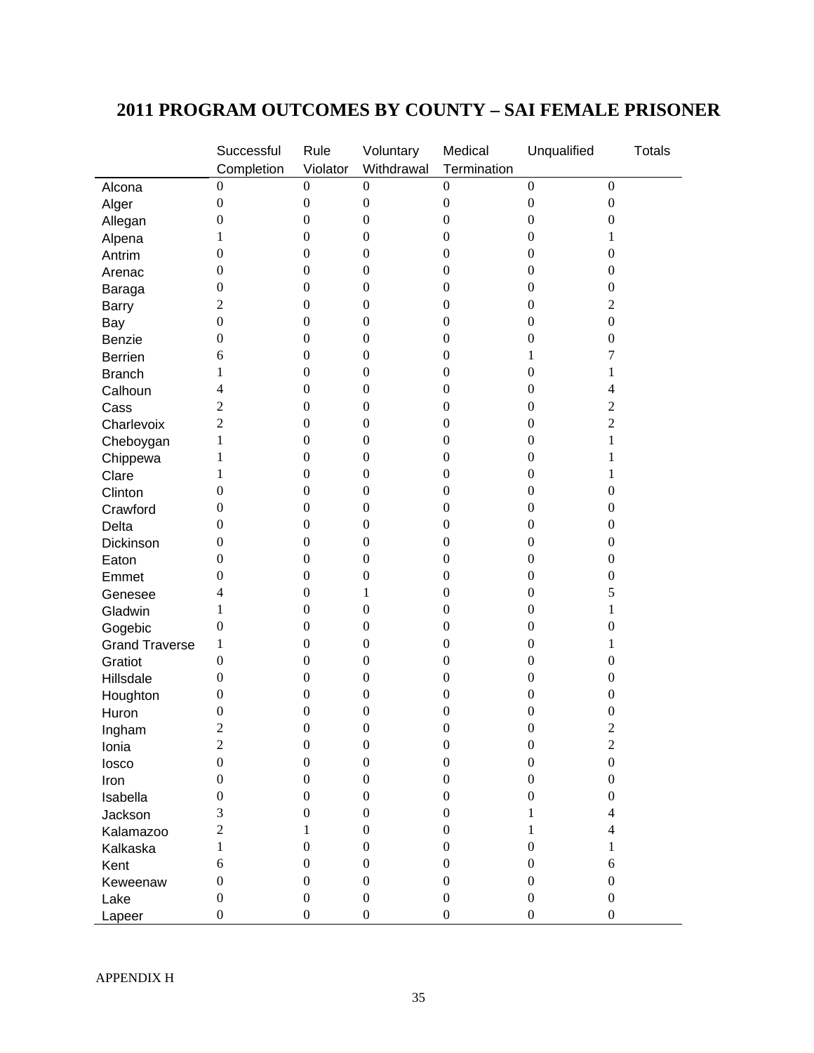## 2011 PROGRAM OUTCOMES BY COUNTY – SAI FEMALE PRISONER

| | Successful Completion | Rule Violator | Voluntary Withdrawal | Medical Termination | Unqualified | Totals |
|---|---|---|---|---|---|---|
| Alcona | 0 | 0 | 0 | 0 | 0 | 0 |
| Alger | 0 | 0 | 0 | 0 | 0 | 0 |
| Allegan | 0 | 0 | 0 | 0 | 0 | 0 |
| Alpena | 1 | 0 | 0 | 0 | 0 | 1 |
| Antrim | 0 | 0 | 0 | 0 | 0 | 0 |
| Arenac | 0 | 0 | 0 | 0 | 0 | 0 |
| Baraga | 0 | 0 | 0 | 0 | 0 | 0 |
| Barry | 2 | 0 | 0 | 0 | 0 | 2 |
| Bay | 0 | 0 | 0 | 0 | 0 | 0 |
| Benzie | 0 | 0 | 0 | 0 | 0 | 0 |
| Berrien | 6 | 0 | 0 | 0 | 1 | 7 |
| Branch | 1 | 0 | 0 | 0 | 0 | 1 |
| Calhoun | 4 | 0 | 0 | 0 | 0 | 4 |
| Cass | 2 | 0 | 0 | 0 | 0 | 2 |
| Charlevoix | 2 | 0 | 0 | 0 | 0 | 2 |
| Cheboygan | 1 | 0 | 0 | 0 | 0 | 1 |
| Chippewa | 1 | 0 | 0 | 0 | 0 | 1 |
| Clare | 1 | 0 | 0 | 0 | 0 | 1 |
| Clinton | 0 | 0 | 0 | 0 | 0 | 0 |
| Crawford | 0 | 0 | 0 | 0 | 0 | 0 |
| Delta | 0 | 0 | 0 | 0 | 0 | 0 |
| Dickinson | 0 | 0 | 0 | 0 | 0 | 0 |
| Eaton | 0 | 0 | 0 | 0 | 0 | 0 |
| Emmet | 0 | 0 | 0 | 0 | 0 | 0 |
| Genesee | 4 | 0 | 1 | 0 | 0 | 5 |
| Gladwin | 1 | 0 | 0 | 0 | 0 | 1 |
| Gogebic | 0 | 0 | 0 | 0 | 0 | 0 |
| Grand Traverse | 1 | 0 | 0 | 0 | 0 | 1 |
| Gratiot | 0 | 0 | 0 | 0 | 0 | 0 |
| Hillsdale | 0 | 0 | 0 | 0 | 0 | 0 |
| Houghton | 0 | 0 | 0 | 0 | 0 | 0 |
| Huron | 0 | 0 | 0 | 0 | 0 | 0 |
| Ingham | 2 | 0 | 0 | 0 | 0 | 2 |
| Ionia | 2 | 0 | 0 | 0 | 0 | 2 |
| Iosco | 0 | 0 | 0 | 0 | 0 | 0 |
| Iron | 0 | 0 | 0 | 0 | 0 | 0 |
| Isabella | 0 | 0 | 0 | 0 | 0 | 0 |
| Jackson | 3 | 0 | 0 | 0 | 1 | 4 |
| Kalamazoo | 2 | 1 | 0 | 0 | 1 | 4 |
| Kalkaska | 1 | 0 | 0 | 0 | 0 | 1 |
| Kent | 6 | 0 | 0 | 0 | 0 | 6 |
| Keweenaw | 0 | 0 | 0 | 0 | 0 | 0 |
| Lake | 0 | 0 | 0 | 0 | 0 | 0 |
| Lapeer | 0 | 0 | 0 | 0 | 0 | 0 |

APPENDIX H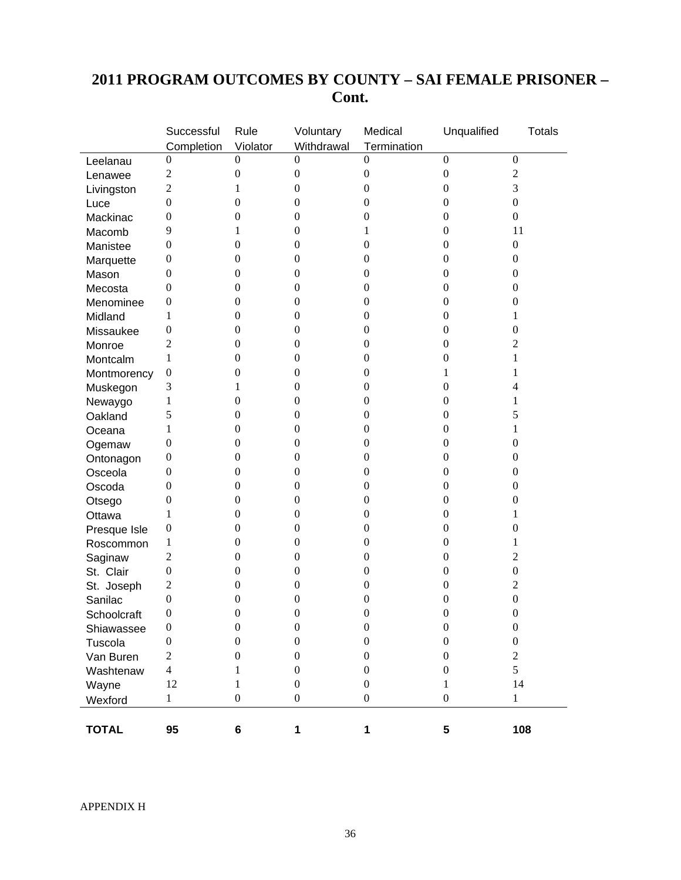# 2011 PROGRAM OUTCOMES BY COUNTY – SAI FEMALE PRISONER – Cont.

| | Successful Completion | Rule Violator | Voluntary Withdrawal | Medical Termination | Unqualified | Totals |
|---|---|---|---|---|---|---|
| Leelanau | 0 | 0 | 0 | 0 | 0 | 0 |
| Lenawee | 2 | 0 | 0 | 0 | 0 | 2 |
| Livingston | 2 | 1 | 0 | 0 | 0 | 3 |
| Luce | 0 | 0 | 0 | 0 | 0 | 0 |
| Mackinac | 0 | 0 | 0 | 0 | 0 | 0 |
| Macomb | 9 | 1 | 0 | 1 | 0 | 11 |
| Manistee | 0 | 0 | 0 | 0 | 0 | 0 |
| Marquette | 0 | 0 | 0 | 0 | 0 | 0 |
| Mason | 0 | 0 | 0 | 0 | 0 | 0 |
| Mecosta | 0 | 0 | 0 | 0 | 0 | 0 |
| Menominee | 0 | 0 | 0 | 0 | 0 | 0 |
| Midland | 1 | 0 | 0 | 0 | 0 | 1 |
| Missaukee | 0 | 0 | 0 | 0 | 0 | 0 |
| Monroe | 2 | 0 | 0 | 0 | 0 | 2 |
| Montcalm | 1 | 0 | 0 | 0 | 0 | 1 |
| Montmorency | 0 | 0 | 0 | 0 | 1 | 1 |
| Muskegon | 3 | 1 | 0 | 0 | 0 | 4 |
| Newaygo | 1 | 0 | 0 | 0 | 0 | 1 |
| Oakland | 5 | 0 | 0 | 0 | 0 | 5 |
| Oceana | 1 | 0 | 0 | 0 | 0 | 1 |
| Ogemaw | 0 | 0 | 0 | 0 | 0 | 0 |
| Ontonagon | 0 | 0 | 0 | 0 | 0 | 0 |
| Osceola | 0 | 0 | 0 | 0 | 0 | 0 |
| Oscoda | 0 | 0 | 0 | 0 | 0 | 0 |
| Otsego | 0 | 0 | 0 | 0 | 0 | 0 |
| Ottawa | 1 | 0 | 0 | 0 | 0 | 1 |
| Presque Isle | 0 | 0 | 0 | 0 | 0 | 0 |
| Roscommon | 1 | 0 | 0 | 0 | 0 | 1 |
| Saginaw | 2 | 0 | 0 | 0 | 0 | 2 |
| St. Clair | 0 | 0 | 0 | 0 | 0 | 0 |
| St. Joseph | 2 | 0 | 0 | 0 | 0 | 2 |
| Sanilac | 0 | 0 | 0 | 0 | 0 | 0 |
| Schoolcraft | 0 | 0 | 0 | 0 | 0 | 0 |
| Shiawassee | 0 | 0 | 0 | 0 | 0 | 0 |
| Tuscola | 0 | 0 | 0 | 0 | 0 | 0 |
| Van Buren | 2 | 0 | 0 | 0 | 0 | 2 |
| Washtenaw | 4 | 1 | 0 | 0 | 0 | 5 |
| Wayne | 12 | 1 | 0 | 0 | 1 | 14 |
| Wexford | 1 | 0 | 0 | 0 | 0 | 1 |
| **TOTAL** | **95** | **6** | **1** | **1** | **5** | **108** |

APPENDIX H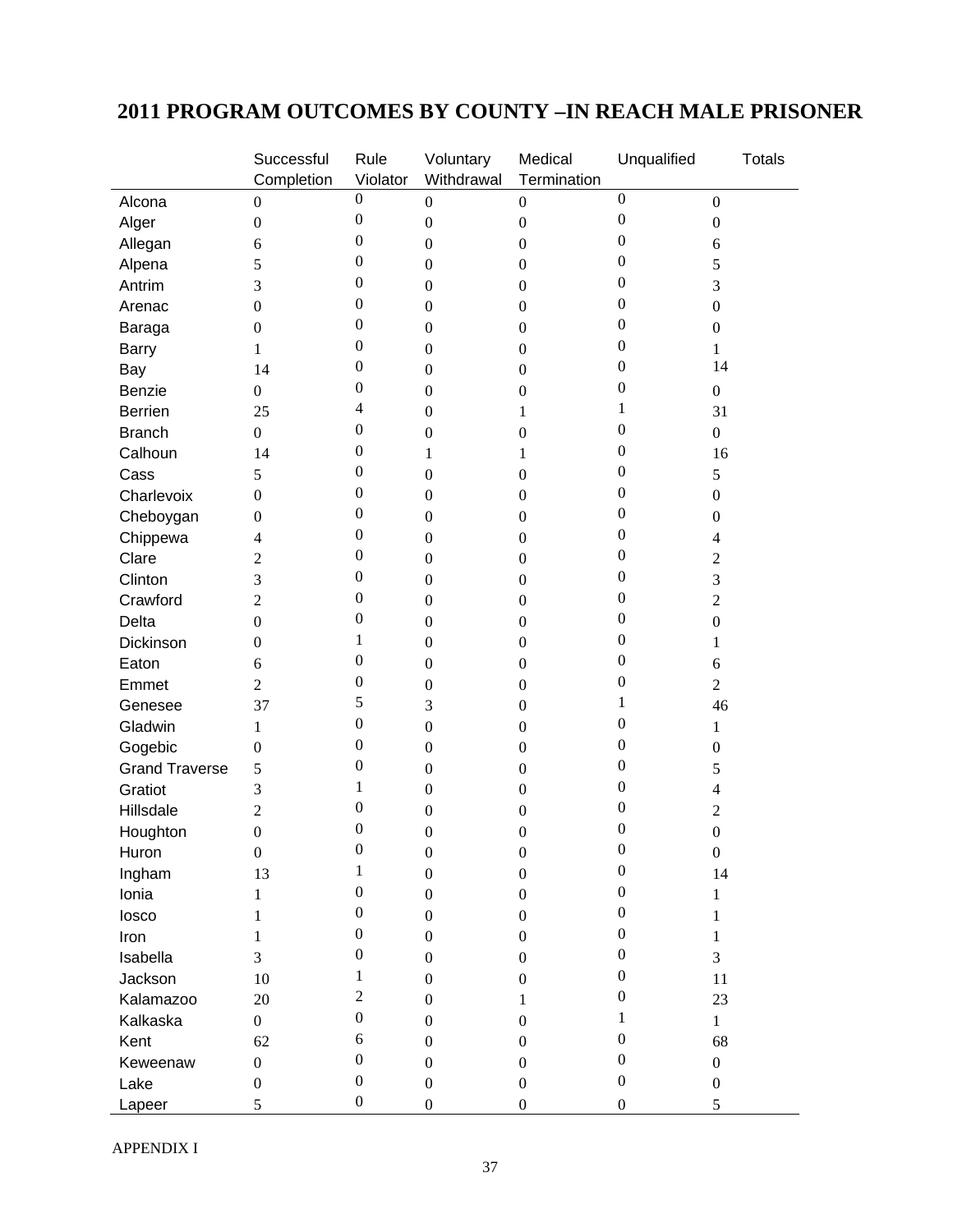# 2011 PROGRAM OUTCOMES BY COUNTY –IN REACH MALE PRISONER

| | Successful Completion | Rule Violator | Voluntary Withdrawal | Medical Termination | Unqualified | Totals |
|---|---|---|---|---|---|---|
| Alcona | 0 | 0 | 0 | 0 | 0 | 0 |
| Alger | 0 | 0 | 0 | 0 | 0 | 0 |
| Allegan | 6 | 0 | 0 | 0 | 0 | 6 |
| Alpena | 5 | 0 | 0 | 0 | 0 | 5 |
| Antrim | 3 | 0 | 0 | 0 | 0 | 3 |
| Arenac | 0 | 0 | 0 | 0 | 0 | 0 |
| Baraga | 0 | 0 | 0 | 0 | 0 | 0 |
| Barry | 1 | 0 | 0 | 0 | 0 | 1 |
| Bay | 14 | 0 | 0 | 0 | 0 | 14 |
| Benzie | 0 | 0 | 0 | 0 | 0 | 0 |
| Berrien | 25 | 4 | 0 | 1 | 1 | 31 |
| Branch | 0 | 0 | 0 | 0 | 0 | 0 |
| Calhoun | 14 | 0 | 1 | 1 | 0 | 16 |
| Cass | 5 | 0 | 0 | 0 | 0 | 5 |
| Charlevoix | 0 | 0 | 0 | 0 | 0 | 0 |
| Cheboygan | 0 | 0 | 0 | 0 | 0 | 0 |
| Chippewa | 4 | 0 | 0 | 0 | 0 | 4 |
| Clare | 2 | 0 | 0 | 0 | 0 | 2 |
| Clinton | 3 | 0 | 0 | 0 | 0 | 3 |
| Crawford | 2 | 0 | 0 | 0 | 0 | 2 |
| Delta | 0 | 0 | 0 | 0 | 0 | 0 |
| Dickinson | 0 | 1 | 0 | 0 | 0 | 1 |
| Eaton | 6 | 0 | 0 | 0 | 0 | 6 |
| Emmet | 2 | 0 | 0 | 0 | 0 | 2 |
| Genesee | 37 | 5 | 3 | 0 | 1 | 46 |
| Gladwin | 1 | 0 | 0 | 0 | 0 | 1 |
| Gogebic | 0 | 0 | 0 | 0 | 0 | 0 |
| Grand Traverse | 5 | 0 | 0 | 0 | 0 | 5 |
| Gratiot | 3 | 1 | 0 | 0 | 0 | 4 |
| Hillsdale | 2 | 0 | 0 | 0 | 0 | 2 |
| Houghton | 0 | 0 | 0 | 0 | 0 | 0 |
| Huron | 0 | 0 | 0 | 0 | 0 | 0 |
| Ingham | 13 | 1 | 0 | 0 | 0 | 14 |
| Ionia | 1 | 0 | 0 | 0 | 0 | 1 |
| Iosco | 1 | 0 | 0 | 0 | 0 | 1 |
| Iron | 1 | 0 | 0 | 0 | 0 | 1 |
| Isabella | 3 | 0 | 0 | 0 | 0 | 3 |
| Jackson | 10 | 1 | 0 | 0 | 0 | 11 |
| Kalamazoo | 20 | 2 | 0 | 1 | 0 | 23 |
| Kalkaska | 0 | 0 | 0 | 0 | 1 | 1 |
| Kent | 62 | 6 | 0 | 0 | 0 | 68 |
| Keweenaw | 0 | 0 | 0 | 0 | 0 | 0 |
| Lake | 0 | 0 | 0 | 0 | 0 | 0 |
| Lapeer | 5 | 0 | 0 | 0 | 0 | 5 |

APPENDIX I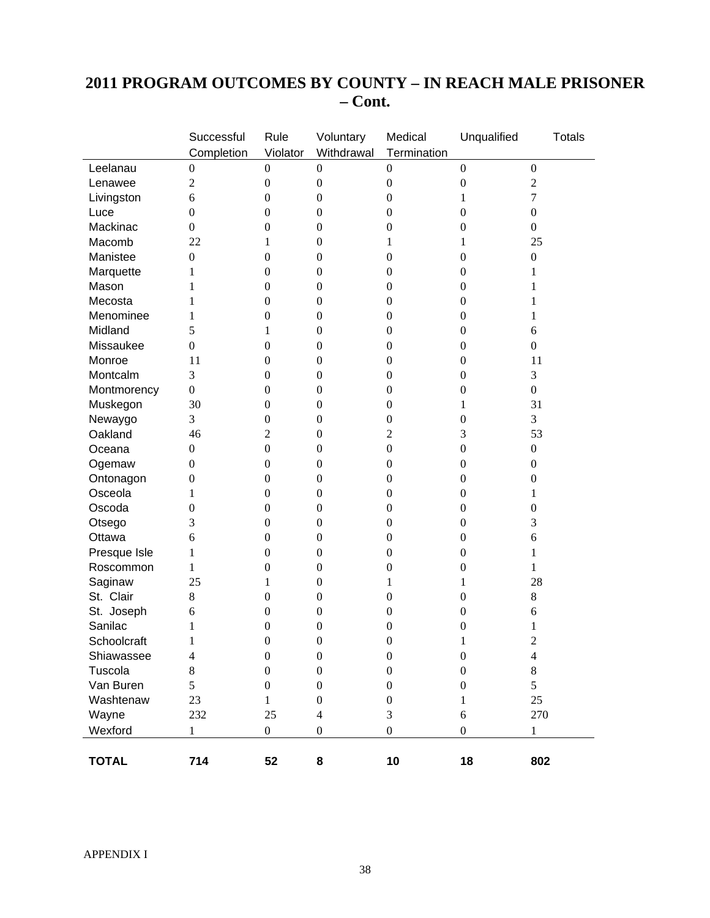## 2011 PROGRAM OUTCOMES BY COUNTY – IN REACH MALE PRISONER – Cont.

| | Successful Completion | Rule Violator | Voluntary Withdrawal | Medical Termination | Unqualified | Totals |
|---|---|---|---|---|---|---|
| Leelanau | 0 | 0 | 0 | 0 | 0 | 0 |
| Lenawee | 2 | 0 | 0 | 0 | 0 | 2 |
| Livingston | 6 | 0 | 0 | 0 | 1 | 7 |
| Luce | 0 | 0 | 0 | 0 | 0 | 0 |
| Mackinac | 0 | 0 | 0 | 0 | 0 | 0 |
| Macomb | 22 | 1 | 0 | 1 | 1 | 25 |
| Manistee | 0 | 0 | 0 | 0 | 0 | 0 |
| Marquette | 1 | 0 | 0 | 0 | 0 | 1 |
| Mason | 1 | 0 | 0 | 0 | 0 | 1 |
| Mecosta | 1 | 0 | 0 | 0 | 0 | 1 |
| Menominee | 1 | 0 | 0 | 0 | 0 | 1 |
| Midland | 5 | 1 | 0 | 0 | 0 | 6 |
| Missaukee | 0 | 0 | 0 | 0 | 0 | 0 |
| Monroe | 11 | 0 | 0 | 0 | 0 | 11 |
| Montcalm | 3 | 0 | 0 | 0 | 0 | 3 |
| Montmorency | 0 | 0 | 0 | 0 | 0 | 0 |
| Muskegon | 30 | 0 | 0 | 0 | 1 | 31 |
| Newaygo | 3 | 0 | 0 | 0 | 0 | 3 |
| Oakland | 46 | 2 | 0 | 2 | 3 | 53 |
| Oceana | 0 | 0 | 0 | 0 | 0 | 0 |
| Ogemaw | 0 | 0 | 0 | 0 | 0 | 0 |
| Ontonagon | 0 | 0 | 0 | 0 | 0 | 0 |
| Osceola | 1 | 0 | 0 | 0 | 0 | 1 |
| Oscoda | 0 | 0 | 0 | 0 | 0 | 0 |
| Otsego | 3 | 0 | 0 | 0 | 0 | 3 |
| Ottawa | 6 | 0 | 0 | 0 | 0 | 6 |
| Presque Isle | 1 | 0 | 0 | 0 | 0 | 1 |
| Roscommon | 1 | 0 | 0 | 0 | 0 | 1 |
| Saginaw | 25 | 1 | 0 | 1 | 1 | 28 |
| St. Clair | 8 | 0 | 0 | 0 | 0 | 8 |
| St. Joseph | 6 | 0 | 0 | 0 | 0 | 6 |
| Sanilac | 1 | 0 | 0 | 0 | 0 | 1 |
| Schoolcraft | 1 | 0 | 0 | 0 | 1 | 2 |
| Shiawassee | 4 | 0 | 0 | 0 | 0 | 4 |
| Tuscola | 8 | 0 | 0 | 0 | 0 | 8 |
| Van Buren | 5 | 0 | 0 | 0 | 0 | 5 |
| Washtenaw | 23 | 1 | 0 | 0 | 1 | 25 |
| Wayne | 232 | 25 | 4 | 3 | 6 | 270 |
| Wexford | 1 | 0 | 0 | 0 | 0 | 1 |
| **TOTAL** | **714** | **52** | **8** | **10** | **18** | **802** |

APPENDIX I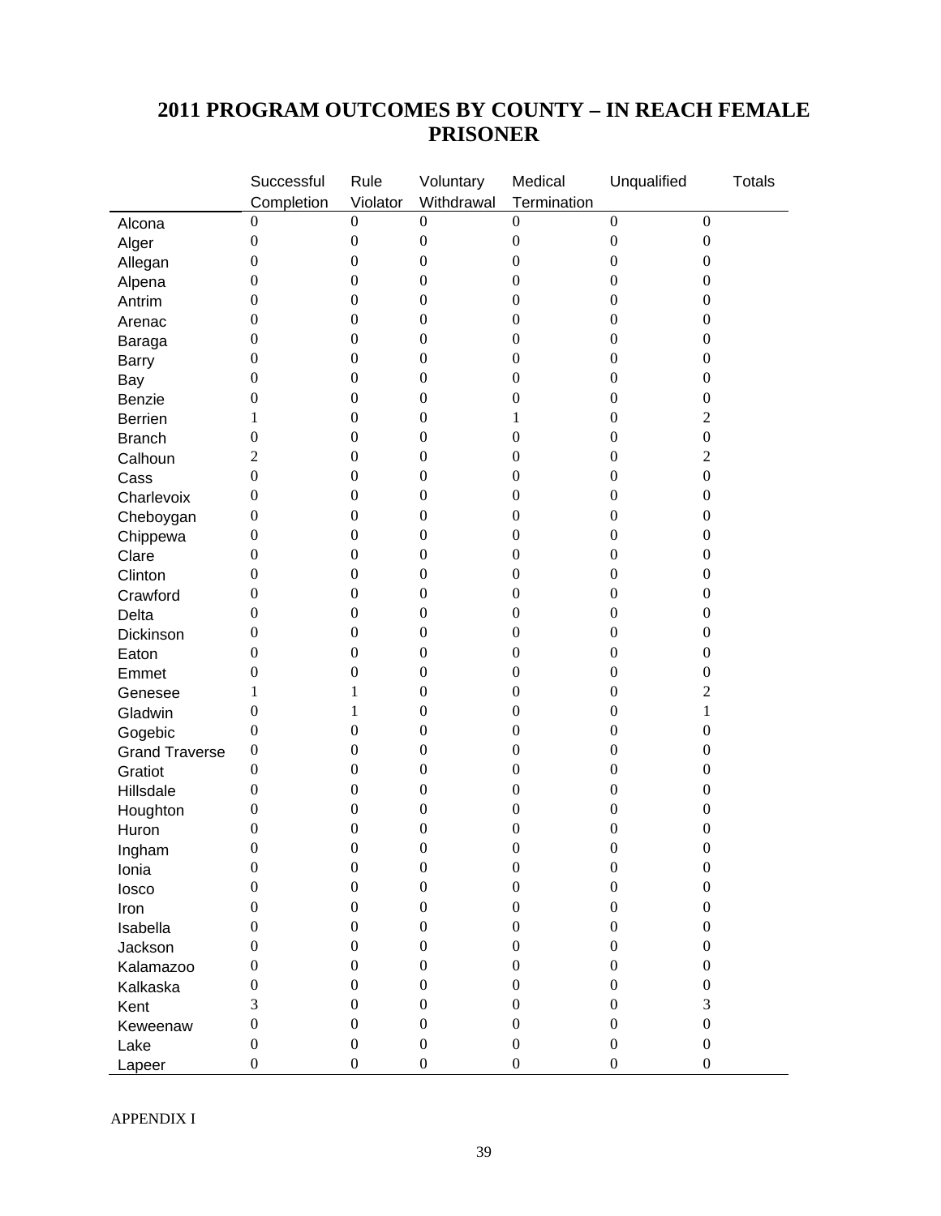# 2011 PROGRAM OUTCOMES BY COUNTY – IN REACH FEMALE PRISONER

| | Successful Completion | Rule Violator | Voluntary Withdrawal | Medical Termination | Unqualified | Totals |
|---|---|---|---|---|---|---|
| Alcona | 0 | 0 | 0 | 0 | 0 | 0 |
| Alger | 0 | 0 | 0 | 0 | 0 | 0 |
| Allegan | 0 | 0 | 0 | 0 | 0 | 0 |
| Alpena | 0 | 0 | 0 | 0 | 0 | 0 |
| Antrim | 0 | 0 | 0 | 0 | 0 | 0 |
| Arenac | 0 | 0 | 0 | 0 | 0 | 0 |
| Baraga | 0 | 0 | 0 | 0 | 0 | 0 |
| Barry | 0 | 0 | 0 | 0 | 0 | 0 |
| Bay | 0 | 0 | 0 | 0 | 0 | 0 |
| Benzie | 0 | 0 | 0 | 0 | 0 | 0 |
| Berrien | 1 | 0 | 0 | 1 | 0 | 2 |
| Branch | 0 | 0 | 0 | 0 | 0 | 0 |
| Calhoun | 2 | 0 | 0 | 0 | 0 | 2 |
| Cass | 0 | 0 | 0 | 0 | 0 | 0 |
| Charlevoix | 0 | 0 | 0 | 0 | 0 | 0 |
| Cheboygan | 0 | 0 | 0 | 0 | 0 | 0 |
| Chippewa | 0 | 0 | 0 | 0 | 0 | 0 |
| Clare | 0 | 0 | 0 | 0 | 0 | 0 |
| Clinton | 0 | 0 | 0 | 0 | 0 | 0 |
| Crawford | 0 | 0 | 0 | 0 | 0 | 0 |
| Delta | 0 | 0 | 0 | 0 | 0 | 0 |
| Dickinson | 0 | 0 | 0 | 0 | 0 | 0 |
| Eaton | 0 | 0 | 0 | 0 | 0 | 0 |
| Emmet | 0 | 0 | 0 | 0 | 0 | 0 |
| Genesee | 1 | 1 | 0 | 0 | 0 | 2 |
| Gladwin | 0 | 1 | 0 | 0 | 0 | 1 |
| Gogebic | 0 | 0 | 0 | 0 | 0 | 0 |
| Grand Traverse | 0 | 0 | 0 | 0 | 0 | 0 |
| Gratiot | 0 | 0 | 0 | 0 | 0 | 0 |
| Hillsdale | 0 | 0 | 0 | 0 | 0 | 0 |
| Houghton | 0 | 0 | 0 | 0 | 0 | 0 |
| Huron | 0 | 0 | 0 | 0 | 0 | 0 |
| Ingham | 0 | 0 | 0 | 0 | 0 | 0 |
| Ionia | 0 | 0 | 0 | 0 | 0 | 0 |
| Iosco | 0 | 0 | 0 | 0 | 0 | 0 |
| Iron | 0 | 0 | 0 | 0 | 0 | 0 |
| Isabella | 0 | 0 | 0 | 0 | 0 | 0 |
| Jackson | 0 | 0 | 0 | 0 | 0 | 0 |
| Kalamazoo | 0 | 0 | 0 | 0 | 0 | 0 |
| Kalkaska | 0 | 0 | 0 | 0 | 0 | 0 |
| Kent | 3 | 0 | 0 | 0 | 0 | 3 |
| Keweenaw | 0 | 0 | 0 | 0 | 0 | 0 |
| Lake | 0 | 0 | 0 | 0 | 0 | 0 |
| Lapeer | 0 | 0 | 0 | 0 | 0 | 0 |

APPENDIX I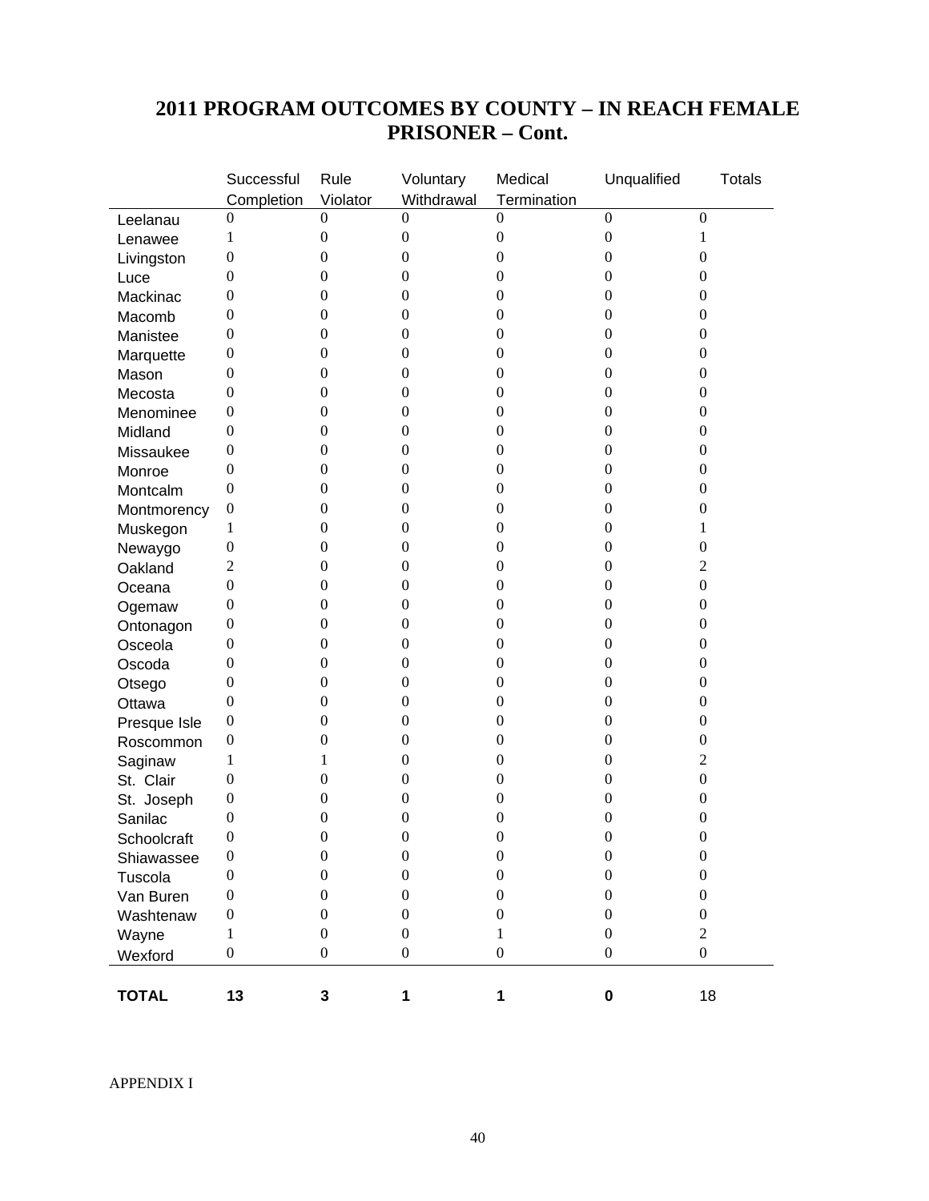# 2011 PROGRAM OUTCOMES BY COUNTY – IN REACH FEMALE PRISONER – Cont.

| | Successful Completion | Rule Violator | Voluntary Withdrawal | Medical Termination | Unqualified | Totals |
|---|---|---|---|---|---|---|
| Leelanau | 0 | 0 | 0 | 0 | 0 | 0 |
| Lenawee | 1 | 0 | 0 | 0 | 0 | 1 |
| Livingston | 0 | 0 | 0 | 0 | 0 | 0 |
| Luce | 0 | 0 | 0 | 0 | 0 | 0 |
| Mackinac | 0 | 0 | 0 | 0 | 0 | 0 |
| Macomb | 0 | 0 | 0 | 0 | 0 | 0 |
| Manistee | 0 | 0 | 0 | 0 | 0 | 0 |
| Marquette | 0 | 0 | 0 | 0 | 0 | 0 |
| Mason | 0 | 0 | 0 | 0 | 0 | 0 |
| Mecosta | 0 | 0 | 0 | 0 | 0 | 0 |
| Menominee | 0 | 0 | 0 | 0 | 0 | 0 |
| Midland | 0 | 0 | 0 | 0 | 0 | 0 |
| Missaukee | 0 | 0 | 0 | 0 | 0 | 0 |
| Monroe | 0 | 0 | 0 | 0 | 0 | 0 |
| Montcalm | 0 | 0 | 0 | 0 | 0 | 0 |
| Montmorency | 0 | 0 | 0 | 0 | 0 | 0 |
| Muskegon | 1 | 0 | 0 | 0 | 0 | 1 |
| Newaygo | 0 | 0 | 0 | 0 | 0 | 0 |
| Oakland | 2 | 0 | 0 | 0 | 0 | 2 |
| Oceana | 0 | 0 | 0 | 0 | 0 | 0 |
| Ogemaw | 0 | 0 | 0 | 0 | 0 | 0 |
| Ontonagon | 0 | 0 | 0 | 0 | 0 | 0 |
| Osceola | 0 | 0 | 0 | 0 | 0 | 0 |
| Oscoda | 0 | 0 | 0 | 0 | 0 | 0 |
| Otsego | 0 | 0 | 0 | 0 | 0 | 0 |
| Ottawa | 0 | 0 | 0 | 0 | 0 | 0 |
| Presque Isle | 0 | 0 | 0 | 0 | 0 | 0 |
| Roscommon | 0 | 0 | 0 | 0 | 0 | 0 |
| Saginaw | 1 | 1 | 0 | 0 | 0 | 2 |
| St. Clair | 0 | 0 | 0 | 0 | 0 | 0 |
| St. Joseph | 0 | 0 | 0 | 0 | 0 | 0 |
| Sanilac | 0 | 0 | 0 | 0 | 0 | 0 |
| Schoolcraft | 0 | 0 | 0 | 0 | 0 | 0 |
| Shiawassee | 0 | 0 | 0 | 0 | 0 | 0 |
| Tuscola | 0 | 0 | 0 | 0 | 0 | 0 |
| Van Buren | 0 | 0 | 0 | 0 | 0 | 0 |
| Washtenaw | 0 | 0 | 0 | 0 | 0 | 0 |
| Wayne | 1 | 0 | 0 | 1 | 0 | 2 |
| Wexford | 0 | 0 | 0 | 0 | 0 | 0 |
| **TOTAL** | **13** | **3** | **1** | **1** | **0** | 18 |

APPENDIX I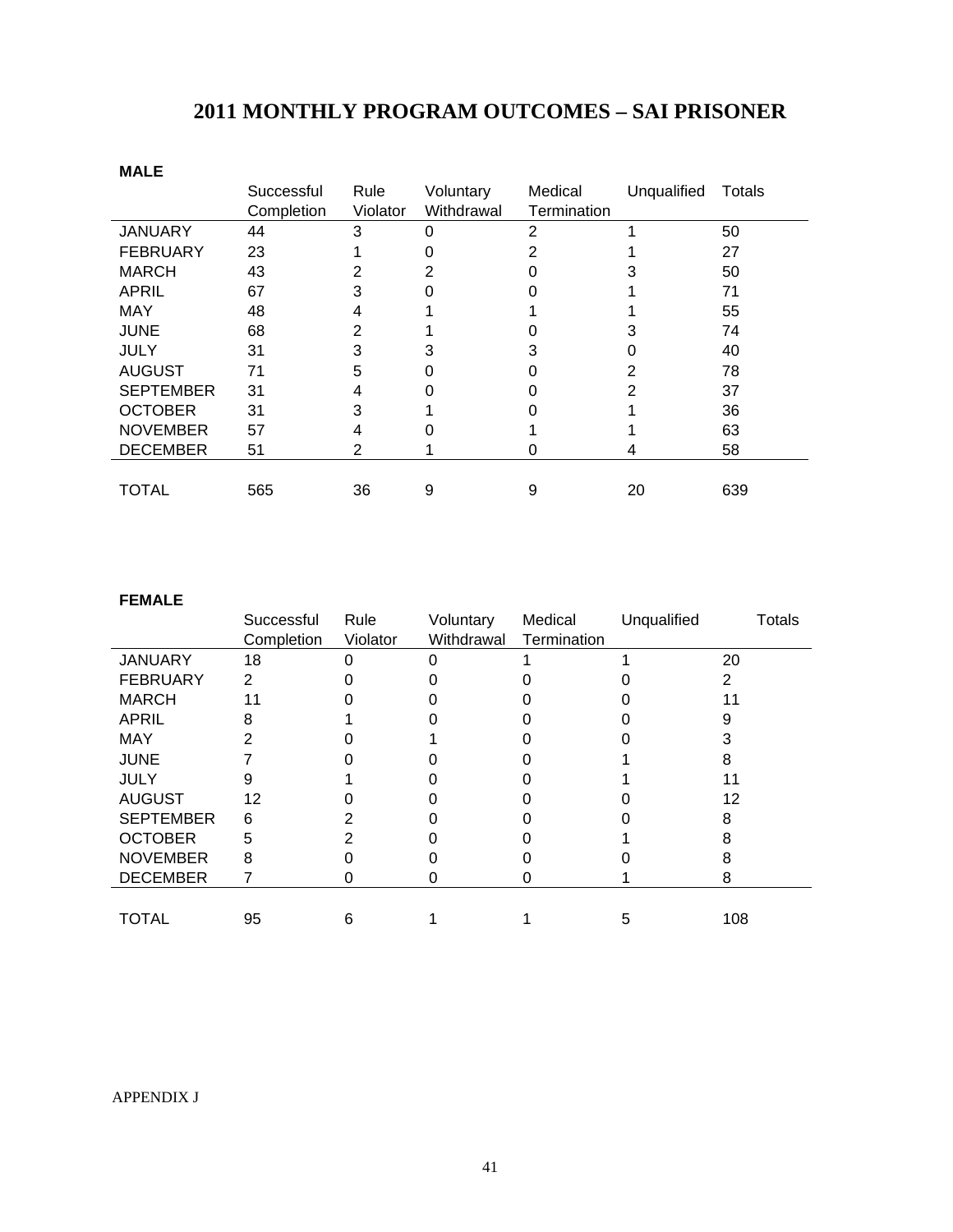# 2011 MONTHLY PROGRAM OUTCOMES – SAI PRISONER

**MALE**

| | Successful Completion | Rule Violator | Voluntary Withdrawal | Medical Termination | Unqualified | Totals |
|---|---|---|---|---|---|---|
| JANUARY | 44 | 3 | 0 | 2 | 1 | 50 |
| FEBRUARY | 23 | 1 | 0 | 2 | 1 | 27 |
| MARCH | 43 | 2 | 2 | 0 | 3 | 50 |
| APRIL | 67 | 3 | 0 | 0 | 1 | 71 |
| MAY | 48 | 4 | 1 | 1 | 1 | 55 |
| JUNE | 68 | 2 | 1 | 0 | 3 | 74 |
| JULY | 31 | 3 | 3 | 3 | 0 | 40 |
| AUGUST | 71 | 5 | 0 | 0 | 2 | 78 |
| SEPTEMBER | 31 | 4 | 0 | 0 | 2 | 37 |
| OCTOBER | 31 | 3 | 1 | 0 | 1 | 36 |
| NOVEMBER | 57 | 4 | 0 | 1 | 1 | 63 |
| DECEMBER | 51 | 2 | 1 | 0 | 4 | 58 |
| TOTAL | 565 | 36 | 9 | 9 | 20 | 639 |

**FEMALE**

| | Successful Completion | Rule Violator | Voluntary Withdrawal | Medical Termination | Unqualified | Totals |
|---|---|---|---|---|---|---|
| JANUARY | 18 | 0 | 0 | 1 | 1 | 20 |
| FEBRUARY | 2 | 0 | 0 | 0 | 0 | 2 |
| MARCH | 11 | 0 | 0 | 0 | 0 | 11 |
| APRIL | 8 | 1 | 0 | 0 | 0 | 9 |
| MAY | 2 | 0 | 1 | 0 | 0 | 3 |
| JUNE | 7 | 0 | 0 | 0 | 1 | 8 |
| JULY | 9 | 1 | 0 | 0 | 1 | 11 |
| AUGUST | 12 | 0 | 0 | 0 | 0 | 12 |
| SEPTEMBER | 6 | 2 | 0 | 0 | 0 | 8 |
| OCTOBER | 5 | 2 | 0 | 0 | 1 | 8 |
| NOVEMBER | 8 | 0 | 0 | 0 | 0 | 8 |
| DECEMBER | 7 | 0 | 0 | 0 | 1 | 8 |
| TOTAL | 95 | 6 | 1 | 1 | 5 | 108 |

APPENDIX J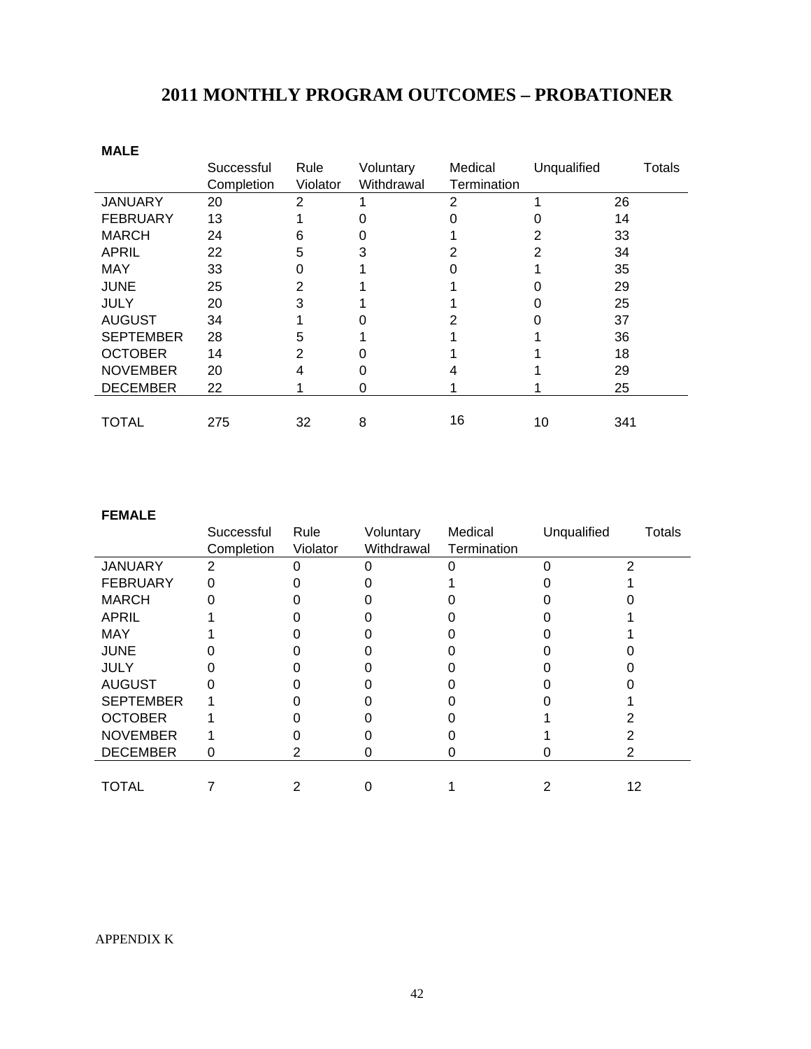# 2011 MONTHLY PROGRAM OUTCOMES – PROBATIONER

**MALE**

| | Successful Completion | Rule Violator | Voluntary Withdrawal | Medical Termination | Unqualified | Totals |
|---|---|---|---|---|---|---|
| JANUARY | 20 | 2 | 1 | 2 | 1 | 26 |
| FEBRUARY | 13 | 1 | 0 | 0 | 0 | 14 |
| MARCH | 24 | 6 | 0 | 1 | 2 | 33 |
| APRIL | 22 | 5 | 3 | 2 | 2 | 34 |
| MAY | 33 | 0 | 1 | 0 | 1 | 35 |
| JUNE | 25 | 2 | 1 | 1 | 0 | 29 |
| JULY | 20 | 3 | 1 | 1 | 0 | 25 |
| AUGUST | 34 | 1 | 0 | 2 | 0 | 37 |
| SEPTEMBER | 28 | 5 | 1 | 1 | 1 | 36 |
| OCTOBER | 14 | 2 | 0 | 1 | 1 | 18 |
| NOVEMBER | 20 | 4 | 0 | 4 | 1 | 29 |
| DECEMBER | 22 | 1 | 0 | 1 | 1 | 25 |
| TOTAL | 275 | 32 | 8 | 16 | 10 | 341 |

**FEMALE**

| | Successful Completion | Rule Violator | Voluntary Withdrawal | Medical Termination | Unqualified | Totals |
|---|---|---|---|---|---|---|
| JANUARY | 2 | 0 | 0 | 0 | 0 | 2 |
| FEBRUARY | 0 | 0 | 0 | 1 | 0 | 1 |
| MARCH | 0 | 0 | 0 | 0 | 0 | 0 |
| APRIL | 1 | 0 | 0 | 0 | 0 | 1 |
| MAY | 1 | 0 | 0 | 0 | 0 | 1 |
| JUNE | 0 | 0 | 0 | 0 | 0 | 0 |
| JULY | 0 | 0 | 0 | 0 | 0 | 0 |
| AUGUST | 0 | 0 | 0 | 0 | 0 | 0 |
| SEPTEMBER | 1 | 0 | 0 | 0 | 0 | 1 |
| OCTOBER | 1 | 0 | 0 | 0 | 1 | 2 |
| NOVEMBER | 1 | 0 | 0 | 0 | 1 | 2 |
| DECEMBER | 0 | 2 | 0 | 0 | 0 | 2 |
| TOTAL | 7 | 2 | 0 | 1 | 2 | 12 |

APPENDIX K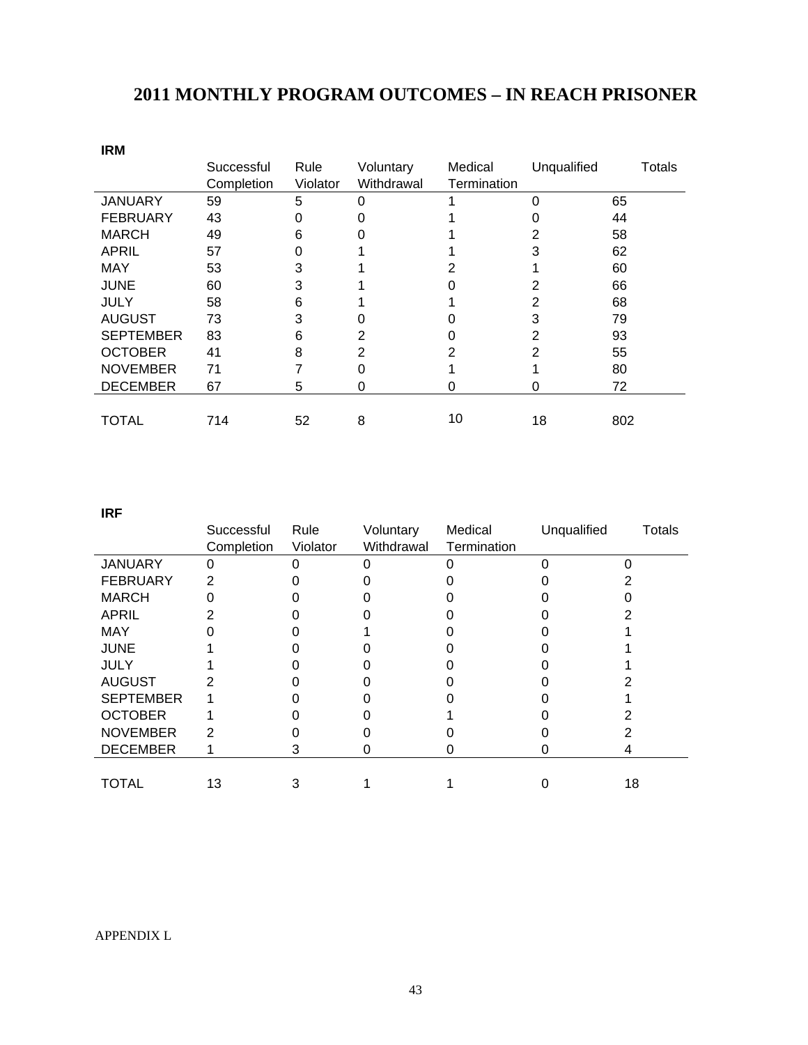# 2011 MONTHLY PROGRAM OUTCOMES – IN REACH PRISONER

**IRM**

| | Successful Completion | Rule Violator | Voluntary Withdrawal | Medical Termination | Unqualified | Totals |
|---|---|---|---|---|---|---|
| JANUARY | 59 | 5 | 0 | 1 | 0 | 65 |
| FEBRUARY | 43 | 0 | 0 | 1 | 0 | 44 |
| MARCH | 49 | 6 | 0 | 1 | 2 | 58 |
| APRIL | 57 | 0 | 1 | 1 | 3 | 62 |
| MAY | 53 | 3 | 1 | 2 | 1 | 60 |
| JUNE | 60 | 3 | 1 | 0 | 2 | 66 |
| JULY | 58 | 6 | 1 | 1 | 2 | 68 |
| AUGUST | 73 | 3 | 0 | 0 | 3 | 79 |
| SEPTEMBER | 83 | 6 | 2 | 0 | 2 | 93 |
| OCTOBER | 41 | 8 | 2 | 2 | 2 | 55 |
| NOVEMBER | 71 | 7 | 0 | 1 | 1 | 80 |
| DECEMBER | 67 | 5 | 0 | 0 | 0 | 72 |
| TOTAL | 714 | 52 | 8 | 10 | 18 | 802 |

**IRF**

| | Successful Completion | Rule Violator | Voluntary Withdrawal | Medical Termination | Unqualified | Totals |
|---|---|---|---|---|---|---|
| JANUARY | 0 | 0 | 0 | 0 | 0 | 0 |
| FEBRUARY | 2 | 0 | 0 | 0 | 0 | 2 |
| MARCH | 0 | 0 | 0 | 0 | 0 | 0 |
| APRIL | 2 | 0 | 0 | 0 | 0 | 2 |
| MAY | 0 | 0 | 1 | 0 | 0 | 1 |
| JUNE | 1 | 0 | 0 | 0 | 0 | 1 |
| JULY | 1 | 0 | 0 | 0 | 0 | 1 |
| AUGUST | 2 | 0 | 0 | 0 | 0 | 2 |
| SEPTEMBER | 1 | 0 | 0 | 0 | 0 | 1 |
| OCTOBER | 1 | 0 | 0 | 1 | 0 | 2 |
| NOVEMBER | 2 | 0 | 0 | 0 | 0 | 2 |
| DECEMBER | 1 | 3 | 0 | 0 | 0 | 4 |
| TOTAL | 13 | 3 | 1 | 1 | 0 | 18 |

APPENDIX L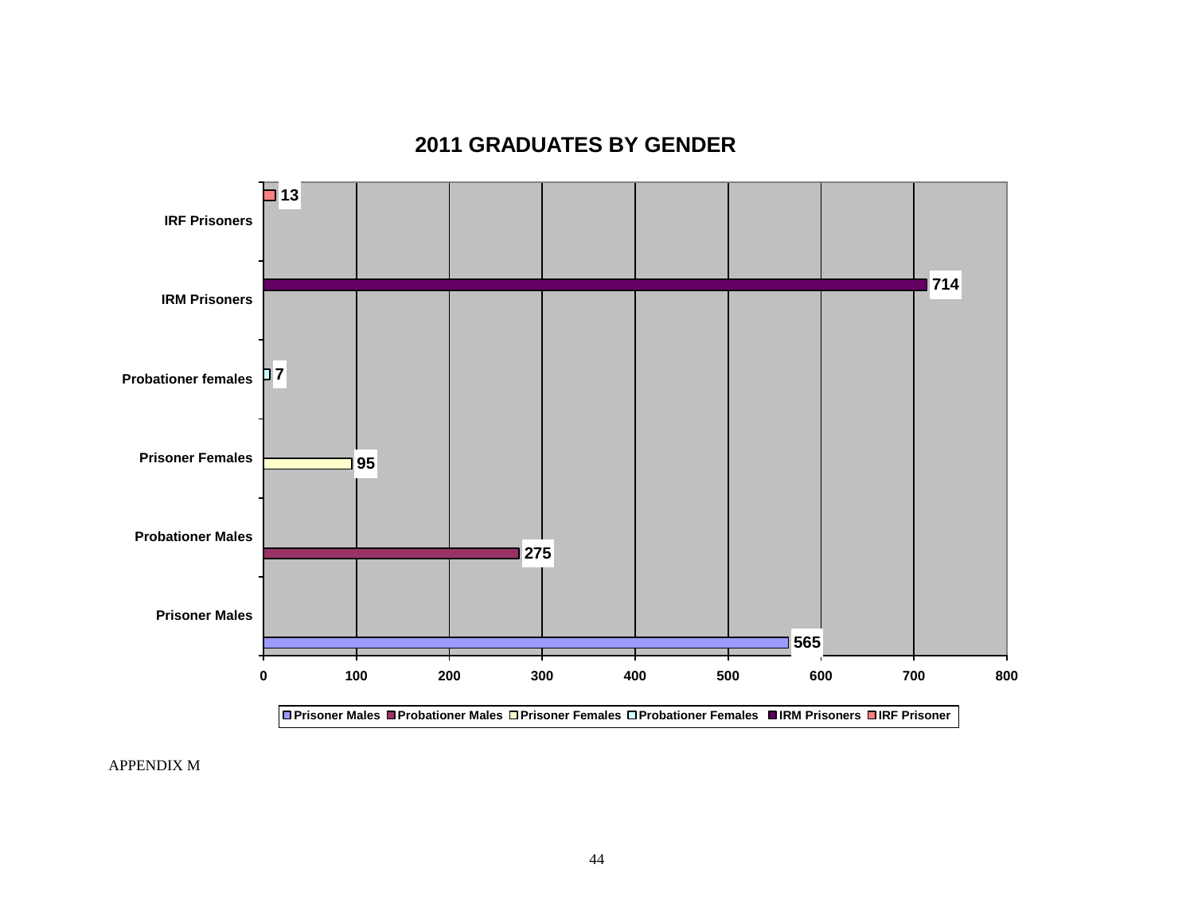## 2011 GRADUATES BY GENDER

| Category | Graduates |
| --- | --- |
| IRF Prisoners | 13 |
| IRM Prisoners | 714 |
| Probationer females | 7 |
| Prisoner Females | 95 |
| Probationer Males | 275 |
| Prisoner Males | 565 |

Legend: Prisoner Males, Probationer Males, Prisoner Females, Probationer Females, IRM Prisoners, IRF Prisoner

APPENDIX M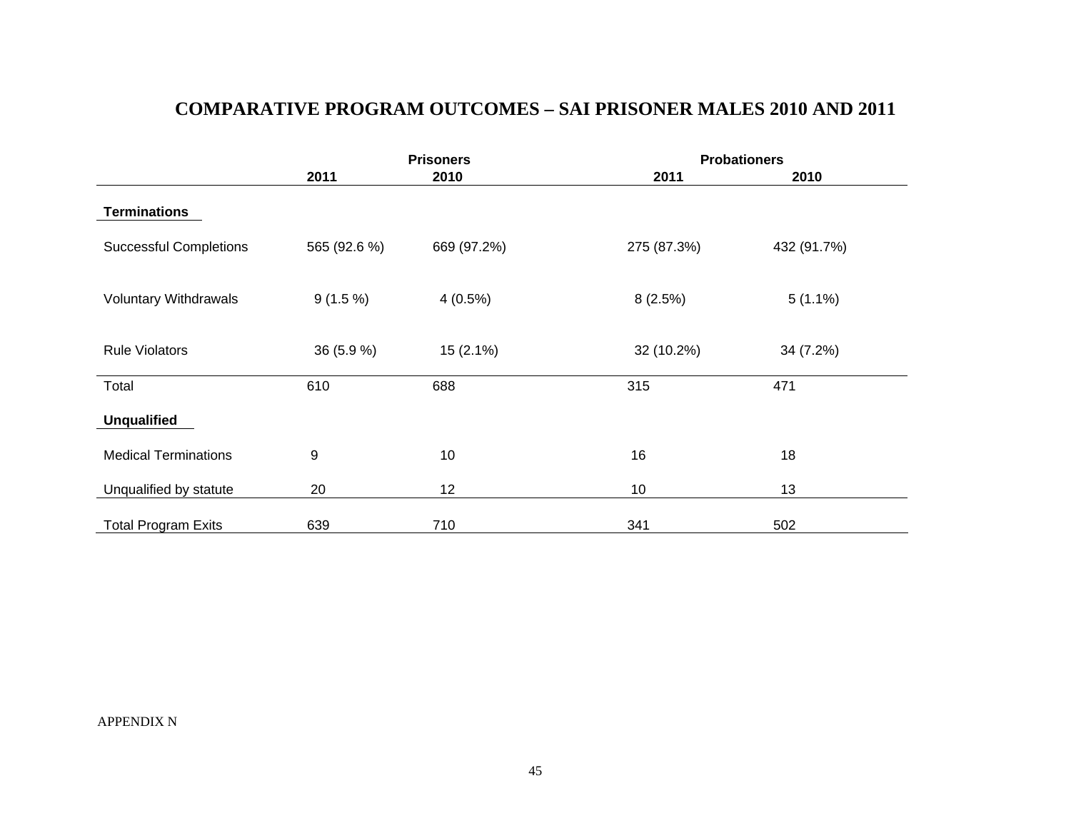# COMPARATIVE PROGRAM OUTCOMES – SAI PRISONER MALES 2010 AND 2011

| | Prisoners | | Probationers | |
|---|---|---|---|---|
| | 2011 | 2010 | 2011 | 2010 |
| **Terminations** | | | | |
| Successful Completions | 565 (92.6 %) | 669 (97.2%) | 275 (87.3%) | 432 (91.7%) |
| Voluntary Withdrawals | 9 (1.5 %) | 4 (0.5%) | 8 (2.5%) | 5 (1.1%) |
| Rule Violators | 36 (5.9 %) | 15 (2.1%) | 32 (10.2%) | 34 (7.2%) |
| Total | 610 | 688 | 315 | 471 |
| **Unqualified** | | | | |
| Medical Terminations | 9 | 10 | 16 | 18 |
| Unqualified by statute | 20 | 12 | 10 | 13 |
| Total Program Exits | 639 | 710 | 341 | 502 |

APPENDIX N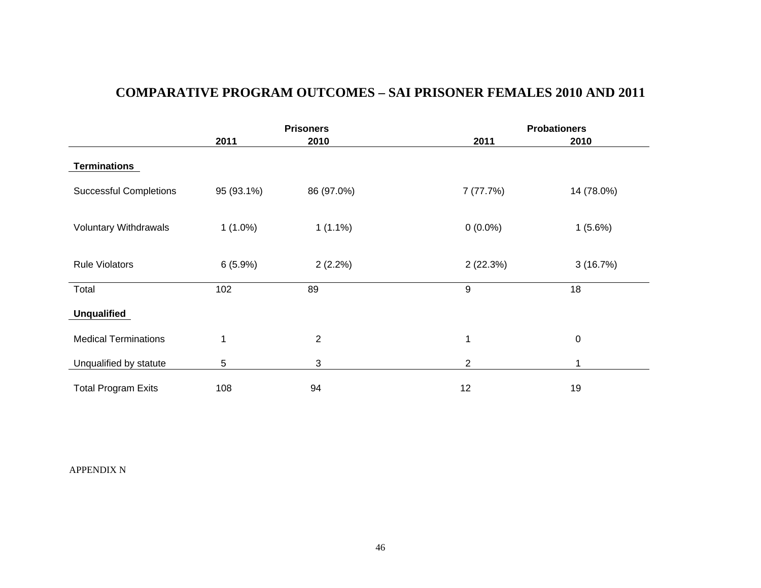# COMPARATIVE PROGRAM OUTCOMES – SAI PRISONER FEMALES 2010 AND 2011

| | Prisoners | | Probationers | |
|---|---|---|---|---|
| | 2011 | 2010 | 2011 | 2010 |
| **Terminations** | | | | |
| Successful Completions | 95 (93.1%) | 86 (97.0%) | 7 (77.7%) | 14 (78.0%) |
| Voluntary Withdrawals | 1 (1.0%) | 1 (1.1%) | 0 (0.0%) | 1 (5.6%) |
| Rule Violators | 6 (5.9%) | 2 (2.2%) | 2 (22.3%) | 3 (16.7%) |
| Total | 102 | 89 | 9 | 18 |
| **Unqualified** | | | | |
| Medical Terminations | 1 | 2 | 1 | 0 |
| Unqualified by statute | 5 | 3 | 2 | 1 |
| Total Program Exits | 108 | 94 | 12 | 19 |

APPENDIX N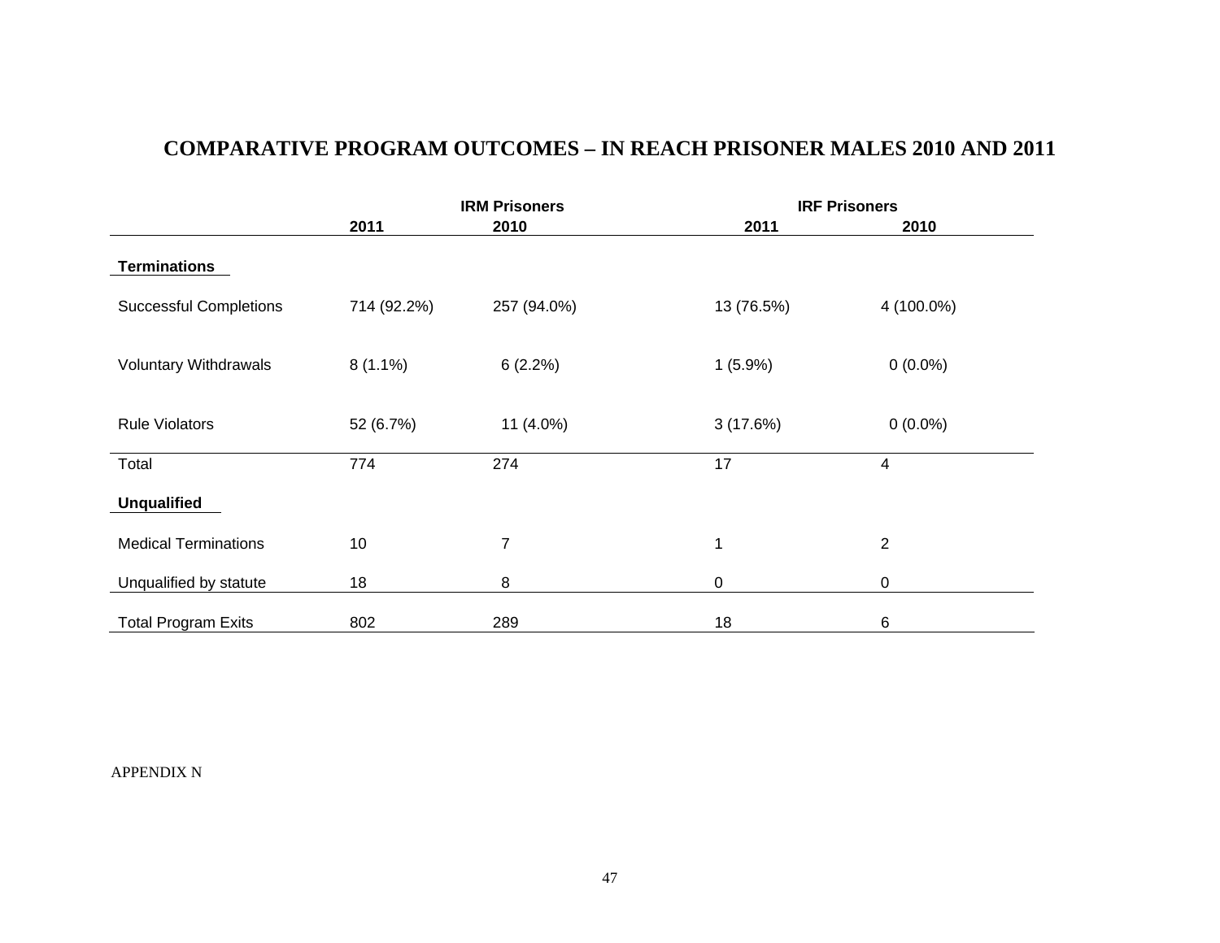## COMPARATIVE PROGRAM OUTCOMES – IN REACH PRISONER MALES 2010 AND 2011

| | IRM Prisoners | | IRF Prisoners | |
|---|---|---|---|---|
| | 2011 | 2010 | 2011 | 2010 |
| **Terminations** | | | | |
| Successful Completions | 714 (92.2%) | 257 (94.0%) | 13 (76.5%) | 4 (100.0%) |
| Voluntary Withdrawals | 8 (1.1%) | 6 (2.2%) | 1 (5.9%) | 0 (0.0%) |
| Rule Violators | 52 (6.7%) | 11 (4.0%) | 3 (17.6%) | 0 (0.0%) |
| Total | 774 | 274 | 17 | 4 |
| **Unqualified** | | | | |
| Medical Terminations | 10 | 7 | 1 | 2 |
| Unqualified by statute | 18 | 8 | 0 | 0 |
| Total Program Exits | 802 | 289 | 18 | 6 |

APPENDIX N